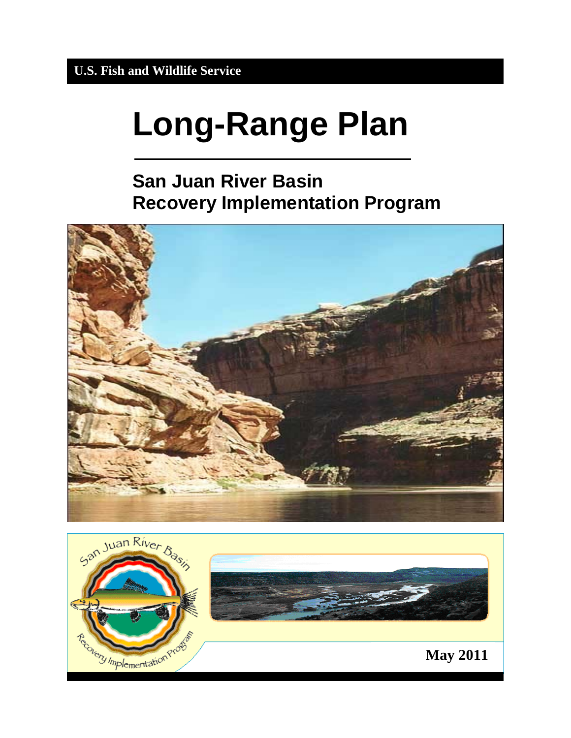U.S. Fish and Wildlife Service

# Long-Range Plan

## San Juan River Basin Recovery Implementation Program

May 2011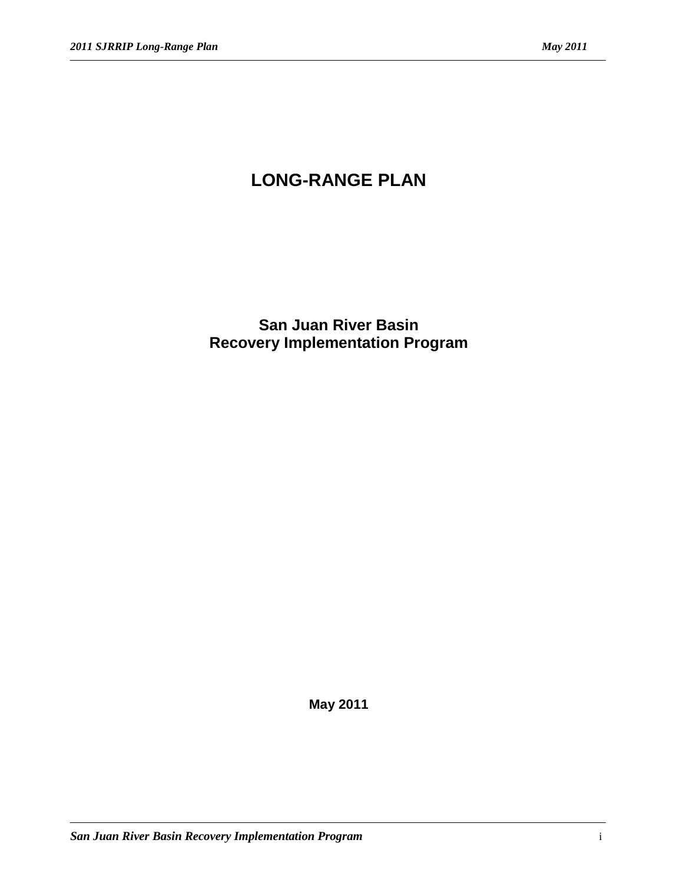# LONG-RANGE PLAN

## San Juan River Basin Recovery Implementation Program

**May 2011**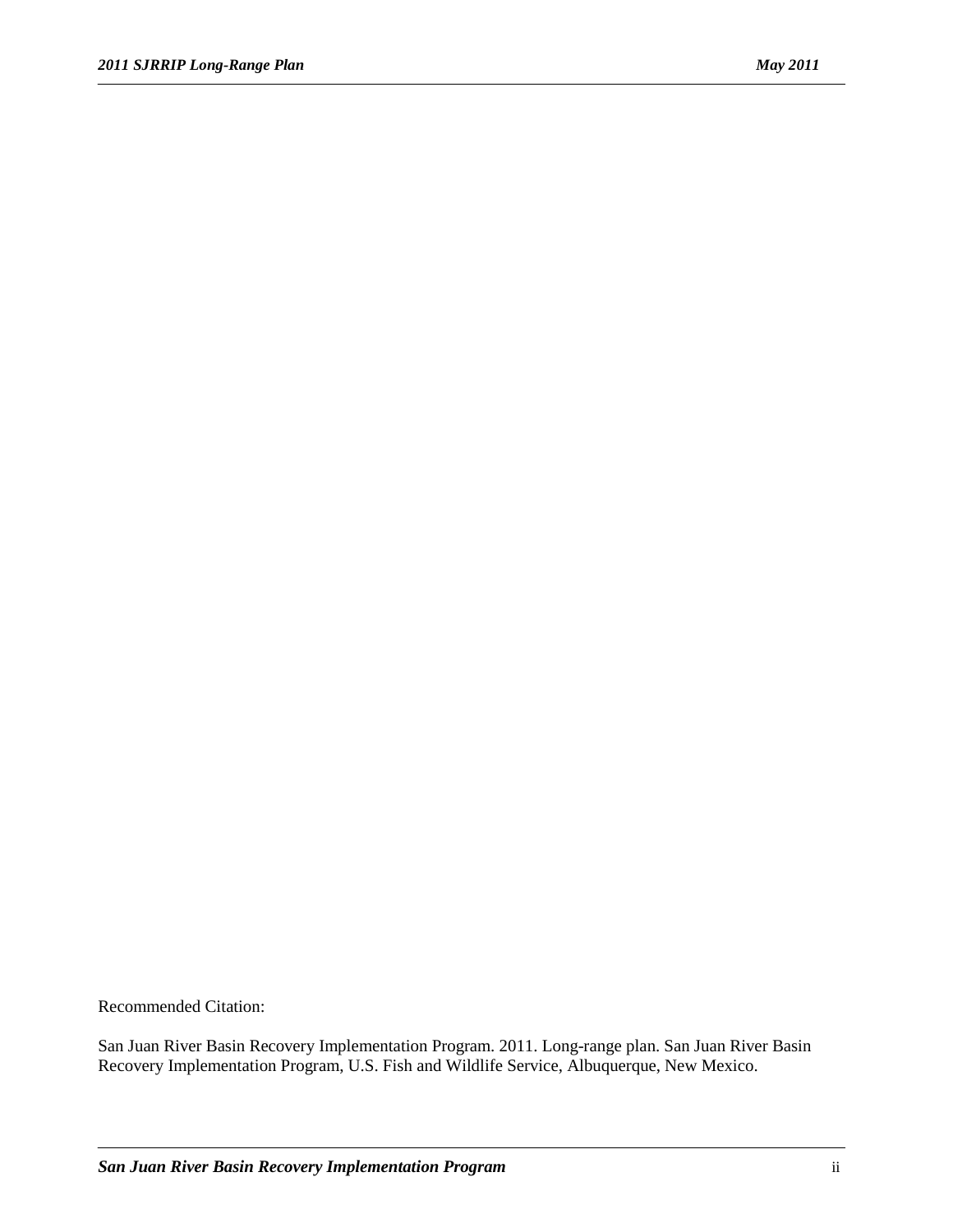Recommended Citation:

San Juan River Basin Recovery Implementation Program. 2011. Long-range plan. San Juan River Basin Recovery Implementation Program, U.S. Fish and Wildlife Service, Albuquerque, New Mexico.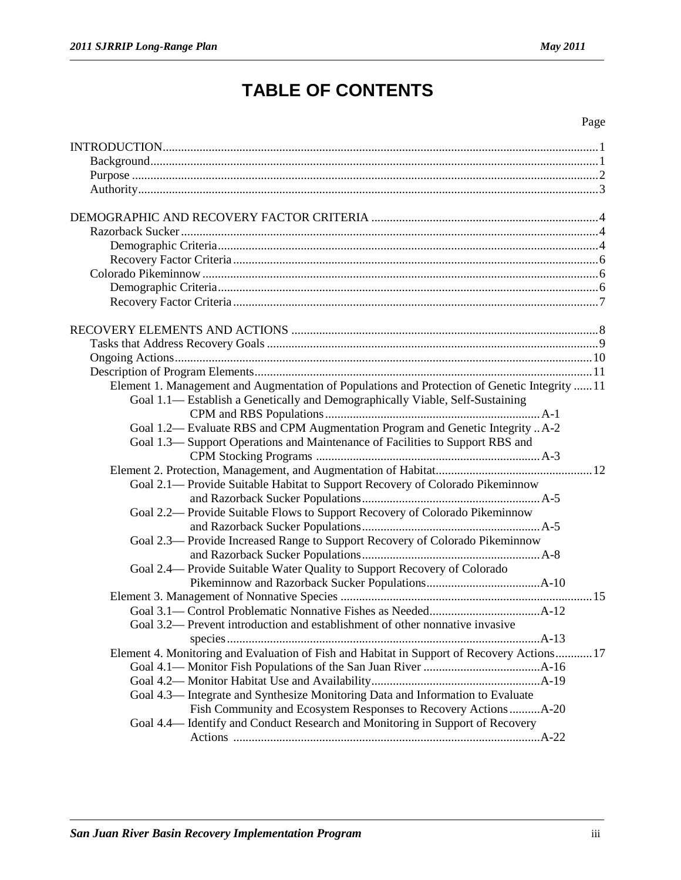# TABLE OF CONTENTS

| | Page |
|---|---|
| INTRODUCTION | 1 |
| Background | 1 |
| Purpose | 2 |
| Authority | 3 |
| | |
| DEMOGRAPHIC AND RECOVERY FACTOR CRITERIA | 4 |
| Razorback Sucker | 4 |
| Demographic Criteria | 4 |
| Recovery Factor Criteria | 6 |
| Colorado Pikeminnow | 6 |
| Demographic Criteria | 6 |
| Recovery Factor Criteria | 7 |
| | |
| RECOVERY ELEMENTS AND ACTIONS | 8 |
| Tasks that Address Recovery Goals | 9 |
| Ongoing Actions | 10 |
| Description of Program Elements | 11 |
| Element 1. Management and Augmentation of Populations and Protection of Genetic Integrity | 11 |
| Goal 1.1— Establish a Genetically and Demographically Viable, Self-Sustaining CPM and RBS Populations | A-1 |
| Goal 1.2— Evaluate RBS and CPM Augmentation Program and Genetic Integrity | A-2 |
| Goal 1.3— Support Operations and Maintenance of Facilities to Support RBS and CPM Stocking Programs | A-3 |
| Element 2. Protection, Management, and Augmentation of Habitat | 12 |
| Goal 2.1— Provide Suitable Habitat to Support Recovery of Colorado Pikeminnow and Razorback Sucker Populations | A-5 |
| Goal 2.2— Provide Suitable Flows to Support Recovery of Colorado Pikeminnow and Razorback Sucker Populations | A-5 |
| Goal 2.3— Provide Increased Range to Support Recovery of Colorado Pikeminnow and Razorback Sucker Populations | A-8 |
| Goal 2.4— Provide Suitable Water Quality to Support Recovery of Colorado Pikeminnow and Razorback Sucker Populations | A-10 |
| Element 3. Management of Nonnative Species | 15 |
| Goal 3.1— Control Problematic Nonnative Fishes as Needed | A-12 |
| Goal 3.2— Prevent introduction and establishment of other nonnative invasive species | A-13 |
| Element 4. Monitoring and Evaluation of Fish and Habitat in Support of Recovery Actions | 17 |
| Goal 4.1— Monitor Fish Populations of the San Juan River | A-16 |
| Goal 4.2— Monitor Habitat Use and Availability | A-19 |
| Goal 4.3— Integrate and Synthesize Monitoring Data and Information to Evaluate Fish Community and Ecosystem Responses to Recovery Actions | A-20 |
| Goal 4.4— Identify and Conduct Research and Monitoring in Support of Recovery Actions | A-22 |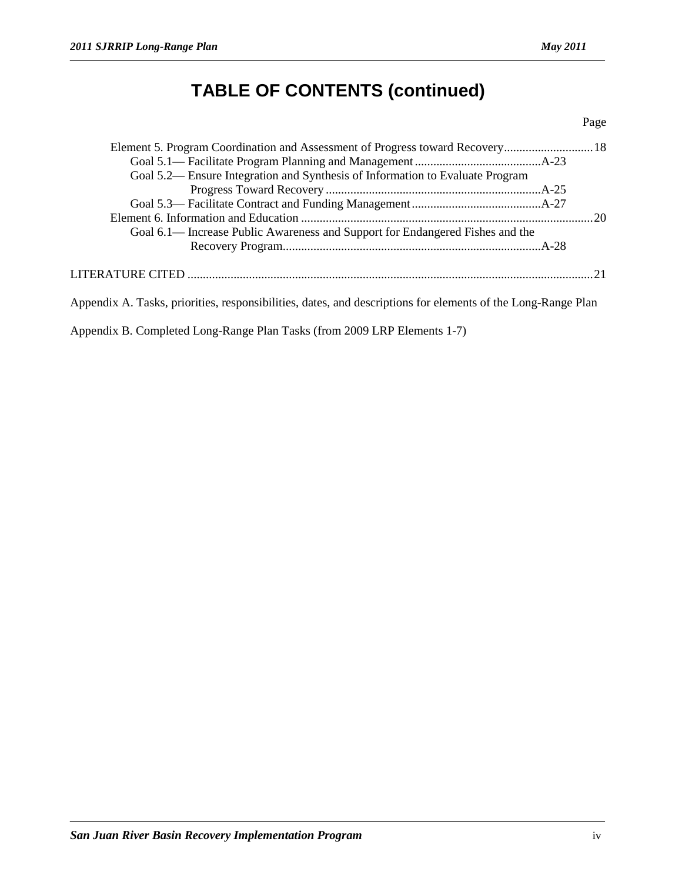# TABLE OF CONTENTS (continued)

Page

Element 5. Program Coordination and Assessment of Progress toward Recovery ............................ 18
- Goal 5.1— Facilitate Program Planning and Management ......................................... A-23
- Goal 5.2— Ensure Integration and Synthesis of Information to Evaluate Program Progress Toward Recovery ...................................................................... A-25
- Goal 5.3— Facilitate Contract and Funding Management .......................................... A-27

Element 6. Information and Education .............................................................................................. 20
- Goal 6.1— Increase Public Awareness and Support for Endangered Fishes and the Recovery Program .................................................................................... A-28

LITERATURE CITED .................................................................................................................... 21

Appendix A. Tasks, priorities, responsibilities, dates, and descriptions for elements of the Long-Range Plan

Appendix B. Completed Long-Range Plan Tasks (from 2009 LRP Elements 1-7)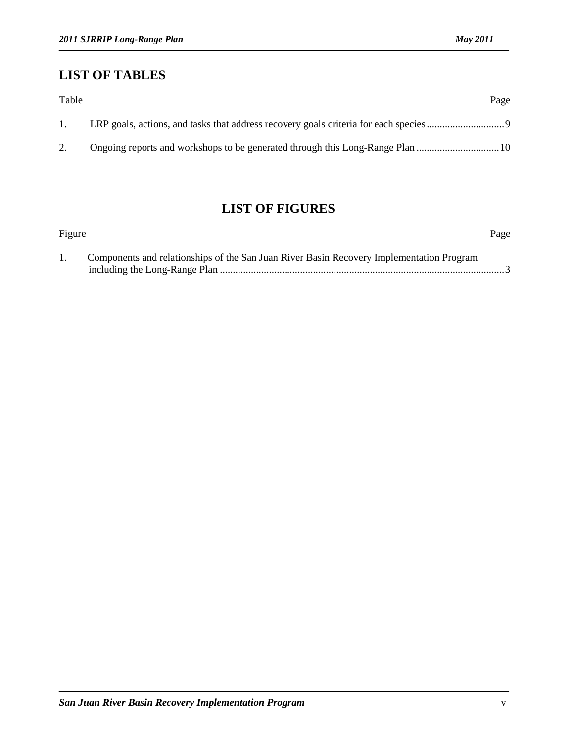## LIST OF TABLES

| Table | | Page |
|---|---|---|
| 1. | LRP goals, actions, and tasks that address recovery goals criteria for each species | 9 |
| 2. | Ongoing reports and workshops to be generated through this Long-Range Plan | 10 |

## LIST OF FIGURES

| Figure | | Page |
|---|---|---|
| 1. | Components and relationships of the San Juan River Basin Recovery Implementation Program including the Long-Range Plan | 3 |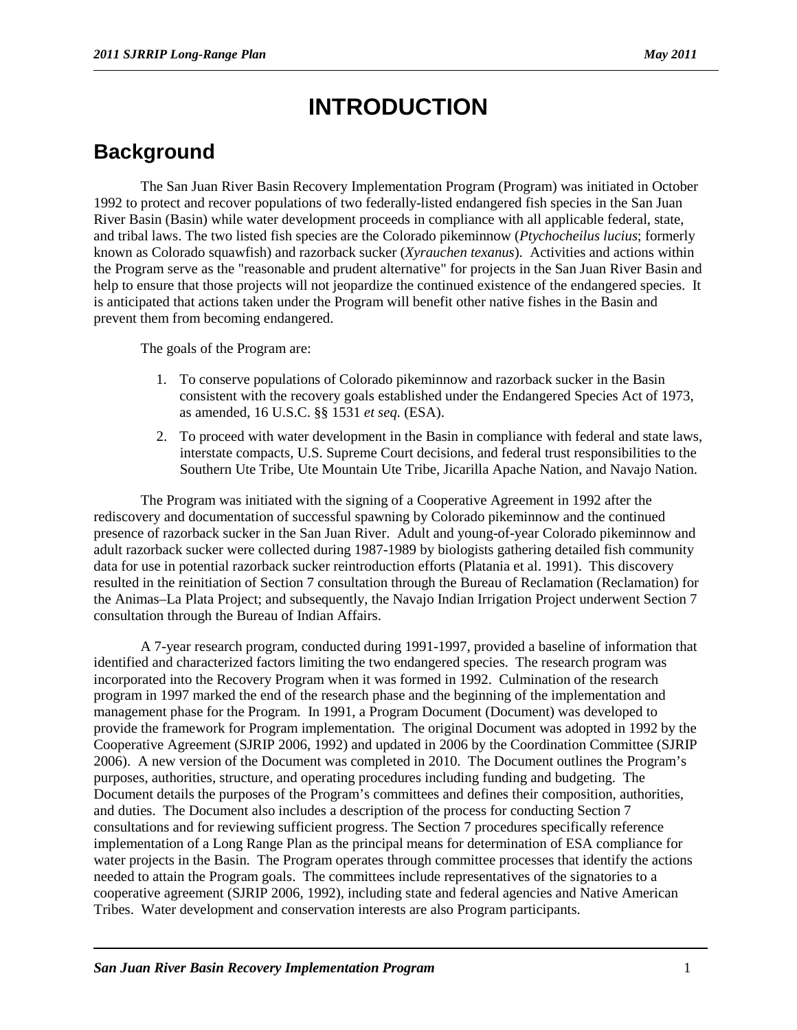# INTRODUCTION

## Background

The San Juan River Basin Recovery Implementation Program (Program) was initiated in October 1992 to protect and recover populations of two federally-listed endangered fish species in the San Juan River Basin (Basin) while water development proceeds in compliance with all applicable federal, state, and tribal laws. The two listed fish species are the Colorado pikeminnow (*Ptychocheilus lucius*; formerly known as Colorado squawfish) and razorback sucker (*Xyrauchen texanus*). Activities and actions within the Program serve as the "reasonable and prudent alternative" for projects in the San Juan River Basin and help to ensure that those projects will not jeopardize the continued existence of the endangered species. It is anticipated that actions taken under the Program will benefit other native fishes in the Basin and prevent them from becoming endangered.

The goals of the Program are:

1. To conserve populations of Colorado pikeminnow and razorback sucker in the Basin consistent with the recovery goals established under the Endangered Species Act of 1973, as amended, 16 U.S.C. §§ 1531 *et seq.* (ESA).
2. To proceed with water development in the Basin in compliance with federal and state laws, interstate compacts, U.S. Supreme Court decisions, and federal trust responsibilities to the Southern Ute Tribe, Ute Mountain Ute Tribe, Jicarilla Apache Nation, and Navajo Nation.

The Program was initiated with the signing of a Cooperative Agreement in 1992 after the rediscovery and documentation of successful spawning by Colorado pikeminnow and the continued presence of razorback sucker in the San Juan River. Adult and young-of-year Colorado pikeminnow and adult razorback sucker were collected during 1987-1989 by biologists gathering detailed fish community data for use in potential razorback sucker reintroduction efforts (Platania et al. 1991). This discovery resulted in the reinitiation of Section 7 consultation through the Bureau of Reclamation (Reclamation) for the Animas–La Plata Project; and subsequently, the Navajo Indian Irrigation Project underwent Section 7 consultation through the Bureau of Indian Affairs.

A 7-year research program, conducted during 1991-1997, provided a baseline of information that identified and characterized factors limiting the two endangered species. The research program was incorporated into the Recovery Program when it was formed in 1992. Culmination of the research program in 1997 marked the end of the research phase and the beginning of the implementation and management phase for the Program. In 1991, a Program Document (Document) was developed to provide the framework for Program implementation. The original Document was adopted in 1992 by the Cooperative Agreement (SJRIP 2006, 1992) and updated in 2006 by the Coordination Committee (SJRIP 2006). A new version of the Document was completed in 2010. The Document outlines the Program's purposes, authorities, structure, and operating procedures including funding and budgeting. The Document details the purposes of the Program's committees and defines their composition, authorities, and duties. The Document also includes a description of the process for conducting Section 7 consultations and for reviewing sufficient progress. The Section 7 procedures specifically reference implementation of a Long Range Plan as the principal means for determination of ESA compliance for water projects in the Basin. The Program operates through committee processes that identify the actions needed to attain the Program goals. The committees include representatives of the signatories to a cooperative agreement (SJRIP 2006, 1992), including state and federal agencies and Native American Tribes. Water development and conservation interests are also Program participants.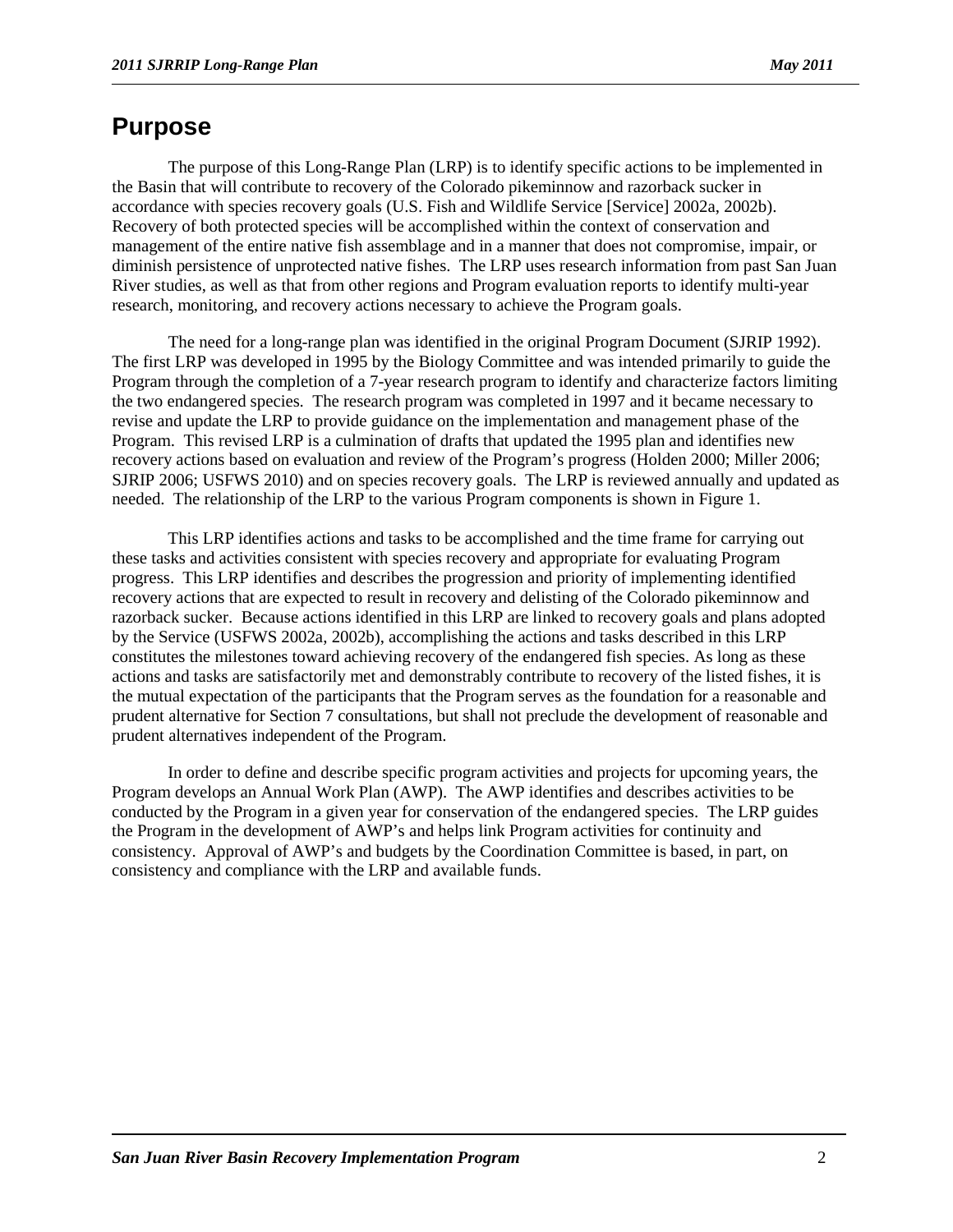# Purpose

The purpose of this Long-Range Plan (LRP) is to identify specific actions to be implemented in the Basin that will contribute to recovery of the Colorado pikeminnow and razorback sucker in accordance with species recovery goals (U.S. Fish and Wildlife Service [Service] 2002a, 2002b). Recovery of both protected species will be accomplished within the context of conservation and management of the entire native fish assemblage and in a manner that does not compromise, impair, or diminish persistence of unprotected native fishes. The LRP uses research information from past San Juan River studies, as well as that from other regions and Program evaluation reports to identify multi-year research, monitoring, and recovery actions necessary to achieve the Program goals.

The need for a long-range plan was identified in the original Program Document (SJRIP 1992). The first LRP was developed in 1995 by the Biology Committee and was intended primarily to guide the Program through the completion of a 7-year research program to identify and characterize factors limiting the two endangered species. The research program was completed in 1997 and it became necessary to revise and update the LRP to provide guidance on the implementation and management phase of the Program. This revised LRP is a culmination of drafts that updated the 1995 plan and identifies new recovery actions based on evaluation and review of the Program's progress (Holden 2000; Miller 2006; SJRIP 2006; USFWS 2010) and on species recovery goals. The LRP is reviewed annually and updated as needed. The relationship of the LRP to the various Program components is shown in Figure 1.

This LRP identifies actions and tasks to be accomplished and the time frame for carrying out these tasks and activities consistent with species recovery and appropriate for evaluating Program progress. This LRP identifies and describes the progression and priority of implementing identified recovery actions that are expected to result in recovery and delisting of the Colorado pikeminnow and razorback sucker. Because actions identified in this LRP are linked to recovery goals and plans adopted by the Service (USFWS 2002a, 2002b), accomplishing the actions and tasks described in this LRP constitutes the milestones toward achieving recovery of the endangered fish species. As long as these actions and tasks are satisfactorily met and demonstrably contribute to recovery of the listed fishes, it is the mutual expectation of the participants that the Program serves as the foundation for a reasonable and prudent alternative for Section 7 consultations, but shall not preclude the development of reasonable and prudent alternatives independent of the Program.

In order to define and describe specific program activities and projects for upcoming years, the Program develops an Annual Work Plan (AWP). The AWP identifies and describes activities to be conducted by the Program in a given year for conservation of the endangered species. The LRP guides the Program in the development of AWP's and helps link Program activities for continuity and consistency. Approval of AWP's and budgets by the Coordination Committee is based, in part, on consistency and compliance with the LRP and available funds.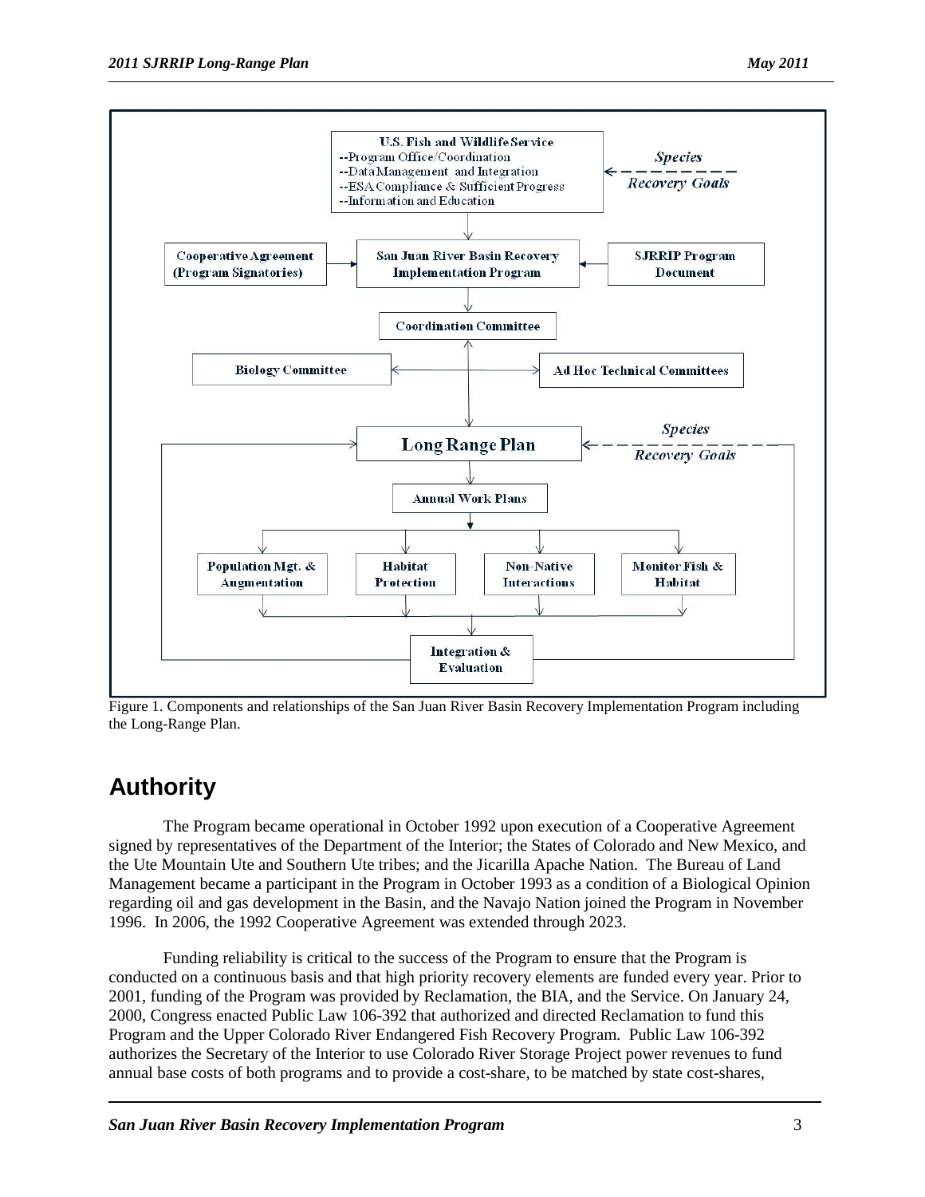Figure 1. Components and relationships of the San Juan River Basin Recovery Implementation Program including the Long-Range Plan.

## Authority

The Program became operational in October 1992 upon execution of a Cooperative Agreement signed by representatives of the Department of the Interior; the States of Colorado and New Mexico, and the Ute Mountain Ute and Southern Ute tribes; and the Jicarilla Apache Nation. The Bureau of Land Management became a participant in the Program in October 1993 as a condition of a Biological Opinion regarding oil and gas development in the Basin, and the Navajo Nation joined the Program in November 1996. In 2006, the 1992 Cooperative Agreement was extended through 2023.

Funding reliability is critical to the success of the Program to ensure that the Program is conducted on a continuous basis and that high priority recovery elements are funded every year. Prior to 2001, funding of the Program was provided by Reclamation, the BIA, and the Service. On January 24, 2000, Congress enacted Public Law 106-392 that authorized and directed Reclamation to fund this Program and the Upper Colorado River Endangered Fish Recovery Program. Public Law 106-392 authorizes the Secretary of the Interior to use Colorado River Storage Project power revenues to fund annual base costs of both programs and to provide a cost-share, to be matched by state cost-shares,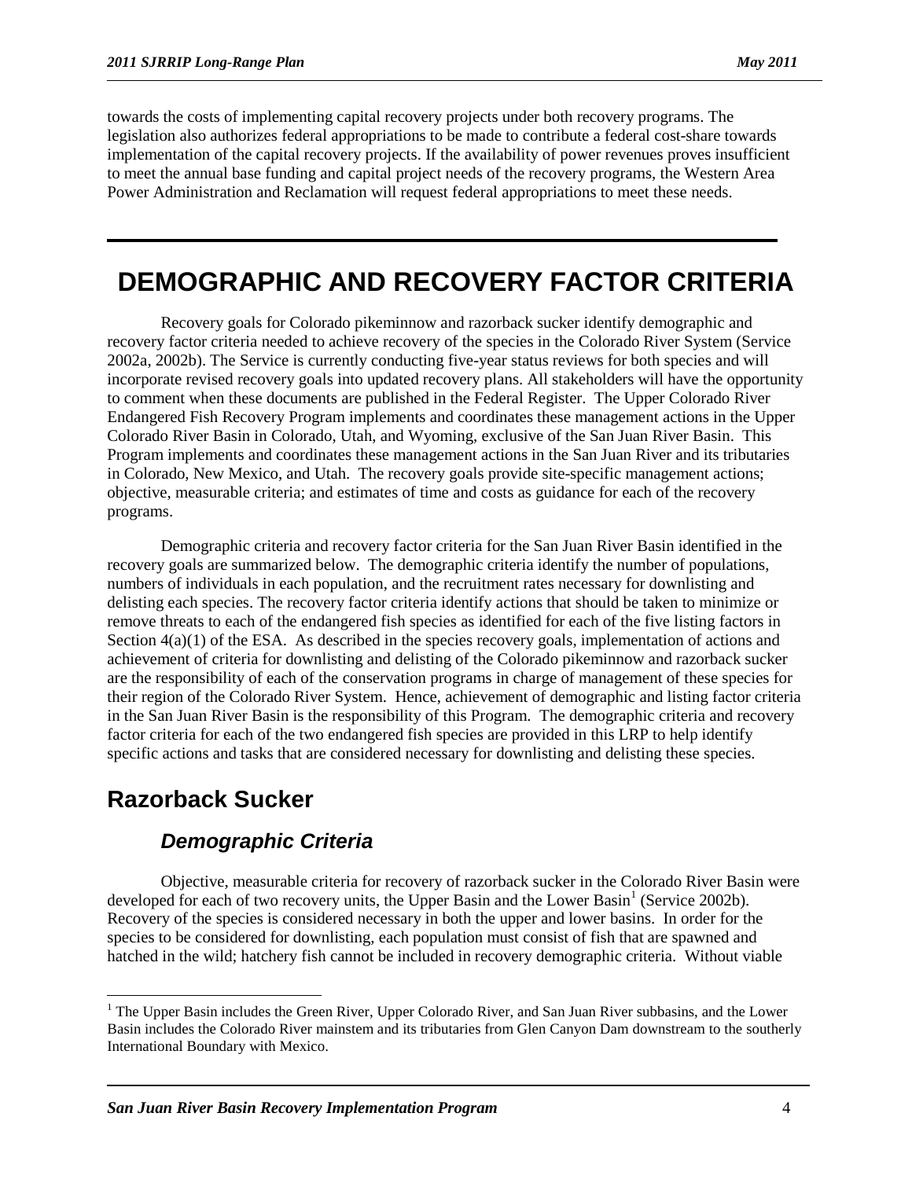towards the costs of implementing capital recovery projects under both recovery programs. The legislation also authorizes federal appropriations to be made to contribute a federal cost-share towards implementation of the capital recovery projects. If the availability of power revenues proves insufficient to meet the annual base funding and capital project needs of the recovery programs, the Western Area Power Administration and Reclamation will request federal appropriations to meet these needs.

---

# DEMOGRAPHIC AND RECOVERY FACTOR CRITERIA

Recovery goals for Colorado pikeminnow and razorback sucker identify demographic and recovery factor criteria needed to achieve recovery of the species in the Colorado River System (Service 2002a, 2002b). The Service is currently conducting five-year status reviews for both species and will incorporate revised recovery goals into updated recovery plans. All stakeholders will have the opportunity to comment when these documents are published in the Federal Register. The Upper Colorado River Endangered Fish Recovery Program implements and coordinates these management actions in the Upper Colorado River Basin in Colorado, Utah, and Wyoming, exclusive of the San Juan River Basin. This Program implements and coordinates these management actions in the San Juan River and its tributaries in Colorado, New Mexico, and Utah. The recovery goals provide site-specific management actions; objective, measurable criteria; and estimates of time and costs as guidance for each of the recovery programs.

Demographic criteria and recovery factor criteria for the San Juan River Basin identified in the recovery goals are summarized below. The demographic criteria identify the number of populations, numbers of individuals in each population, and the recruitment rates necessary for downlisting and delisting each species. The recovery factor criteria identify actions that should be taken to minimize or remove threats to each of the endangered fish species as identified for each of the five listing factors in Section 4(a)(1) of the ESA. As described in the species recovery goals, implementation of actions and achievement of criteria for downlisting and delisting of the Colorado pikeminnow and razorback sucker are the responsibility of each of the conservation programs in charge of management of these species for their region of the Colorado River System. Hence, achievement of demographic and listing factor criteria in the San Juan River Basin is the responsibility of this Program. The demographic criteria and recovery factor criteria for each of the two endangered fish species are provided in this LRP to help identify specific actions and tasks that are considered necessary for downlisting and delisting these species.

## Razorback Sucker

### *Demographic Criteria*

Objective, measurable criteria for recovery of razorback sucker in the Colorado River Basin were developed for each of two recovery units, the Upper Basin and the Lower Basin[1] (Service 2002b). Recovery of the species is considered necessary in both the upper and lower basins. In order for the species to be considered for downlisting, each population must consist of fish that are spawned and hatched in the wild; hatchery fish cannot be included in recovery demographic criteria. Without viable

[1] The Upper Basin includes the Green River, Upper Colorado River, and San Juan River subbasins, and the Lower Basin includes the Colorado River mainstem and its tributaries from Glen Canyon Dam downstream to the southerly International Boundary with Mexico.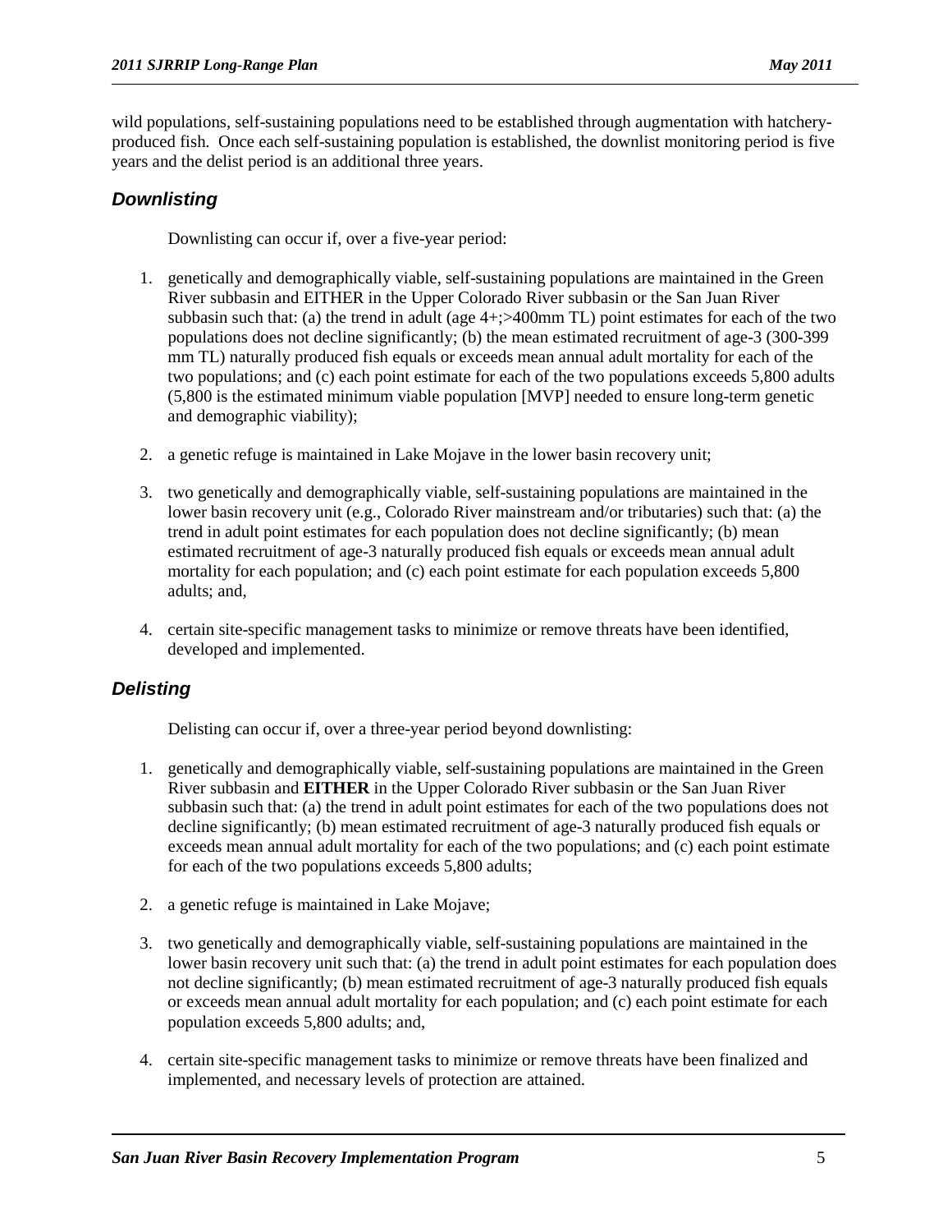wild populations, self-sustaining populations need to be established through augmentation with hatchery-produced fish. Once each self-sustaining population is established, the downlist monitoring period is five years and the delist period is an additional three years.

### *Downlisting*

Downlisting can occur if, over a five-year period:

1. genetically and demographically viable, self-sustaining populations are maintained in the Green River subbasin and EITHER in the Upper Colorado River subbasin or the San Juan River subbasin such that: (a) the trend in adult (age 4+;>400mm TL) point estimates for each of the two populations does not decline significantly; (b) the mean estimated recruitment of age-3 (300-399 mm TL) naturally produced fish equals or exceeds mean annual adult mortality for each of the two populations; and (c) each point estimate for each of the two populations exceeds 5,800 adults (5,800 is the estimated minimum viable population [MVP] needed to ensure long-term genetic and demographic viability);
2. a genetic refuge is maintained in Lake Mojave in the lower basin recovery unit;
3. two genetically and demographically viable, self-sustaining populations are maintained in the lower basin recovery unit (e.g., Colorado River mainstream and/or tributaries) such that: (a) the trend in adult point estimates for each population does not decline significantly; (b) mean estimated recruitment of age-3 naturally produced fish equals or exceeds mean annual adult mortality for each population; and (c) each point estimate for each population exceeds 5,800 adults; and,
4. certain site-specific management tasks to minimize or remove threats have been identified, developed and implemented.

### *Delisting*

Delisting can occur if, over a three-year period beyond downlisting:

1. genetically and demographically viable, self-sustaining populations are maintained in the Green River subbasin and **EITHER** in the Upper Colorado River subbasin or the San Juan River subbasin such that: (a) the trend in adult point estimates for each of the two populations does not decline significantly; (b) mean estimated recruitment of age-3 naturally produced fish equals or exceeds mean annual adult mortality for each of the two populations; and (c) each point estimate for each of the two populations exceeds 5,800 adults;
2. a genetic refuge is maintained in Lake Mojave;
3. two genetically and demographically viable, self-sustaining populations are maintained in the lower basin recovery unit such that: (a) the trend in adult point estimates for each population does not decline significantly; (b) mean estimated recruitment of age-3 naturally produced fish equals or exceeds mean annual adult mortality for each population; and (c) each point estimate for each population exceeds 5,800 adults; and,
4. certain site-specific management tasks to minimize or remove threats have been finalized and implemented, and necessary levels of protection are attained.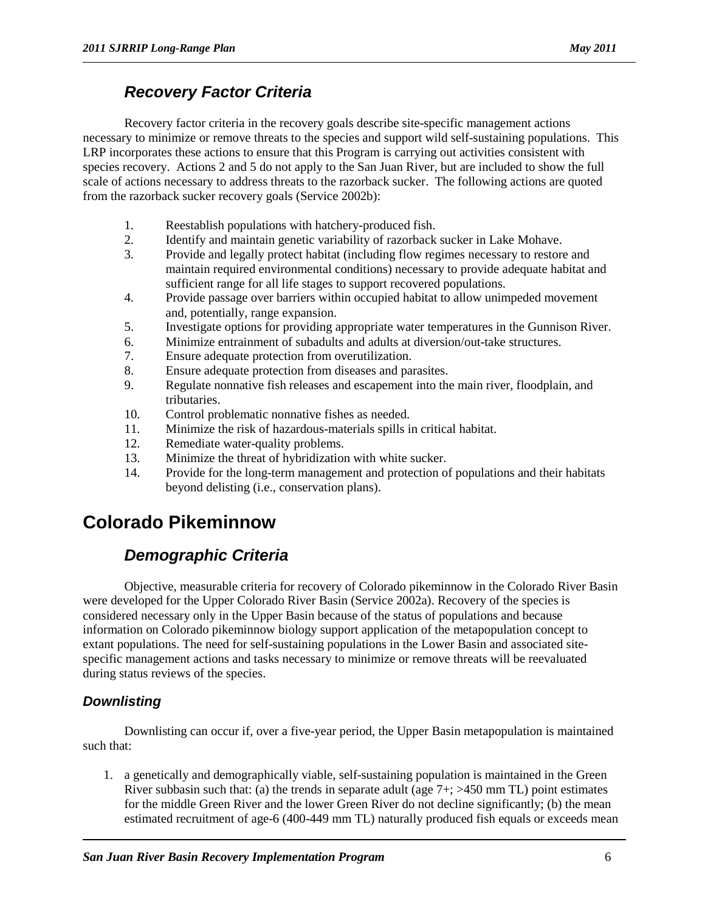## *Recovery Factor Criteria*

Recovery factor criteria in the recovery goals describe site-specific management actions necessary to minimize or remove threats to the species and support wild self-sustaining populations. This LRP incorporates these actions to ensure that this Program is carrying out activities consistent with species recovery. Actions 2 and 5 do not apply to the San Juan River, but are included to show the full scale of actions necessary to address threats to the razorback sucker. The following actions are quoted from the razorback sucker recovery goals (Service 2002b):

1. Reestablish populations with hatchery-produced fish.
2. Identify and maintain genetic variability of razorback sucker in Lake Mohave.
3. Provide and legally protect habitat (including flow regimes necessary to restore and maintain required environmental conditions) necessary to provide adequate habitat and sufficient range for all life stages to support recovered populations.
4. Provide passage over barriers within occupied habitat to allow unimpeded movement and, potentially, range expansion.
5. Investigate options for providing appropriate water temperatures in the Gunnison River.
6. Minimize entrainment of subadults and adults at diversion/out-take structures.
7. Ensure adequate protection from overutilization.
8. Ensure adequate protection from diseases and parasites.
9. Regulate nonnative fish releases and escapement into the main river, floodplain, and tributaries.
10. Control problematic nonnative fishes as needed.
11. Minimize the risk of hazardous-materials spills in critical habitat.
12. Remediate water-quality problems.
13. Minimize the threat of hybridization with white sucker.
14. Provide for the long-term management and protection of populations and their habitats beyond delisting (i.e., conservation plans).

# Colorado Pikeminnow

## *Demographic Criteria*

Objective, measurable criteria for recovery of Colorado pikeminnow in the Colorado River Basin were developed for the Upper Colorado River Basin (Service 2002a). Recovery of the species is considered necessary only in the Upper Basin because of the status of populations and because information on Colorado pikeminnow biology support application of the metapopulation concept to extant populations. The need for self-sustaining populations in the Lower Basin and associated site-specific management actions and tasks necessary to minimize or remove threats will be reevaluated during status reviews of the species.

### *Downlisting*

Downlisting can occur if, over a five-year period, the Upper Basin metapopulation is maintained such that:

1. a genetically and demographically viable, self-sustaining population is maintained in the Green River subbasin such that: (a) the trends in separate adult (age 7+; >450 mm TL) point estimates for the middle Green River and the lower Green River do not decline significantly; (b) the mean estimated recruitment of age-6 (400-449 mm TL) naturally produced fish equals or exceeds mean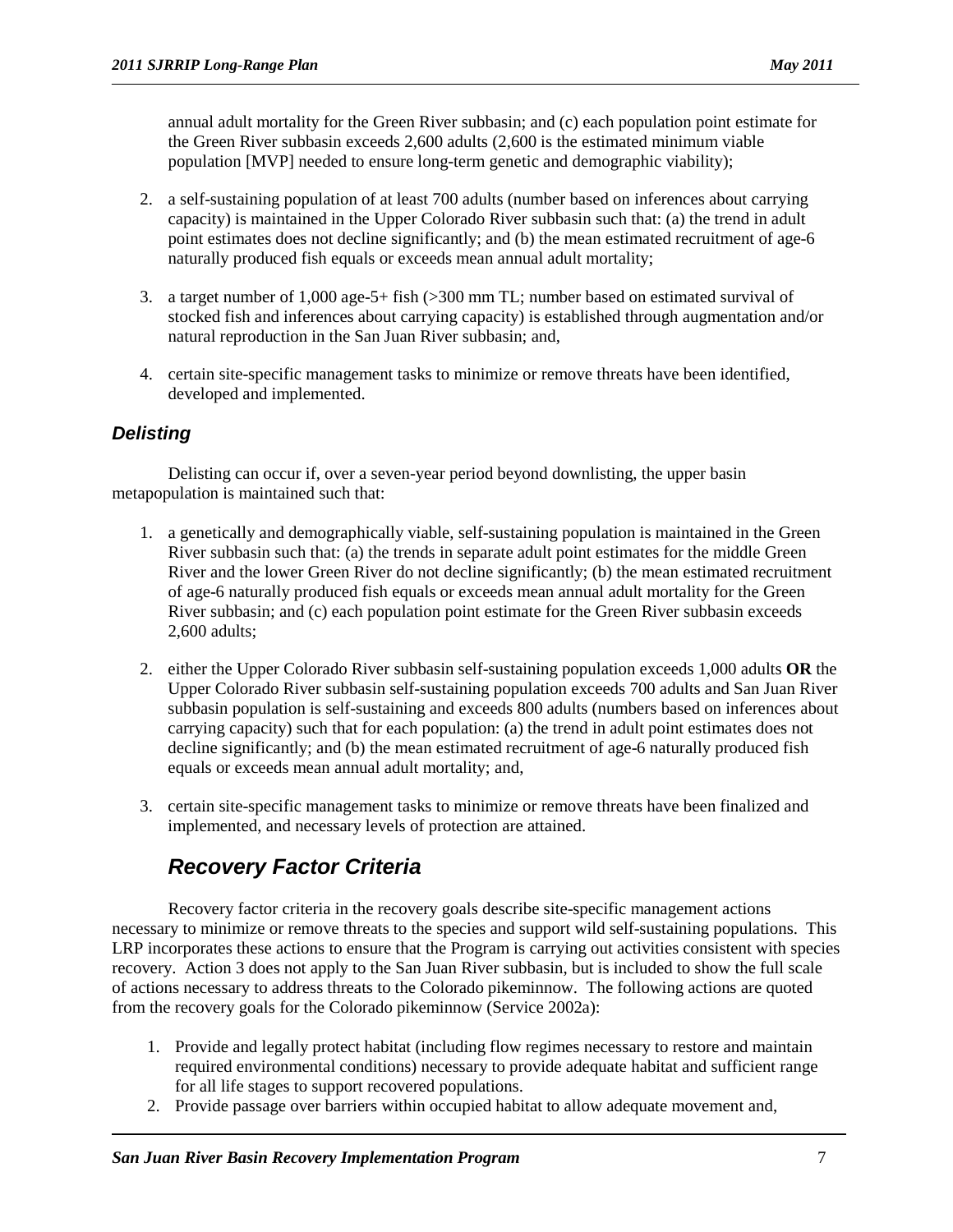annual adult mortality for the Green River subbasin; and (c) each population point estimate for the Green River subbasin exceeds 2,600 adults (2,600 is the estimated minimum viable population [MVP] needed to ensure long-term genetic and demographic viability);

2. a self-sustaining population of at least 700 adults (number based on inferences about carrying capacity) is maintained in the Upper Colorado River subbasin such that: (a) the trend in adult point estimates does not decline significantly; and (b) the mean estimated recruitment of age-6 naturally produced fish equals or exceeds mean annual adult mortality;

3. a target number of 1,000 age-5+ fish (>300 mm TL; number based on estimated survival of stocked fish and inferences about carrying capacity) is established through augmentation and/or natural reproduction in the San Juan River subbasin; and,

4. certain site-specific management tasks to minimize or remove threats have been identified, developed and implemented.

### *Delisting*

Delisting can occur if, over a seven-year period beyond downlisting, the upper basin metapopulation is maintained such that:

1. a genetically and demographically viable, self-sustaining population is maintained in the Green River subbasin such that: (a) the trends in separate adult point estimates for the middle Green River and the lower Green River do not decline significantly; (b) the mean estimated recruitment of age-6 naturally produced fish equals or exceeds mean annual adult mortality for the Green River subbasin; and (c) each population point estimate for the Green River subbasin exceeds 2,600 adults;

2. either the Upper Colorado River subbasin self-sustaining population exceeds 1,000 adults **OR** the Upper Colorado River subbasin self-sustaining population exceeds 700 adults and San Juan River subbasin population is self-sustaining and exceeds 800 adults (numbers based on inferences about carrying capacity) such that for each population: (a) the trend in adult point estimates does not decline significantly; and (b) the mean estimated recruitment of age-6 naturally produced fish equals or exceeds mean annual adult mortality; and,

3. certain site-specific management tasks to minimize or remove threats have been finalized and implemented, and necessary levels of protection are attained.

## *Recovery Factor Criteria*

Recovery factor criteria in the recovery goals describe site-specific management actions necessary to minimize or remove threats to the species and support wild self-sustaining populations. This LRP incorporates these actions to ensure that the Program is carrying out activities consistent with species recovery. Action 3 does not apply to the San Juan River subbasin, but is included to show the full scale of actions necessary to address threats to the Colorado pikeminnow. The following actions are quoted from the recovery goals for the Colorado pikeminnow (Service 2002a):

1. Provide and legally protect habitat (including flow regimes necessary to restore and maintain required environmental conditions) necessary to provide adequate habitat and sufficient range for all life stages to support recovered populations.
2. Provide passage over barriers within occupied habitat to allow adequate movement and,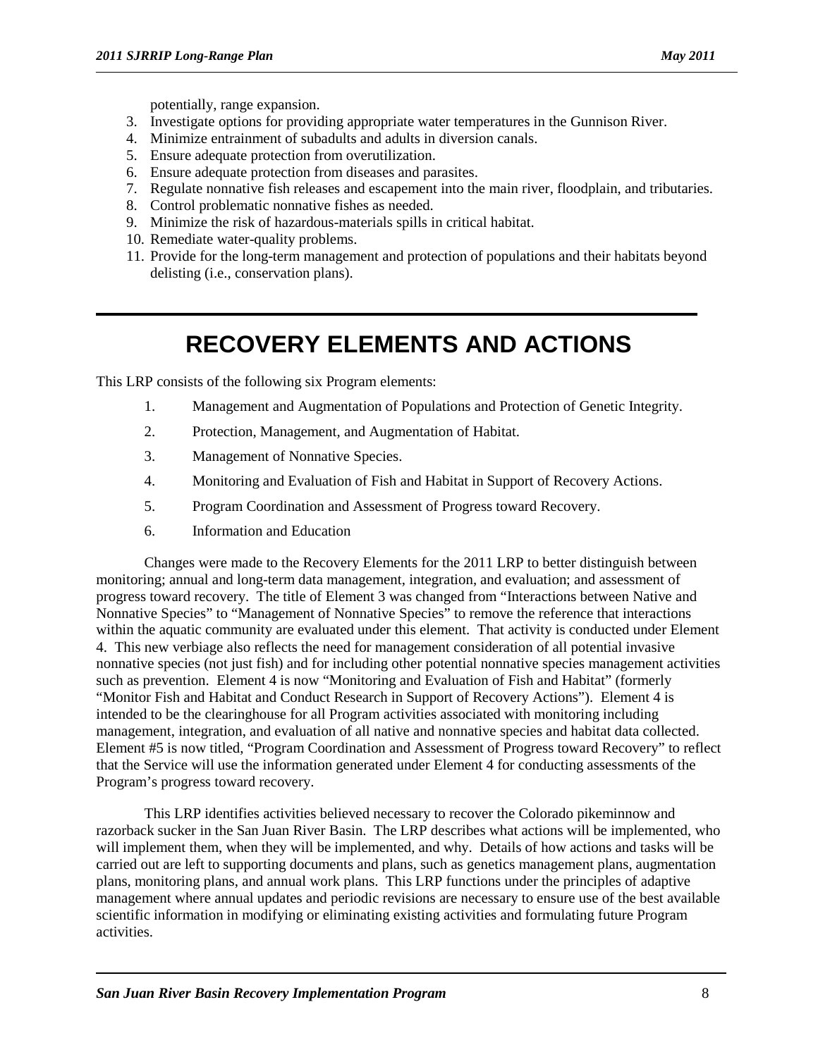potentially, range expansion.

3. Investigate options for providing appropriate water temperatures in the Gunnison River.
4. Minimize entrainment of subadults and adults in diversion canals.
5. Ensure adequate protection from overutilization.
6. Ensure adequate protection from diseases and parasites.
7. Regulate nonnative fish releases and escapement into the main river, floodplain, and tributaries.
8. Control problematic nonnative fishes as needed.
9. Minimize the risk of hazardous-materials spills in critical habitat.
10. Remediate water-quality problems.
11. Provide for the long-term management and protection of populations and their habitats beyond delisting (i.e., conservation plans).

# RECOVERY ELEMENTS AND ACTIONS

This LRP consists of the following six Program elements:

1. Management and Augmentation of Populations and Protection of Genetic Integrity.
2. Protection, Management, and Augmentation of Habitat.
3. Management of Nonnative Species.
4. Monitoring and Evaluation of Fish and Habitat in Support of Recovery Actions.
5. Program Coordination and Assessment of Progress toward Recovery.
6. Information and Education

Changes were made to the Recovery Elements for the 2011 LRP to better distinguish between monitoring; annual and long-term data management, integration, and evaluation; and assessment of progress toward recovery. The title of Element 3 was changed from "Interactions between Native and Nonnative Species" to "Management of Nonnative Species" to remove the reference that interactions within the aquatic community are evaluated under this element. That activity is conducted under Element 4. This new verbiage also reflects the need for management consideration of all potential invasive nonnative species (not just fish) and for including other potential nonnative species management activities such as prevention. Element 4 is now "Monitoring and Evaluation of Fish and Habitat" (formerly "Monitor Fish and Habitat and Conduct Research in Support of Recovery Actions"). Element 4 is intended to be the clearinghouse for all Program activities associated with monitoring including management, integration, and evaluation of all native and nonnative species and habitat data collected. Element #5 is now titled, "Program Coordination and Assessment of Progress toward Recovery" to reflect that the Service will use the information generated under Element 4 for conducting assessments of the Program's progress toward recovery.

This LRP identifies activities believed necessary to recover the Colorado pikeminnow and razorback sucker in the San Juan River Basin. The LRP describes what actions will be implemented, who will implement them, when they will be implemented, and why. Details of how actions and tasks will be carried out are left to supporting documents and plans, such as genetics management plans, augmentation plans, monitoring plans, and annual work plans. This LRP functions under the principles of adaptive management where annual updates and periodic revisions are necessary to ensure use of the best available scientific information in modifying or eliminating existing activities and formulating future Program activities.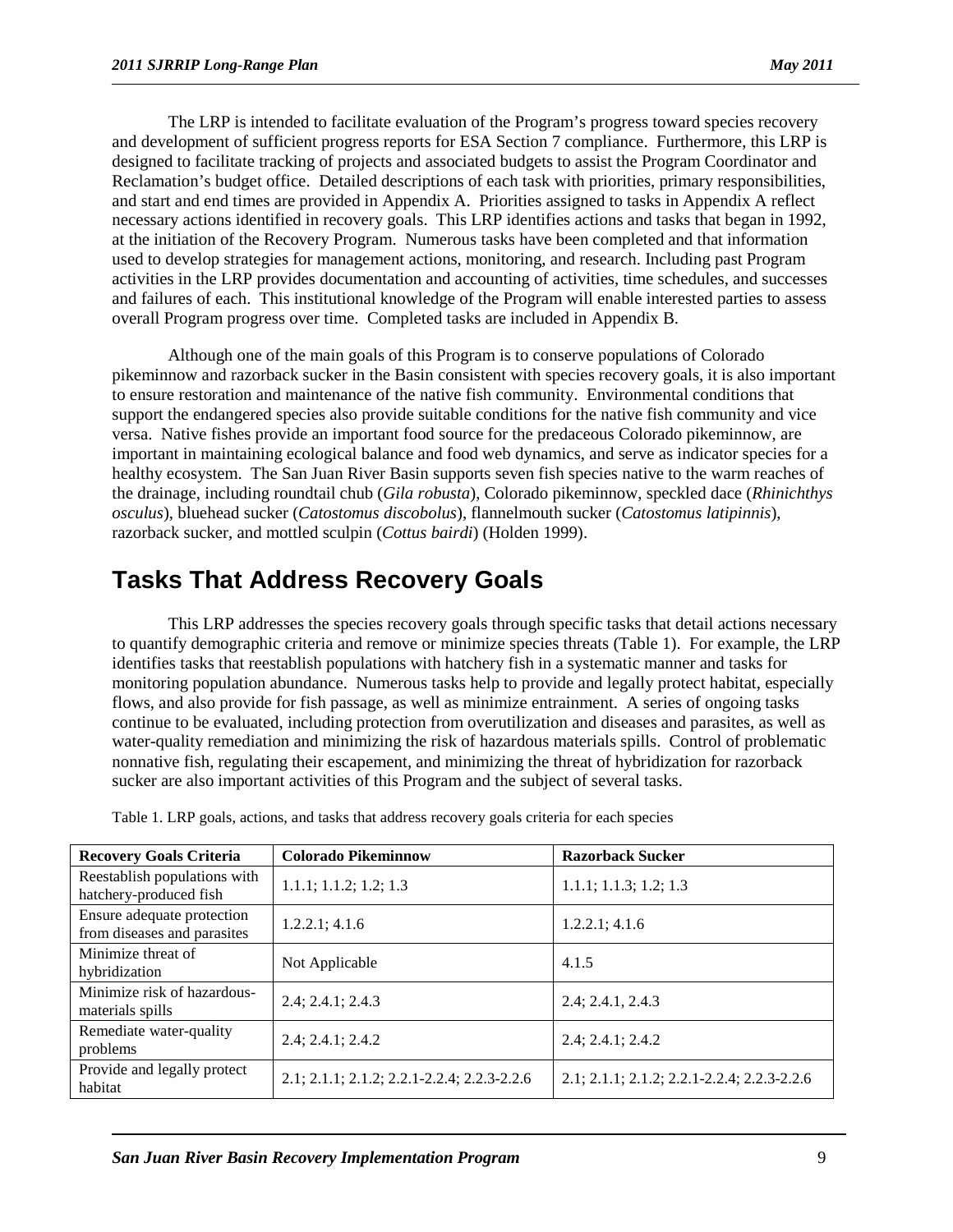The LRP is intended to facilitate evaluation of the Program's progress toward species recovery and development of sufficient progress reports for ESA Section 7 compliance. Furthermore, this LRP is designed to facilitate tracking of projects and associated budgets to assist the Program Coordinator and Reclamation's budget office. Detailed descriptions of each task with priorities, primary responsibilities, and start and end times are provided in Appendix A. Priorities assigned to tasks in Appendix A reflect necessary actions identified in recovery goals. This LRP identifies actions and tasks that began in 1992, at the initiation of the Recovery Program. Numerous tasks have been completed and that information used to develop strategies for management actions, monitoring, and research. Including past Program activities in the LRP provides documentation and accounting of activities, time schedules, and successes and failures of each. This institutional knowledge of the Program will enable interested parties to assess overall Program progress over time. Completed tasks are included in Appendix B.

Although one of the main goals of this Program is to conserve populations of Colorado pikeminnow and razorback sucker in the Basin consistent with species recovery goals, it is also important to ensure restoration and maintenance of the native fish community. Environmental conditions that support the endangered species also provide suitable conditions for the native fish community and vice versa. Native fishes provide an important food source for the predaceous Colorado pikeminnow, are important in maintaining ecological balance and food web dynamics, and serve as indicator species for a healthy ecosystem. The San Juan River Basin supports seven fish species native to the warm reaches of the drainage, including roundtail chub (*Gila robusta*), Colorado pikeminnow, speckled dace (*Rhinichthys osculus*), bluehead sucker (*Catostomus discobolus*), flannelmouth sucker (*Catostomus latipinnis*), razorback sucker, and mottled sculpin (*Cottus bairdi*) (Holden 1999).

# Tasks That Address Recovery Goals

This LRP addresses the species recovery goals through specific tasks that detail actions necessary to quantify demographic criteria and remove or minimize species threats (Table 1). For example, the LRP identifies tasks that reestablish populations with hatchery fish in a systematic manner and tasks for monitoring population abundance. Numerous tasks help to provide and legally protect habitat, especially flows, and also provide for fish passage, as well as minimize entrainment. A series of ongoing tasks continue to be evaluated, including protection from overutilization and diseases and parasites, as well as water-quality remediation and minimizing the risk of hazardous materials spills. Control of problematic nonnative fish, regulating their escapement, and minimizing the threat of hybridization for razorback sucker are also important activities of this Program and the subject of several tasks.

Table 1. LRP goals, actions, and tasks that address recovery goals criteria for each species

| Recovery Goals Criteria | Colorado Pikeminnow | Razorback Sucker |
|---|---|---|
| Reestablish populations with hatchery-produced fish | 1.1.1; 1.1.2; 1.2; 1.3 | 1.1.1; 1.1.3; 1.2; 1.3 |
| Ensure adequate protection from diseases and parasites | 1.2.2.1; 4.1.6 | 1.2.2.1; 4.1.6 |
| Minimize threat of hybridization | Not Applicable | 4.1.5 |
| Minimize risk of hazardous-materials spills | 2.4; 2.4.1; 2.4.3 | 2.4; 2.4.1, 2.4.3 |
| Remediate water-quality problems | 2.4; 2.4.1; 2.4.2 | 2.4; 2.4.1; 2.4.2 |
| Provide and legally protect habitat | 2.1; 2.1.1; 2.1.2; 2.2.1-2.2.4; 2.2.3-2.2.6 | 2.1; 2.1.1; 2.1.2; 2.2.1-2.2.4; 2.2.3-2.2.6 |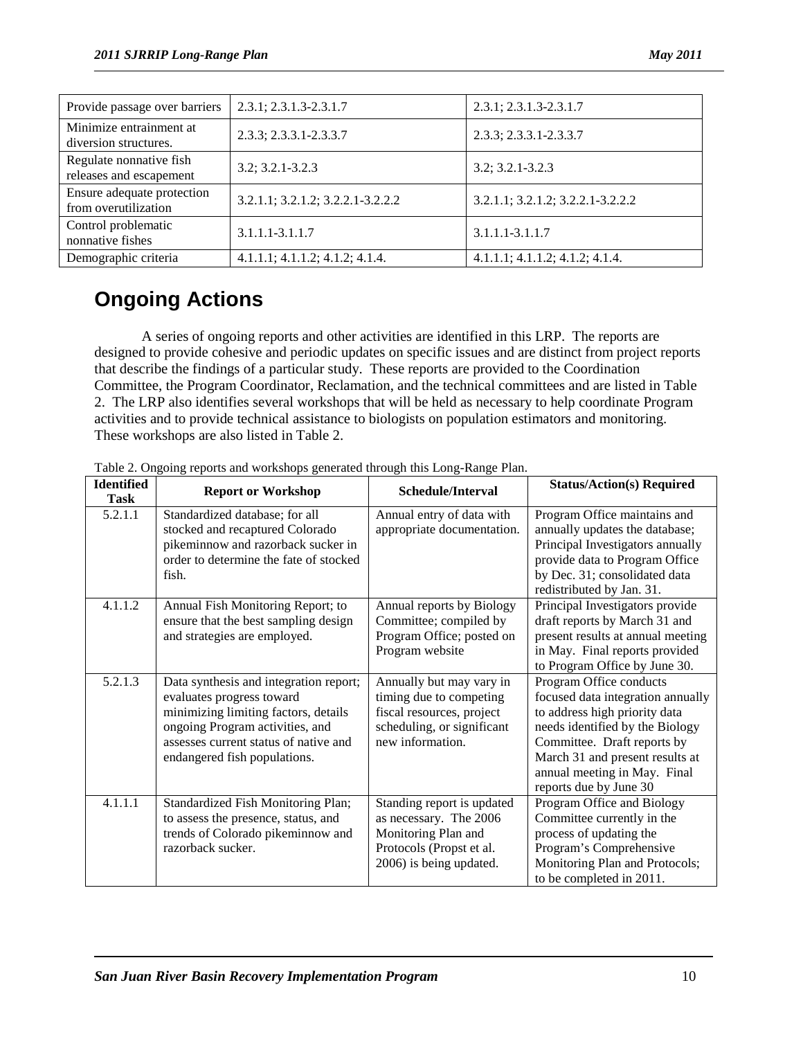| | | |
|---|---|---|
| Provide passage over barriers | 2.3.1; 2.3.1.3-2.3.1.7 | 2.3.1; 2.3.1.3-2.3.1.7 |
| Minimize entrainment at diversion structures. | 2.3.3; 2.3.3.1-2.3.3.7 | 2.3.3; 2.3.3.1-2.3.3.7 |
| Regulate nonnative fish releases and escapement | 3.2; 3.2.1-3.2.3 | 3.2; 3.2.1-3.2.3 |
| Ensure adequate protection from overutilization | 3.2.1.1; 3.2.1.2; 3.2.2.1-3.2.2.2 | 3.2.1.1; 3.2.1.2; 3.2.2.1-3.2.2.2 |
| Control problematic nonnative fishes | 3.1.1.1-3.1.1.7 | 3.1.1.1-3.1.1.7 |
| Demographic criteria | 4.1.1.1; 4.1.1.2; 4.1.2; 4.1.4. | 4.1.1.1; 4.1.1.2; 4.1.2; 4.1.4. |

# Ongoing Actions

A series of ongoing reports and other activities are identified in this LRP. The reports are designed to provide cohesive and periodic updates on specific issues and are distinct from project reports that describe the findings of a particular study. These reports are provided to the Coordination Committee, the Program Coordinator, Reclamation, and the technical committees and are listed in Table 2. The LRP also identifies several workshops that will be held as necessary to help coordinate Program activities and to provide technical assistance to biologists on population estimators and monitoring. These workshops are also listed in Table 2.

Table 2. Ongoing reports and workshops generated through this Long-Range Plan.

| Identified Task | Report or Workshop | Schedule/Interval | Status/Action(s) Required |
|---|---|---|---|
| 5.2.1.1 | Standardized database; for all stocked and recaptured Colorado pikeminnow and razorback sucker in order to determine the fate of stocked fish. | Annual entry of data with appropriate documentation. | Program Office maintains and annually updates the database; Principal Investigators annually provide data to Program Office by Dec. 31; consolidated data redistributed by Jan. 31. |
| 4.1.1.2 | Annual Fish Monitoring Report; to ensure that the best sampling design and strategies are employed. | Annual reports by Biology Committee; compiled by Program Office; posted on Program website | Principal Investigators provide draft reports by March 31 and present results at annual meeting in May. Final reports provided to Program Office by June 30. |
| 5.2.1.3 | Data synthesis and integration report; evaluates progress toward minimizing limiting factors, details ongoing Program activities, and assesses current status of native and endangered fish populations. | Annually but may vary in timing due to competing fiscal resources, project scheduling, or significant new information. | Program Office conducts focused data integration annually to address high priority data needs identified by the Biology Committee. Draft reports by March 31 and present results at annual meeting in May. Final reports due by June 30 |
| 4.1.1.1 | Standardized Fish Monitoring Plan; to assess the presence, status, and trends of Colorado pikeminnow and razorback sucker. | Standing report is updated as necessary. The 2006 Monitoring Plan and Protocols (Propst et al. 2006) is being updated. | Program Office and Biology Committee currently in the process of updating the Program's Comprehensive Monitoring Plan and Protocols; to be completed in 2011. |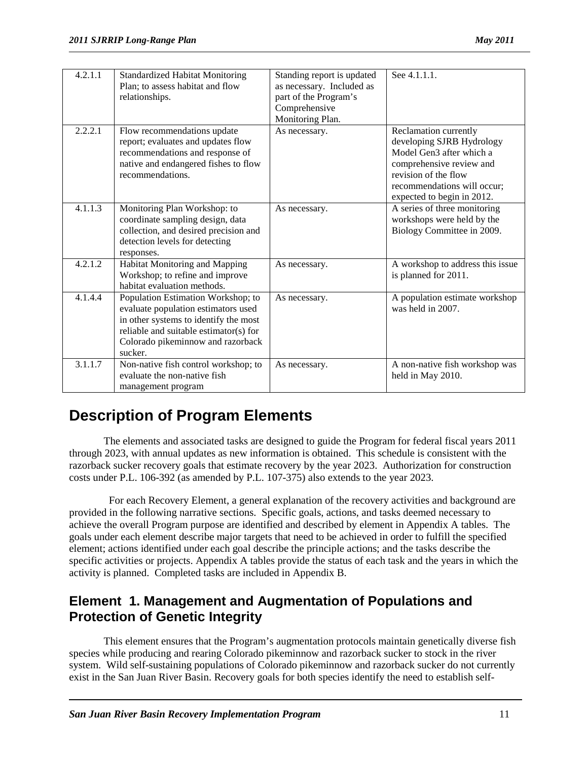| 4.2.1.1 | Standardized Habitat Monitoring Plan; to assess habitat and flow relationships. | Standing report is updated as necessary. Included as part of the Program's Comprehensive Monitoring Plan. | See 4.1.1.1. |
|---|---|---|---|
| 2.2.2.1 | Flow recommendations update report; evaluates and updates flow recommendations and response of native and endangered fishes to flow recommendations. | As necessary. | Reclamation currently developing SJRB Hydrology Model Gen3 after which a comprehensive review and revision of the flow recommendations will occur; expected to begin in 2012. |
| 4.1.1.3 | Monitoring Plan Workshop: to coordinate sampling design, data collection, and desired precision and detection levels for detecting responses. | As necessary. | A series of three monitoring workshops were held by the Biology Committee in 2009. |
| 4.2.1.2 | Habitat Monitoring and Mapping Workshop; to refine and improve habitat evaluation methods. | As necessary. | A workshop to address this issue is planned for 2011. |
| 4.1.4.4 | Population Estimation Workshop; to evaluate population estimators used in other systems to identify the most reliable and suitable estimator(s) for Colorado pikeminnow and razorback sucker. | As necessary. | A population estimate workshop was held in 2007. |
| 3.1.1.7 | Non-native fish control workshop; to evaluate the non-native fish management program | As necessary. | A non-native fish workshop was held in May 2010. |

# Description of Program Elements

The elements and associated tasks are designed to guide the Program for federal fiscal years 2011 through 2023, with annual updates as new information is obtained. This schedule is consistent with the razorback sucker recovery goals that estimate recovery by the year 2023. Authorization for construction costs under P.L. 106-392 (as amended by P.L. 107-375) also extends to the year 2023.

For each Recovery Element, a general explanation of the recovery activities and background are provided in the following narrative sections. Specific goals, actions, and tasks deemed necessary to achieve the overall Program purpose are identified and described by element in Appendix A tables. The goals under each element describe major targets that need to be achieved in order to fulfill the specified element; actions identified under each goal describe the principle actions; and the tasks describe the specific activities or projects. Appendix A tables provide the status of each task and the years in which the activity is planned. Completed tasks are included in Appendix B.

## Element 1. Management and Augmentation of Populations and Protection of Genetic Integrity

This element ensures that the Program's augmentation protocols maintain genetically diverse fish species while producing and rearing Colorado pikeminnow and razorback sucker to stock in the river system. Wild self-sustaining populations of Colorado pikeminnow and razorback sucker do not currently exist in the San Juan River Basin. Recovery goals for both species identify the need to establish self-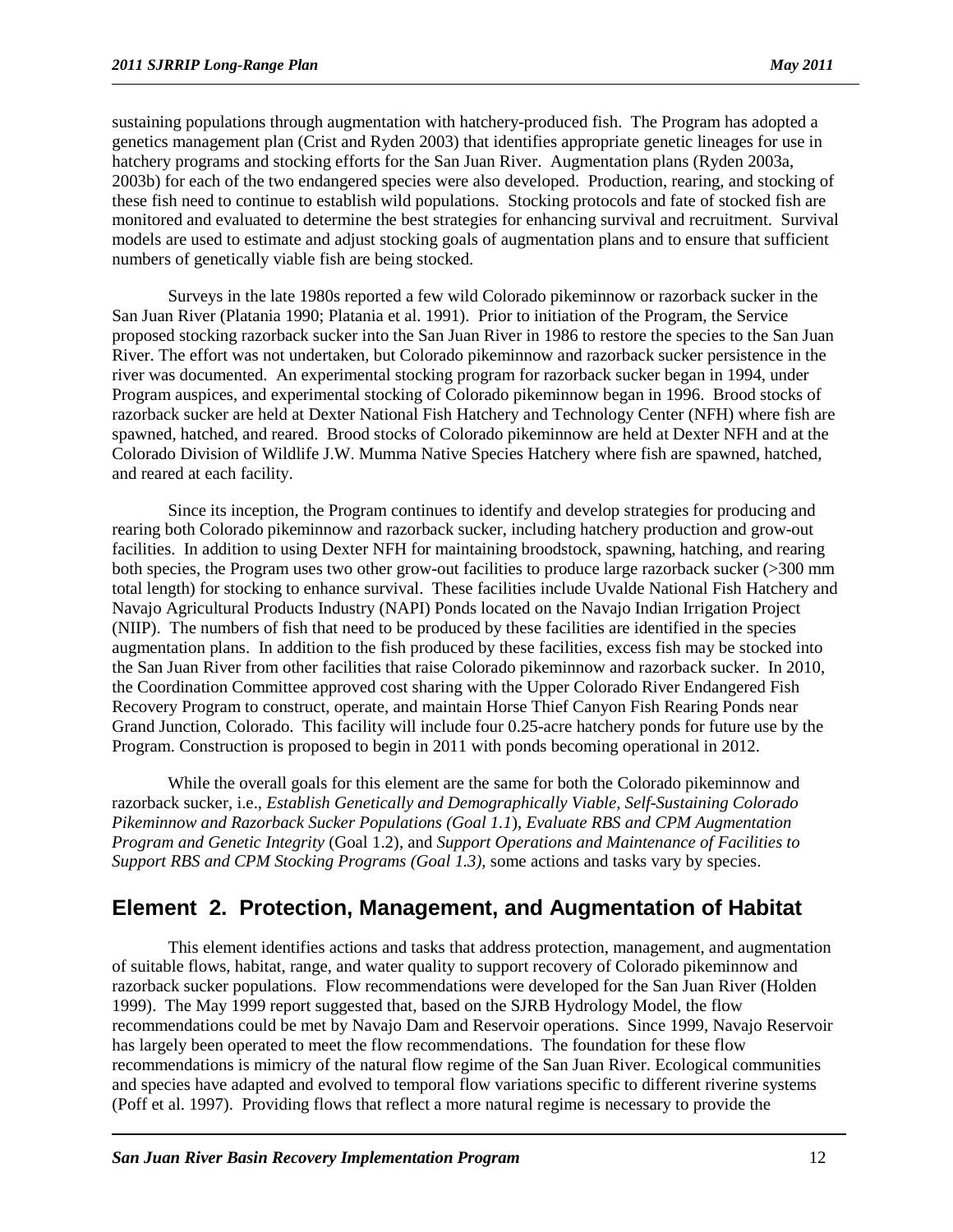sustaining populations through augmentation with hatchery-produced fish. The Program has adopted a genetics management plan (Crist and Ryden 2003) that identifies appropriate genetic lineages for use in hatchery programs and stocking efforts for the San Juan River. Augmentation plans (Ryden 2003a, 2003b) for each of the two endangered species were also developed. Production, rearing, and stocking of these fish need to continue to establish wild populations. Stocking protocols and fate of stocked fish are monitored and evaluated to determine the best strategies for enhancing survival and recruitment. Survival models are used to estimate and adjust stocking goals of augmentation plans and to ensure that sufficient numbers of genetically viable fish are being stocked.

Surveys in the late 1980s reported a few wild Colorado pikeminnow or razorback sucker in the San Juan River (Platania 1990; Platania et al. 1991). Prior to initiation of the Program, the Service proposed stocking razorback sucker into the San Juan River in 1986 to restore the species to the San Juan River. The effort was not undertaken, but Colorado pikeminnow and razorback sucker persistence in the river was documented. An experimental stocking program for razorback sucker began in 1994, under Program auspices, and experimental stocking of Colorado pikeminnow began in 1996. Brood stocks of razorback sucker are held at Dexter National Fish Hatchery and Technology Center (NFH) where fish are spawned, hatched, and reared. Brood stocks of Colorado pikeminnow are held at Dexter NFH and at the Colorado Division of Wildlife J.W. Mumma Native Species Hatchery where fish are spawned, hatched, and reared at each facility.

Since its inception, the Program continues to identify and develop strategies for producing and rearing both Colorado pikeminnow and razorback sucker, including hatchery production and grow-out facilities. In addition to using Dexter NFH for maintaining broodstock, spawning, hatching, and rearing both species, the Program uses two other grow-out facilities to produce large razorback sucker (>300 mm total length) for stocking to enhance survival. These facilities include Uvalde National Fish Hatchery and Navajo Agricultural Products Industry (NAPI) Ponds located on the Navajo Indian Irrigation Project (NIIP). The numbers of fish that need to be produced by these facilities are identified in the species augmentation plans. In addition to the fish produced by these facilities, excess fish may be stocked into the San Juan River from other facilities that raise Colorado pikeminnow and razorback sucker. In 2010, the Coordination Committee approved cost sharing with the Upper Colorado River Endangered Fish Recovery Program to construct, operate, and maintain Horse Thief Canyon Fish Rearing Ponds near Grand Junction, Colorado. This facility will include four 0.25-acre hatchery ponds for future use by the Program. Construction is proposed to begin in 2011 with ponds becoming operational in 2012.

While the overall goals for this element are the same for both the Colorado pikeminnow and razorback sucker, i.e., *Establish Genetically and Demographically Viable, Self-Sustaining Colorado Pikeminnow and Razorback Sucker Populations (Goal 1.1*), *Evaluate RBS and CPM Augmentation Program and Genetic Integrity* (Goal 1.2), and *Support Operations and Maintenance of Facilities to Support RBS and CPM Stocking Programs (Goal 1.3)*, some actions and tasks vary by species.

## Element 2. Protection, Management, and Augmentation of Habitat

This element identifies actions and tasks that address protection, management, and augmentation of suitable flows, habitat, range, and water quality to support recovery of Colorado pikeminnow and razorback sucker populations. Flow recommendations were developed for the San Juan River (Holden 1999). The May 1999 report suggested that, based on the SJRB Hydrology Model, the flow recommendations could be met by Navajo Dam and Reservoir operations. Since 1999, Navajo Reservoir has largely been operated to meet the flow recommendations. The foundation for these flow recommendations is mimicry of the natural flow regime of the San Juan River. Ecological communities and species have adapted and evolved to temporal flow variations specific to different riverine systems (Poff et al. 1997). Providing flows that reflect a more natural regime is necessary to provide the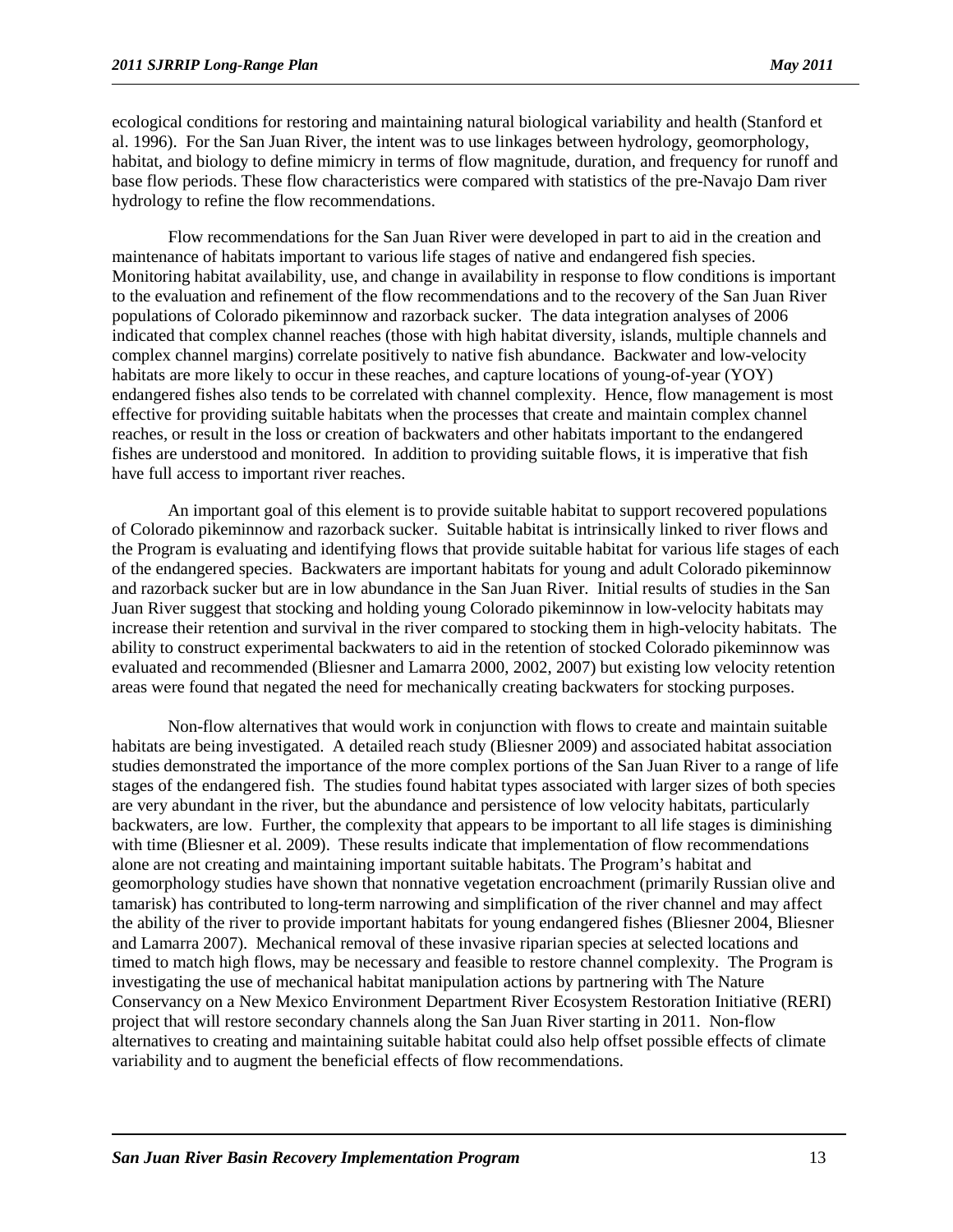ecological conditions for restoring and maintaining natural biological variability and health (Stanford et al. 1996). For the San Juan River, the intent was to use linkages between hydrology, geomorphology, habitat, and biology to define mimicry in terms of flow magnitude, duration, and frequency for runoff and base flow periods. These flow characteristics were compared with statistics of the pre-Navajo Dam river hydrology to refine the flow recommendations.

Flow recommendations for the San Juan River were developed in part to aid in the creation and maintenance of habitats important to various life stages of native and endangered fish species. Monitoring habitat availability, use, and change in availability in response to flow conditions is important to the evaluation and refinement of the flow recommendations and to the recovery of the San Juan River populations of Colorado pikeminnow and razorback sucker. The data integration analyses of 2006 indicated that complex channel reaches (those with high habitat diversity, islands, multiple channels and complex channel margins) correlate positively to native fish abundance. Backwater and low-velocity habitats are more likely to occur in these reaches, and capture locations of young-of-year (YOY) endangered fishes also tends to be correlated with channel complexity. Hence, flow management is most effective for providing suitable habitats when the processes that create and maintain complex channel reaches, or result in the loss or creation of backwaters and other habitats important to the endangered fishes are understood and monitored. In addition to providing suitable flows, it is imperative that fish have full access to important river reaches.

An important goal of this element is to provide suitable habitat to support recovered populations of Colorado pikeminnow and razorback sucker. Suitable habitat is intrinsically linked to river flows and the Program is evaluating and identifying flows that provide suitable habitat for various life stages of each of the endangered species. Backwaters are important habitats for young and adult Colorado pikeminnow and razorback sucker but are in low abundance in the San Juan River. Initial results of studies in the San Juan River suggest that stocking and holding young Colorado pikeminnow in low-velocity habitats may increase their retention and survival in the river compared to stocking them in high-velocity habitats. The ability to construct experimental backwaters to aid in the retention of stocked Colorado pikeminnow was evaluated and recommended (Bliesner and Lamarra 2000, 2002, 2007) but existing low velocity retention areas were found that negated the need for mechanically creating backwaters for stocking purposes.

Non-flow alternatives that would work in conjunction with flows to create and maintain suitable habitats are being investigated. A detailed reach study (Bliesner 2009) and associated habitat association studies demonstrated the importance of the more complex portions of the San Juan River to a range of life stages of the endangered fish. The studies found habitat types associated with larger sizes of both species are very abundant in the river, but the abundance and persistence of low velocity habitats, particularly backwaters, are low. Further, the complexity that appears to be important to all life stages is diminishing with time (Bliesner et al. 2009). These results indicate that implementation of flow recommendations alone are not creating and maintaining important suitable habitats. The Program's habitat and geomorphology studies have shown that nonnative vegetation encroachment (primarily Russian olive and tamarisk) has contributed to long-term narrowing and simplification of the river channel and may affect the ability of the river to provide important habitats for young endangered fishes (Bliesner 2004, Bliesner and Lamarra 2007). Mechanical removal of these invasive riparian species at selected locations and timed to match high flows, may be necessary and feasible to restore channel complexity. The Program is investigating the use of mechanical habitat manipulation actions by partnering with The Nature Conservancy on a New Mexico Environment Department River Ecosystem Restoration Initiative (RERI) project that will restore secondary channels along the San Juan River starting in 2011. Non-flow alternatives to creating and maintaining suitable habitat could also help offset possible effects of climate variability and to augment the beneficial effects of flow recommendations.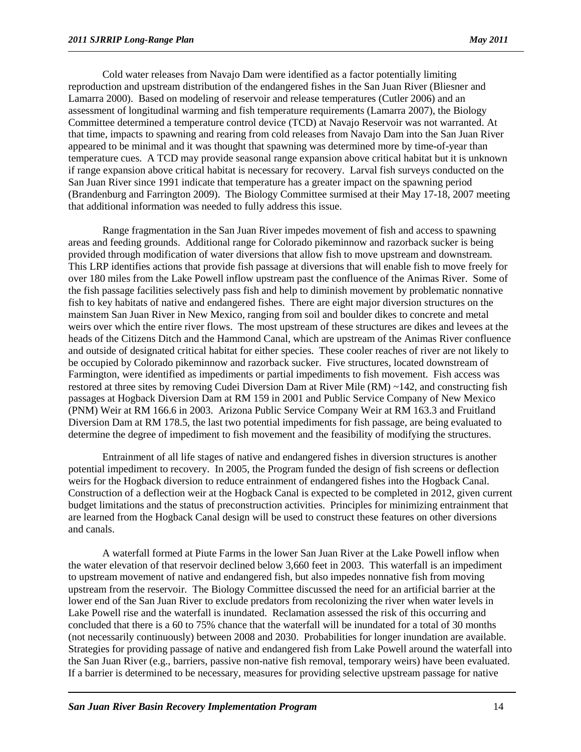Cold water releases from Navajo Dam were identified as a factor potentially limiting reproduction and upstream distribution of the endangered fishes in the San Juan River (Bliesner and Lamarra 2000). Based on modeling of reservoir and release temperatures (Cutler 2006) and an assessment of longitudinal warming and fish temperature requirements (Lamarra 2007), the Biology Committee determined a temperature control device (TCD) at Navajo Reservoir was not warranted. At that time, impacts to spawning and rearing from cold releases from Navajo Dam into the San Juan River appeared to be minimal and it was thought that spawning was determined more by time-of-year than temperature cues. A TCD may provide seasonal range expansion above critical habitat but it is unknown if range expansion above critical habitat is necessary for recovery. Larval fish surveys conducted on the San Juan River since 1991 indicate that temperature has a greater impact on the spawning period (Brandenburg and Farrington 2009). The Biology Committee surmised at their May 17-18, 2007 meeting that additional information was needed to fully address this issue.

Range fragmentation in the San Juan River impedes movement of fish and access to spawning areas and feeding grounds. Additional range for Colorado pikeminnow and razorback sucker is being provided through modification of water diversions that allow fish to move upstream and downstream. This LRP identifies actions that provide fish passage at diversions that will enable fish to move freely for over 180 miles from the Lake Powell inflow upstream past the confluence of the Animas River. Some of the fish passage facilities selectively pass fish and help to diminish movement by problematic nonnative fish to key habitats of native and endangered fishes. There are eight major diversion structures on the mainstem San Juan River in New Mexico, ranging from soil and boulder dikes to concrete and metal weirs over which the entire river flows. The most upstream of these structures are dikes and levees at the heads of the Citizens Ditch and the Hammond Canal, which are upstream of the Animas River confluence and outside of designated critical habitat for either species. These cooler reaches of river are not likely to be occupied by Colorado pikeminnow and razorback sucker. Five structures, located downstream of Farmington, were identified as impediments or partial impediments to fish movement. Fish access was restored at three sites by removing Cudei Diversion Dam at River Mile (RM) ~142, and constructing fish passages at Hogback Diversion Dam at RM 159 in 2001 and Public Service Company of New Mexico (PNM) Weir at RM 166.6 in 2003. Arizona Public Service Company Weir at RM 163.3 and Fruitland Diversion Dam at RM 178.5, the last two potential impediments for fish passage, are being evaluated to determine the degree of impediment to fish movement and the feasibility of modifying the structures.

Entrainment of all life stages of native and endangered fishes in diversion structures is another potential impediment to recovery. In 2005, the Program funded the design of fish screens or deflection weirs for the Hogback diversion to reduce entrainment of endangered fishes into the Hogback Canal. Construction of a deflection weir at the Hogback Canal is expected to be completed in 2012, given current budget limitations and the status of preconstruction activities. Principles for minimizing entrainment that are learned from the Hogback Canal design will be used to construct these features on other diversions and canals.

A waterfall formed at Piute Farms in the lower San Juan River at the Lake Powell inflow when the water elevation of that reservoir declined below 3,660 feet in 2003. This waterfall is an impediment to upstream movement of native and endangered fish, but also impedes nonnative fish from moving upstream from the reservoir. The Biology Committee discussed the need for an artificial barrier at the lower end of the San Juan River to exclude predators from recolonizing the river when water levels in Lake Powell rise and the waterfall is inundated. Reclamation assessed the risk of this occurring and concluded that there is a 60 to 75% chance that the waterfall will be inundated for a total of 30 months (not necessarily continuously) between 2008 and 2030. Probabilities for longer inundation are available. Strategies for providing passage of native and endangered fish from Lake Powell around the waterfall into the San Juan River (e.g., barriers, passive non-native fish removal, temporary weirs) have been evaluated. If a barrier is determined to be necessary, measures for providing selective upstream passage for native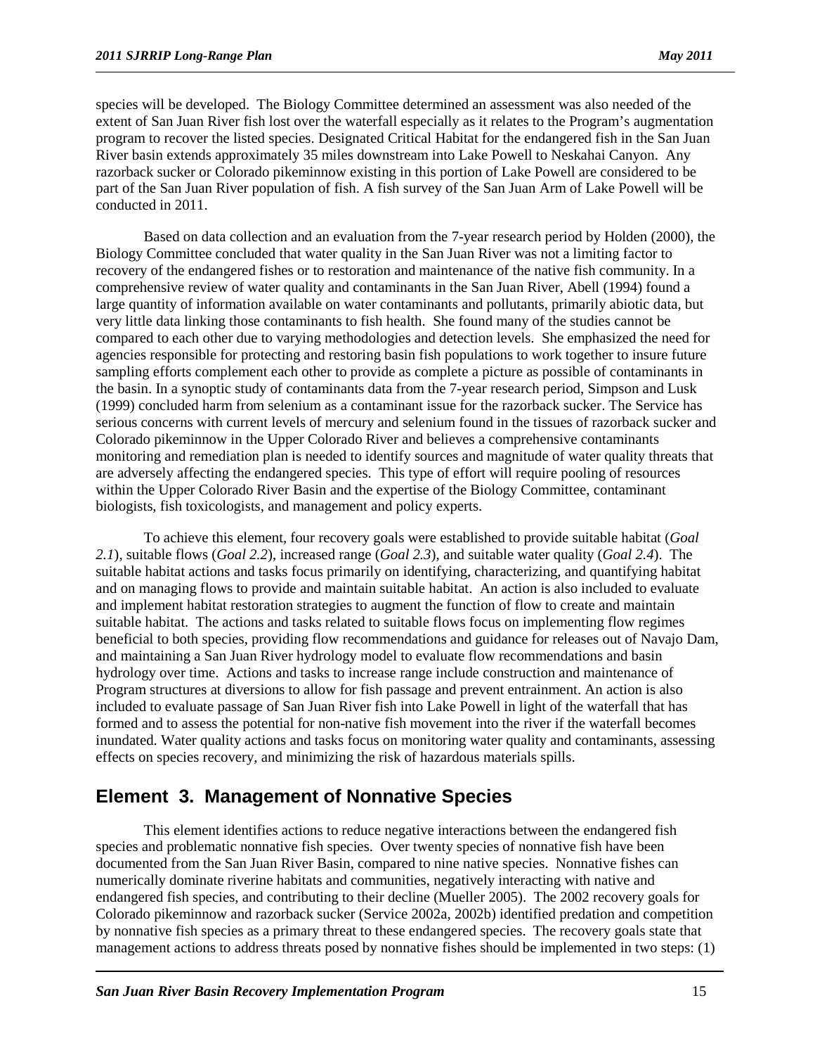species will be developed. The Biology Committee determined an assessment was also needed of the extent of San Juan River fish lost over the waterfall especially as it relates to the Program's augmentation program to recover the listed species. Designated Critical Habitat for the endangered fish in the San Juan River basin extends approximately 35 miles downstream into Lake Powell to Neskahai Canyon. Any razorback sucker or Colorado pikeminnow existing in this portion of Lake Powell are considered to be part of the San Juan River population of fish. A fish survey of the San Juan Arm of Lake Powell will be conducted in 2011.

Based on data collection and an evaluation from the 7-year research period by Holden (2000), the Biology Committee concluded that water quality in the San Juan River was not a limiting factor to recovery of the endangered fishes or to restoration and maintenance of the native fish community. In a comprehensive review of water quality and contaminants in the San Juan River, Abell (1994) found a large quantity of information available on water contaminants and pollutants, primarily abiotic data, but very little data linking those contaminants to fish health. She found many of the studies cannot be compared to each other due to varying methodologies and detection levels. She emphasized the need for agencies responsible for protecting and restoring basin fish populations to work together to insure future sampling efforts complement each other to provide as complete a picture as possible of contaminants in the basin. In a synoptic study of contaminants data from the 7-year research period, Simpson and Lusk (1999) concluded harm from selenium as a contaminant issue for the razorback sucker. The Service has serious concerns with current levels of mercury and selenium found in the tissues of razorback sucker and Colorado pikeminnow in the Upper Colorado River and believes a comprehensive contaminants monitoring and remediation plan is needed to identify sources and magnitude of water quality threats that are adversely affecting the endangered species. This type of effort will require pooling of resources within the Upper Colorado River Basin and the expertise of the Biology Committee, contaminant biologists, fish toxicologists, and management and policy experts.

To achieve this element, four recovery goals were established to provide suitable habitat (*Goal 2.1*), suitable flows (*Goal 2.2*), increased range (*Goal 2.3*), and suitable water quality (*Goal 2.4*). The suitable habitat actions and tasks focus primarily on identifying, characterizing, and quantifying habitat and on managing flows to provide and maintain suitable habitat. An action is also included to evaluate and implement habitat restoration strategies to augment the function of flow to create and maintain suitable habitat. The actions and tasks related to suitable flows focus on implementing flow regimes beneficial to both species, providing flow recommendations and guidance for releases out of Navajo Dam, and maintaining a San Juan River hydrology model to evaluate flow recommendations and basin hydrology over time. Actions and tasks to increase range include construction and maintenance of Program structures at diversions to allow for fish passage and prevent entrainment. An action is also included to evaluate passage of San Juan River fish into Lake Powell in light of the waterfall that has formed and to assess the potential for non-native fish movement into the river if the waterfall becomes inundated. Water quality actions and tasks focus on monitoring water quality and contaminants, assessing effects on species recovery, and minimizing the risk of hazardous materials spills.

## Element 3. Management of Nonnative Species

This element identifies actions to reduce negative interactions between the endangered fish species and problematic nonnative fish species. Over twenty species of nonnative fish have been documented from the San Juan River Basin, compared to nine native species. Nonnative fishes can numerically dominate riverine habitats and communities, negatively interacting with native and endangered fish species, and contributing to their decline (Mueller 2005). The 2002 recovery goals for Colorado pikeminnow and razorback sucker (Service 2002a, 2002b) identified predation and competition by nonnative fish species as a primary threat to these endangered species. The recovery goals state that management actions to address threats posed by nonnative fishes should be implemented in two steps: (1)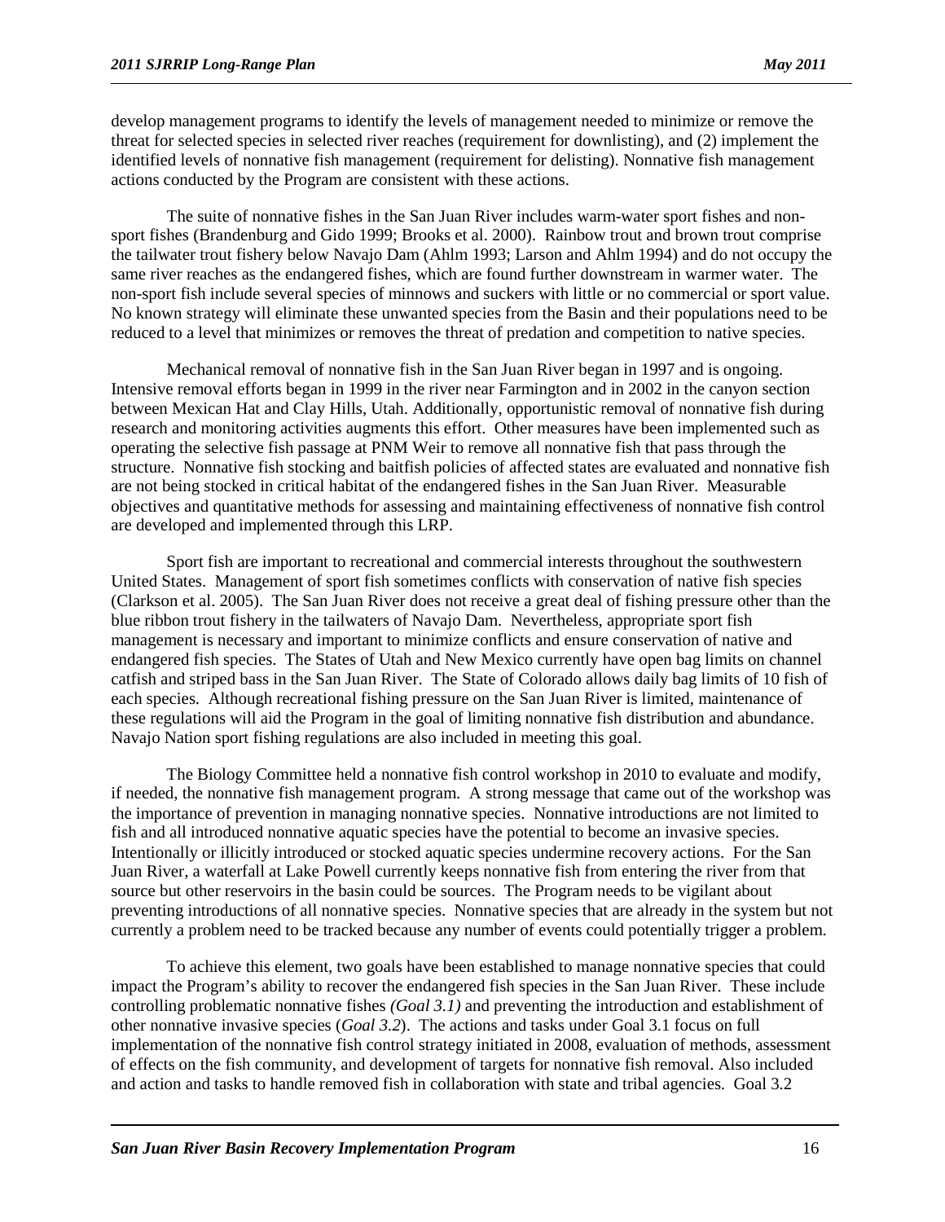develop management programs to identify the levels of management needed to minimize or remove the threat for selected species in selected river reaches (requirement for downlisting), and (2) implement the identified levels of nonnative fish management (requirement for delisting). Nonnative fish management actions conducted by the Program are consistent with these actions.

The suite of nonnative fishes in the San Juan River includes warm-water sport fishes and non-sport fishes (Brandenburg and Gido 1999; Brooks et al. 2000). Rainbow trout and brown trout comprise the tailwater trout fishery below Navajo Dam (Ahlm 1993; Larson and Ahlm 1994) and do not occupy the same river reaches as the endangered fishes, which are found further downstream in warmer water. The non-sport fish include several species of minnows and suckers with little or no commercial or sport value. No known strategy will eliminate these unwanted species from the Basin and their populations need to be reduced to a level that minimizes or removes the threat of predation and competition to native species.

Mechanical removal of nonnative fish in the San Juan River began in 1997 and is ongoing. Intensive removal efforts began in 1999 in the river near Farmington and in 2002 in the canyon section between Mexican Hat and Clay Hills, Utah. Additionally, opportunistic removal of nonnative fish during research and monitoring activities augments this effort. Other measures have been implemented such as operating the selective fish passage at PNM Weir to remove all nonnative fish that pass through the structure. Nonnative fish stocking and baitfish policies of affected states are evaluated and nonnative fish are not being stocked in critical habitat of the endangered fishes in the San Juan River. Measurable objectives and quantitative methods for assessing and maintaining effectiveness of nonnative fish control are developed and implemented through this LRP.

Sport fish are important to recreational and commercial interests throughout the southwestern United States. Management of sport fish sometimes conflicts with conservation of native fish species (Clarkson et al. 2005). The San Juan River does not receive a great deal of fishing pressure other than the blue ribbon trout fishery in the tailwaters of Navajo Dam. Nevertheless, appropriate sport fish management is necessary and important to minimize conflicts and ensure conservation of native and endangered fish species. The States of Utah and New Mexico currently have open bag limits on channel catfish and striped bass in the San Juan River. The State of Colorado allows daily bag limits of 10 fish of each species. Although recreational fishing pressure on the San Juan River is limited, maintenance of these regulations will aid the Program in the goal of limiting nonnative fish distribution and abundance. Navajo Nation sport fishing regulations are also included in meeting this goal.

The Biology Committee held a nonnative fish control workshop in 2010 to evaluate and modify, if needed, the nonnative fish management program. A strong message that came out of the workshop was the importance of prevention in managing nonnative species. Nonnative introductions are not limited to fish and all introduced nonnative aquatic species have the potential to become an invasive species. Intentionally or illicitly introduced or stocked aquatic species undermine recovery actions. For the San Juan River, a waterfall at Lake Powell currently keeps nonnative fish from entering the river from that source but other reservoirs in the basin could be sources. The Program needs to be vigilant about preventing introductions of all nonnative species. Nonnative species that are already in the system but not currently a problem need to be tracked because any number of events could potentially trigger a problem.

To achieve this element, two goals have been established to manage nonnative species that could impact the Program's ability to recover the endangered fish species in the San Juan River. These include controlling problematic nonnative fishes *(Goal 3.1)* and preventing the introduction and establishment of other nonnative invasive species (*Goal 3.2*). The actions and tasks under Goal 3.1 focus on full implementation of the nonnative fish control strategy initiated in 2008, evaluation of methods, assessment of effects on the fish community, and development of targets for nonnative fish removal. Also included and action and tasks to handle removed fish in collaboration with state and tribal agencies. Goal 3.2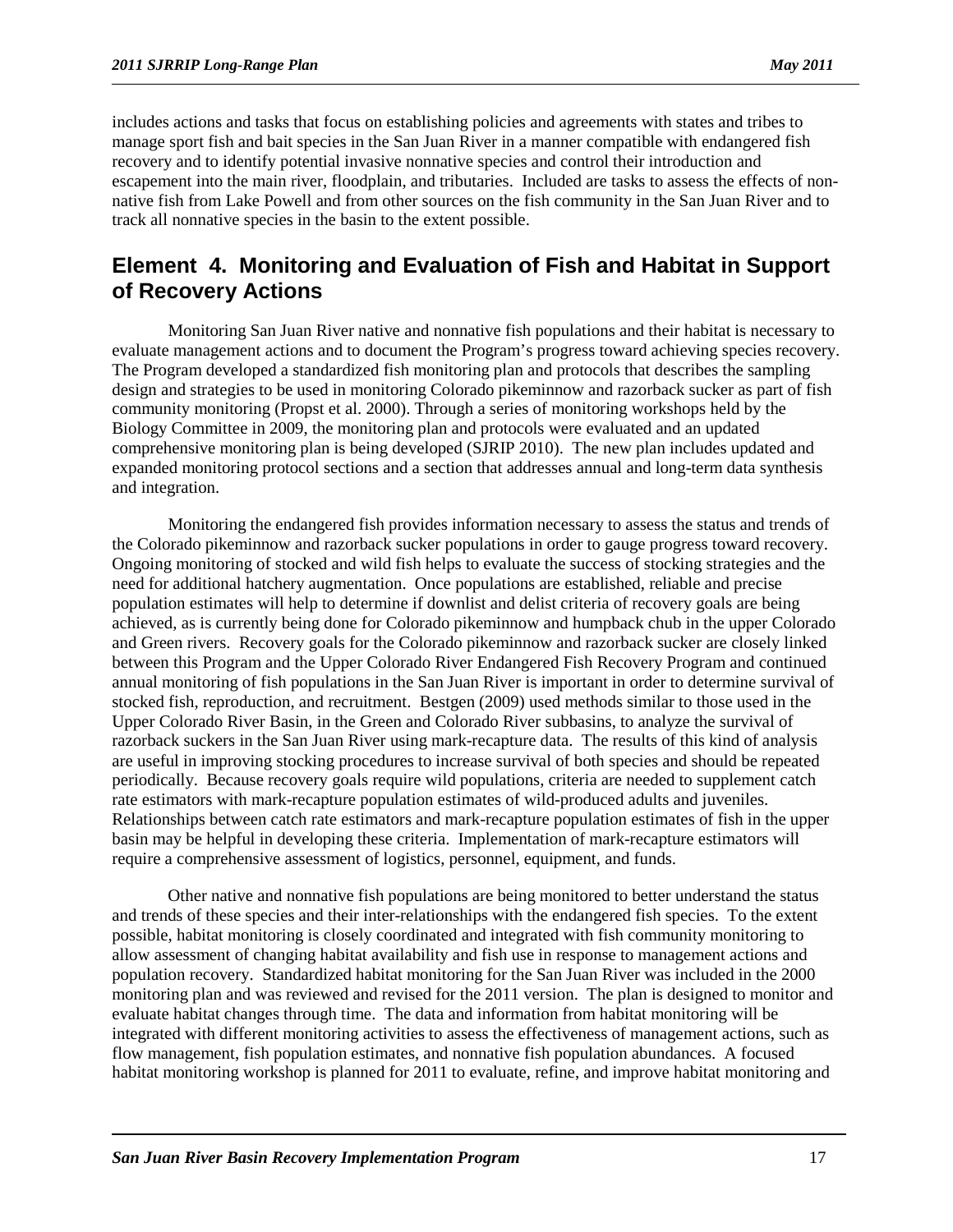includes actions and tasks that focus on establishing policies and agreements with states and tribes to manage sport fish and bait species in the San Juan River in a manner compatible with endangered fish recovery and to identify potential invasive nonnative species and control their introduction and escapement into the main river, floodplain, and tributaries. Included are tasks to assess the effects of non-native fish from Lake Powell and from other sources on the fish community in the San Juan River and to track all nonnative species in the basin to the extent possible.

## Element 4. Monitoring and Evaluation of Fish and Habitat in Support of Recovery Actions

Monitoring San Juan River native and nonnative fish populations and their habitat is necessary to evaluate management actions and to document the Program's progress toward achieving species recovery. The Program developed a standardized fish monitoring plan and protocols that describes the sampling design and strategies to be used in monitoring Colorado pikeminnow and razorback sucker as part of fish community monitoring (Propst et al. 2000). Through a series of monitoring workshops held by the Biology Committee in 2009, the monitoring plan and protocols were evaluated and an updated comprehensive monitoring plan is being developed (SJRIP 2010). The new plan includes updated and expanded monitoring protocol sections and a section that addresses annual and long-term data synthesis and integration.

Monitoring the endangered fish provides information necessary to assess the status and trends of the Colorado pikeminnow and razorback sucker populations in order to gauge progress toward recovery. Ongoing monitoring of stocked and wild fish helps to evaluate the success of stocking strategies and the need for additional hatchery augmentation. Once populations are established, reliable and precise population estimates will help to determine if downlist and delist criteria of recovery goals are being achieved, as is currently being done for Colorado pikeminnow and humpback chub in the upper Colorado and Green rivers. Recovery goals for the Colorado pikeminnow and razorback sucker are closely linked between this Program and the Upper Colorado River Endangered Fish Recovery Program and continued annual monitoring of fish populations in the San Juan River is important in order to determine survival of stocked fish, reproduction, and recruitment. Bestgen (2009) used methods similar to those used in the Upper Colorado River Basin, in the Green and Colorado River subbasins, to analyze the survival of razorback suckers in the San Juan River using mark-recapture data. The results of this kind of analysis are useful in improving stocking procedures to increase survival of both species and should be repeated periodically. Because recovery goals require wild populations, criteria are needed to supplement catch rate estimators with mark-recapture population estimates of wild-produced adults and juveniles. Relationships between catch rate estimators and mark-recapture population estimates of fish in the upper basin may be helpful in developing these criteria. Implementation of mark-recapture estimators will require a comprehensive assessment of logistics, personnel, equipment, and funds.

Other native and nonnative fish populations are being monitored to better understand the status and trends of these species and their inter-relationships with the endangered fish species. To the extent possible, habitat monitoring is closely coordinated and integrated with fish community monitoring to allow assessment of changing habitat availability and fish use in response to management actions and population recovery. Standardized habitat monitoring for the San Juan River was included in the 2000 monitoring plan and was reviewed and revised for the 2011 version. The plan is designed to monitor and evaluate habitat changes through time. The data and information from habitat monitoring will be integrated with different monitoring activities to assess the effectiveness of management actions, such as flow management, fish population estimates, and nonnative fish population abundances. A focused habitat monitoring workshop is planned for 2011 to evaluate, refine, and improve habitat monitoring and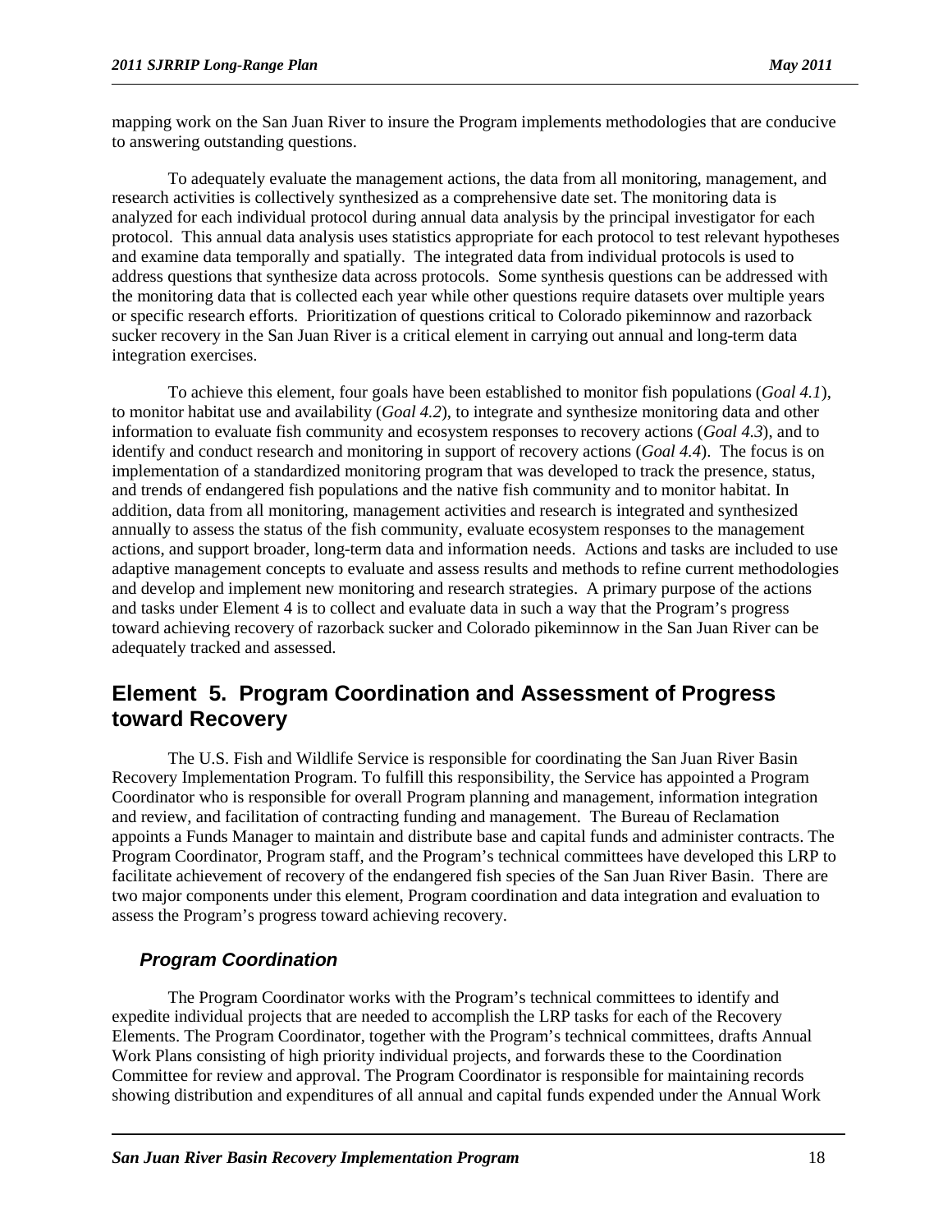mapping work on the San Juan River to insure the Program implements methodologies that are conducive to answering outstanding questions.

To adequately evaluate the management actions, the data from all monitoring, management, and research activities is collectively synthesized as a comprehensive date set. The monitoring data is analyzed for each individual protocol during annual data analysis by the principal investigator for each protocol. This annual data analysis uses statistics appropriate for each protocol to test relevant hypotheses and examine data temporally and spatially. The integrated data from individual protocols is used to address questions that synthesize data across protocols. Some synthesis questions can be addressed with the monitoring data that is collected each year while other questions require datasets over multiple years or specific research efforts. Prioritization of questions critical to Colorado pikeminnow and razorback sucker recovery in the San Juan River is a critical element in carrying out annual and long-term data integration exercises.

To achieve this element, four goals have been established to monitor fish populations (*Goal 4.1*), to monitor habitat use and availability (*Goal 4.2*), to integrate and synthesize monitoring data and other information to evaluate fish community and ecosystem responses to recovery actions (*Goal 4.3*), and to identify and conduct research and monitoring in support of recovery actions (*Goal 4.4*). The focus is on implementation of a standardized monitoring program that was developed to track the presence, status, and trends of endangered fish populations and the native fish community and to monitor habitat. In addition, data from all monitoring, management activities and research is integrated and synthesized annually to assess the status of the fish community, evaluate ecosystem responses to the management actions, and support broader, long-term data and information needs. Actions and tasks are included to use adaptive management concepts to evaluate and assess results and methods to refine current methodologies and develop and implement new monitoring and research strategies. A primary purpose of the actions and tasks under Element 4 is to collect and evaluate data in such a way that the Program's progress toward achieving recovery of razorback sucker and Colorado pikeminnow in the San Juan River can be adequately tracked and assessed.

## Element 5. Program Coordination and Assessment of Progress toward Recovery

The U.S. Fish and Wildlife Service is responsible for coordinating the San Juan River Basin Recovery Implementation Program. To fulfill this responsibility, the Service has appointed a Program Coordinator who is responsible for overall Program planning and management, information integration and review, and facilitation of contracting funding and management. The Bureau of Reclamation appoints a Funds Manager to maintain and distribute base and capital funds and administer contracts. The Program Coordinator, Program staff, and the Program's technical committees have developed this LRP to facilitate achievement of recovery of the endangered fish species of the San Juan River Basin. There are two major components under this element, Program coordination and data integration and evaluation to assess the Program's progress toward achieving recovery.

### *Program Coordination*

The Program Coordinator works with the Program's technical committees to identify and expedite individual projects that are needed to accomplish the LRP tasks for each of the Recovery Elements. The Program Coordinator, together with the Program's technical committees, drafts Annual Work Plans consisting of high priority individual projects, and forwards these to the Coordination Committee for review and approval. The Program Coordinator is responsible for maintaining records showing distribution and expenditures of all annual and capital funds expended under the Annual Work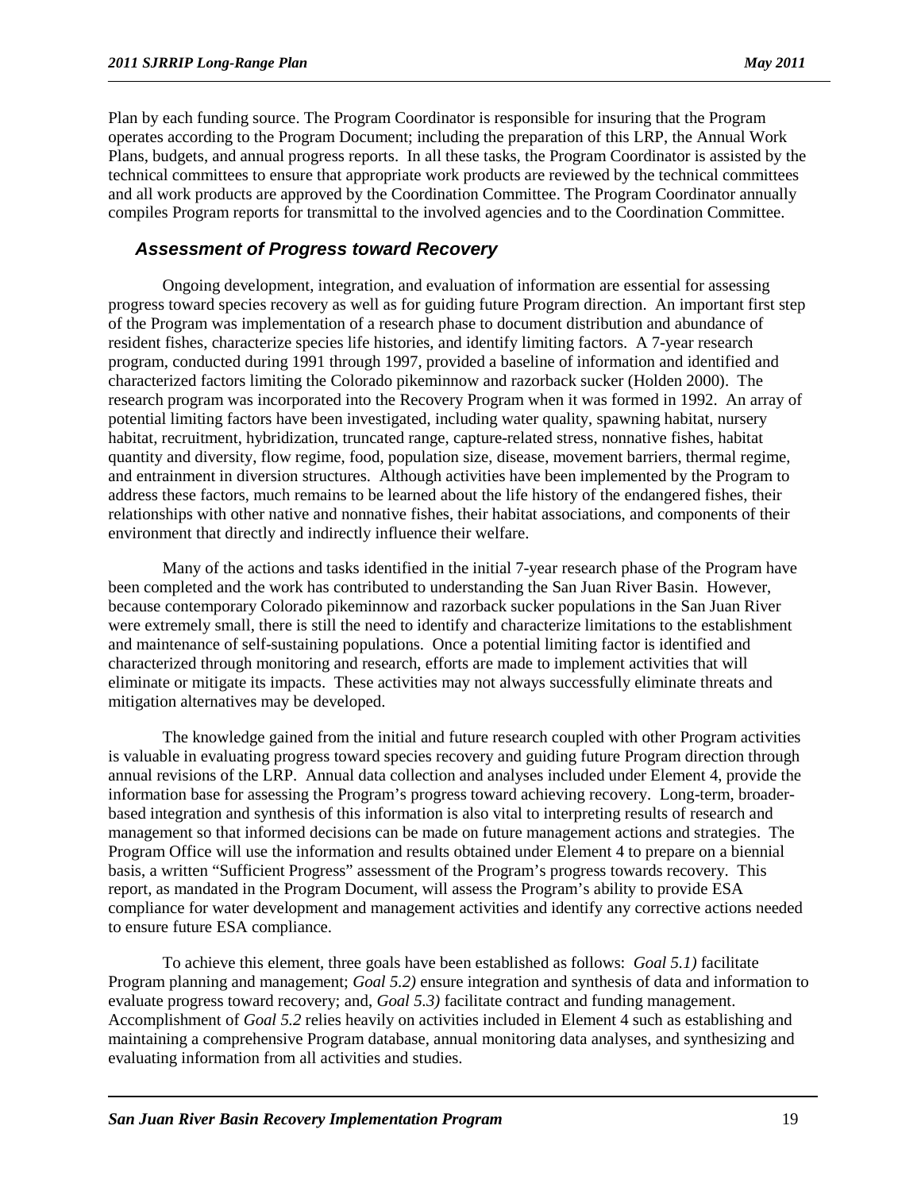Plan by each funding source. The Program Coordinator is responsible for insuring that the Program operates according to the Program Document; including the preparation of this LRP, the Annual Work Plans, budgets, and annual progress reports. In all these tasks, the Program Coordinator is assisted by the technical committees to ensure that appropriate work products are reviewed by the technical committees and all work products are approved by the Coordination Committee. The Program Coordinator annually compiles Program reports for transmittal to the involved agencies and to the Coordination Committee.

### *Assessment of Progress toward Recovery*

Ongoing development, integration, and evaluation of information are essential for assessing progress toward species recovery as well as for guiding future Program direction. An important first step of the Program was implementation of a research phase to document distribution and abundance of resident fishes, characterize species life histories, and identify limiting factors. A 7-year research program, conducted during 1991 through 1997, provided a baseline of information and identified and characterized factors limiting the Colorado pikeminnow and razorback sucker (Holden 2000). The research program was incorporated into the Recovery Program when it was formed in 1992. An array of potential limiting factors have been investigated, including water quality, spawning habitat, nursery habitat, recruitment, hybridization, truncated range, capture-related stress, nonnative fishes, habitat quantity and diversity, flow regime, food, population size, disease, movement barriers, thermal regime, and entrainment in diversion structures. Although activities have been implemented by the Program to address these factors, much remains to be learned about the life history of the endangered fishes, their relationships with other native and nonnative fishes, their habitat associations, and components of their environment that directly and indirectly influence their welfare.

Many of the actions and tasks identified in the initial 7-year research phase of the Program have been completed and the work has contributed to understanding the San Juan River Basin. However, because contemporary Colorado pikeminnow and razorback sucker populations in the San Juan River were extremely small, there is still the need to identify and characterize limitations to the establishment and maintenance of self-sustaining populations. Once a potential limiting factor is identified and characterized through monitoring and research, efforts are made to implement activities that will eliminate or mitigate its impacts. These activities may not always successfully eliminate threats and mitigation alternatives may be developed.

The knowledge gained from the initial and future research coupled with other Program activities is valuable in evaluating progress toward species recovery and guiding future Program direction through annual revisions of the LRP. Annual data collection and analyses included under Element 4, provide the information base for assessing the Program's progress toward achieving recovery. Long-term, broader-based integration and synthesis of this information is also vital to interpreting results of research and management so that informed decisions can be made on future management actions and strategies. The Program Office will use the information and results obtained under Element 4 to prepare on a biennial basis, a written "Sufficient Progress" assessment of the Program's progress towards recovery. This report, as mandated in the Program Document, will assess the Program's ability to provide ESA compliance for water development and management activities and identify any corrective actions needed to ensure future ESA compliance.

To achieve this element, three goals have been established as follows: *Goal 5.1)* facilitate Program planning and management; *Goal 5.2)* ensure integration and synthesis of data and information to evaluate progress toward recovery; and, *Goal 5.3)* facilitate contract and funding management. Accomplishment of *Goal 5.2* relies heavily on activities included in Element 4 such as establishing and maintaining a comprehensive Program database, annual monitoring data analyses, and synthesizing and evaluating information from all activities and studies.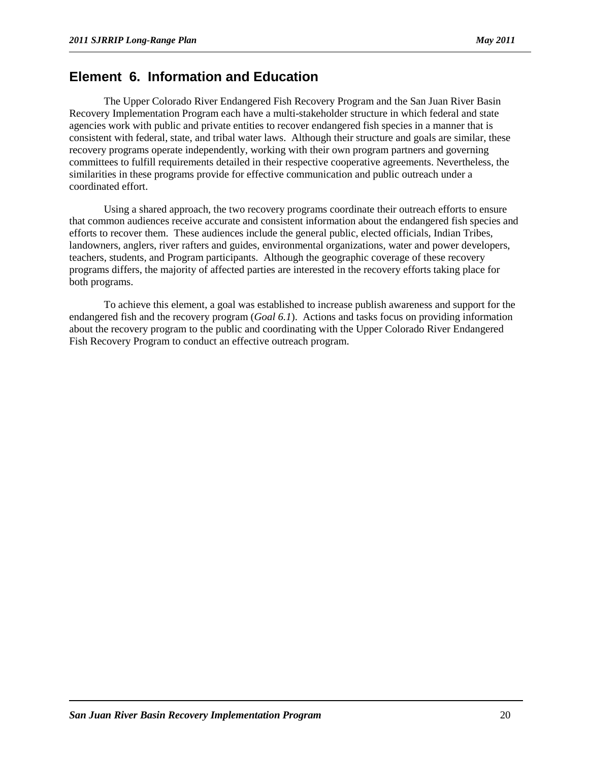## Element 6. Information and Education

The Upper Colorado River Endangered Fish Recovery Program and the San Juan River Basin Recovery Implementation Program each have a multi-stakeholder structure in which federal and state agencies work with public and private entities to recover endangered fish species in a manner that is consistent with federal, state, and tribal water laws. Although their structure and goals are similar, these recovery programs operate independently, working with their own program partners and governing committees to fulfill requirements detailed in their respective cooperative agreements. Nevertheless, the similarities in these programs provide for effective communication and public outreach under a coordinated effort.

Using a shared approach, the two recovery programs coordinate their outreach efforts to ensure that common audiences receive accurate and consistent information about the endangered fish species and efforts to recover them. These audiences include the general public, elected officials, Indian Tribes, landowners, anglers, river rafters and guides, environmental organizations, water and power developers, teachers, students, and Program participants. Although the geographic coverage of these recovery programs differs, the majority of affected parties are interested in the recovery efforts taking place for both programs.

To achieve this element, a goal was established to increase publish awareness and support for the endangered fish and the recovery program (*Goal 6.1*). Actions and tasks focus on providing information about the recovery program to the public and coordinating with the Upper Colorado River Endangered Fish Recovery Program to conduct an effective outreach program.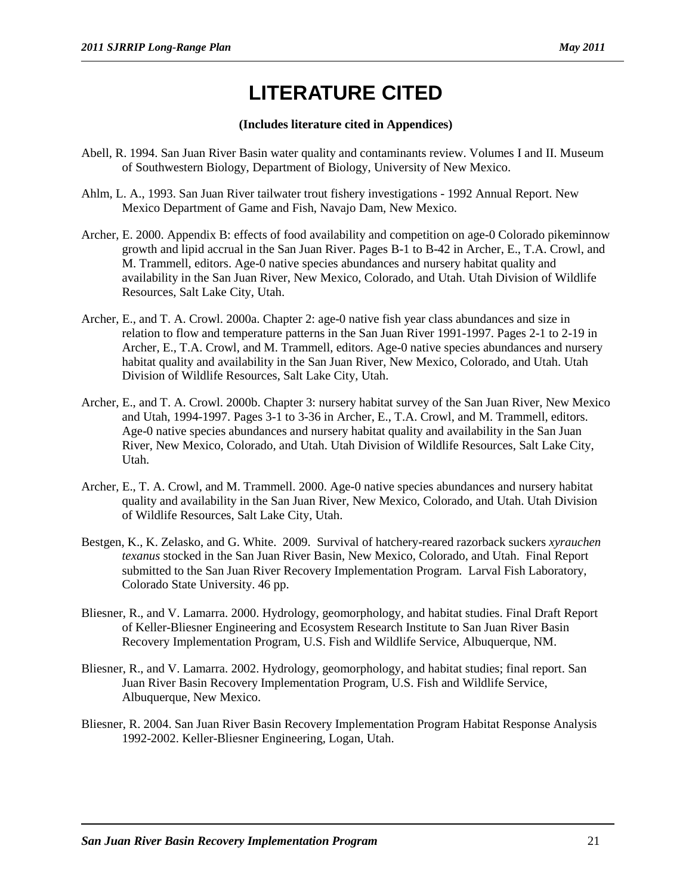# LITERATURE CITED

**(Includes literature cited in Appendices)**

Abell, R. 1994. San Juan River Basin water quality and contaminants review. Volumes I and II. Museum of Southwestern Biology, Department of Biology, University of New Mexico.

Ahlm, L. A., 1993. San Juan River tailwater trout fishery investigations - 1992 Annual Report. New Mexico Department of Game and Fish, Navajo Dam, New Mexico.

Archer, E. 2000. Appendix B: effects of food availability and competition on age-0 Colorado pikeminnow growth and lipid accrual in the San Juan River. Pages B-1 to B-42 in Archer, E., T.A. Crowl, and M. Trammell, editors. Age-0 native species abundances and nursery habitat quality and availability in the San Juan River, New Mexico, Colorado, and Utah. Utah Division of Wildlife Resources, Salt Lake City, Utah.

Archer, E., and T. A. Crowl. 2000a. Chapter 2: age-0 native fish year class abundances and size in relation to flow and temperature patterns in the San Juan River 1991-1997. Pages 2-1 to 2-19 in Archer, E., T.A. Crowl, and M. Trammell, editors. Age-0 native species abundances and nursery habitat quality and availability in the San Juan River, New Mexico, Colorado, and Utah. Utah Division of Wildlife Resources, Salt Lake City, Utah.

Archer, E., and T. A. Crowl. 2000b. Chapter 3: nursery habitat survey of the San Juan River, New Mexico and Utah, 1994-1997. Pages 3-1 to 3-36 in Archer, E., T.A. Crowl, and M. Trammell, editors. Age-0 native species abundances and nursery habitat quality and availability in the San Juan River, New Mexico, Colorado, and Utah. Utah Division of Wildlife Resources, Salt Lake City, Utah.

Archer, E., T. A. Crowl, and M. Trammell. 2000. Age-0 native species abundances and nursery habitat quality and availability in the San Juan River, New Mexico, Colorado, and Utah. Utah Division of Wildlife Resources, Salt Lake City, Utah.

Bestgen, K., K. Zelasko, and G. White. 2009. Survival of hatchery-reared razorback suckers *xyrauchen texanus* stocked in the San Juan River Basin, New Mexico, Colorado, and Utah. Final Report submitted to the San Juan River Recovery Implementation Program. Larval Fish Laboratory, Colorado State University. 46 pp.

Bliesner, R., and V. Lamarra. 2000. Hydrology, geomorphology, and habitat studies. Final Draft Report of Keller-Bliesner Engineering and Ecosystem Research Institute to San Juan River Basin Recovery Implementation Program, U.S. Fish and Wildlife Service, Albuquerque, NM.

Bliesner, R., and V. Lamarra. 2002. Hydrology, geomorphology, and habitat studies; final report. San Juan River Basin Recovery Implementation Program, U.S. Fish and Wildlife Service, Albuquerque, New Mexico.

Bliesner, R. 2004. San Juan River Basin Recovery Implementation Program Habitat Response Analysis 1992-2002. Keller-Bliesner Engineering, Logan, Utah.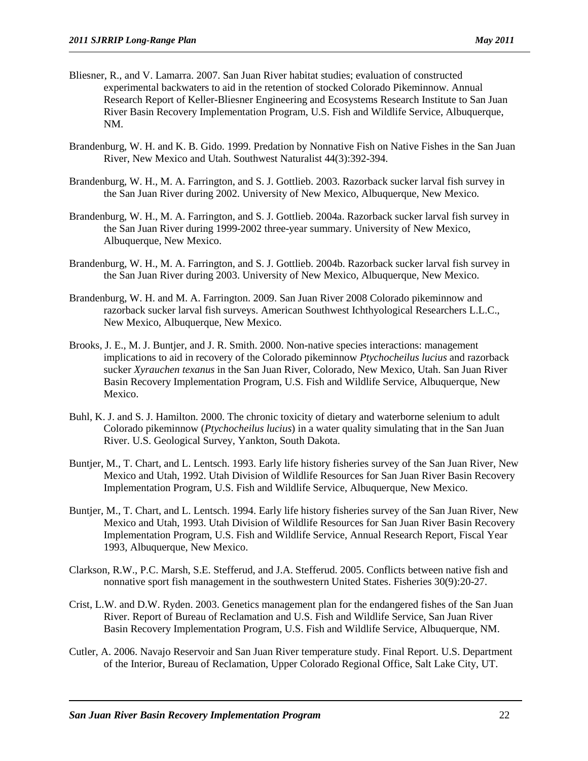Bliesner, R., and V. Lamarra. 2007. San Juan River habitat studies; evaluation of constructed experimental backwaters to aid in the retention of stocked Colorado Pikeminnow. Annual Research Report of Keller-Bliesner Engineering and Ecosystems Research Institute to San Juan River Basin Recovery Implementation Program, U.S. Fish and Wildlife Service, Albuquerque, NM.

Brandenburg, W. H. and K. B. Gido. 1999. Predation by Nonnative Fish on Native Fishes in the San Juan River, New Mexico and Utah. Southwest Naturalist 44(3):392-394.

Brandenburg, W. H., M. A. Farrington, and S. J. Gottlieb. 2003. Razorback sucker larval fish survey in the San Juan River during 2002. University of New Mexico, Albuquerque, New Mexico.

Brandenburg, W. H., M. A. Farrington, and S. J. Gottlieb. 2004a. Razorback sucker larval fish survey in the San Juan River during 1999-2002 three-year summary. University of New Mexico, Albuquerque, New Mexico.

Brandenburg, W. H., M. A. Farrington, and S. J. Gottlieb. 2004b. Razorback sucker larval fish survey in the San Juan River during 2003. University of New Mexico, Albuquerque, New Mexico.

Brandenburg, W. H. and M. A. Farrington. 2009. San Juan River 2008 Colorado pikeminnow and razorback sucker larval fish surveys. American Southwest Ichthyological Researchers L.L.C., New Mexico, Albuquerque, New Mexico.

Brooks, J. E., M. J. Buntjer, and J. R. Smith. 2000. Non-native species interactions: management implications to aid in recovery of the Colorado pikeminnow *Ptychocheilus lucius* and razorback sucker *Xyrauchen texanus* in the San Juan River, Colorado, New Mexico, Utah. San Juan River Basin Recovery Implementation Program, U.S. Fish and Wildlife Service, Albuquerque, New Mexico.

Buhl, K. J. and S. J. Hamilton. 2000. The chronic toxicity of dietary and waterborne selenium to adult Colorado pikeminnow (*Ptychocheilus lucius*) in a water quality simulating that in the San Juan River. U.S. Geological Survey, Yankton, South Dakota.

Buntjer, M., T. Chart, and L. Lentsch. 1993. Early life history fisheries survey of the San Juan River, New Mexico and Utah, 1992. Utah Division of Wildlife Resources for San Juan River Basin Recovery Implementation Program, U.S. Fish and Wildlife Service, Albuquerque, New Mexico.

Buntjer, M., T. Chart, and L. Lentsch. 1994. Early life history fisheries survey of the San Juan River, New Mexico and Utah, 1993. Utah Division of Wildlife Resources for San Juan River Basin Recovery Implementation Program, U.S. Fish and Wildlife Service, Annual Research Report, Fiscal Year 1993, Albuquerque, New Mexico.

Clarkson, R.W., P.C. Marsh, S.E. Stefferud, and J.A. Stefferud. 2005. Conflicts between native fish and nonnative sport fish management in the southwestern United States. Fisheries 30(9):20-27.

Crist, L.W. and D.W. Ryden. 2003. Genetics management plan for the endangered fishes of the San Juan River. Report of Bureau of Reclamation and U.S. Fish and Wildlife Service, San Juan River Basin Recovery Implementation Program, U.S. Fish and Wildlife Service, Albuquerque, NM.

Cutler, A. 2006. Navajo Reservoir and San Juan River temperature study. Final Report. U.S. Department of the Interior, Bureau of Reclamation, Upper Colorado Regional Office, Salt Lake City, UT.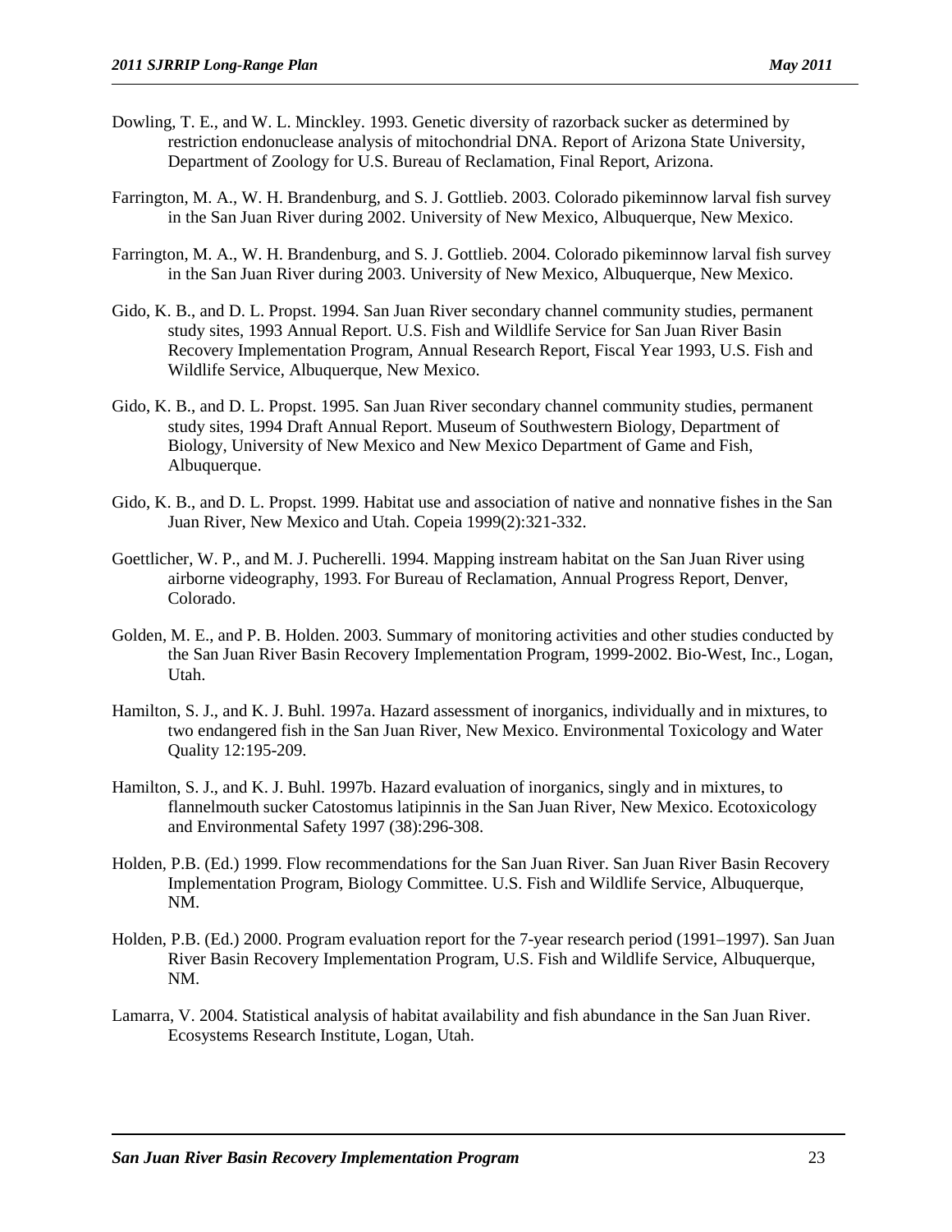Dowling, T. E., and W. L. Minckley. 1993. Genetic diversity of razorback sucker as determined by restriction endonuclease analysis of mitochondrial DNA. Report of Arizona State University, Department of Zoology for U.S. Bureau of Reclamation, Final Report, Arizona.

Farrington, M. A., W. H. Brandenburg, and S. J. Gottlieb. 2003. Colorado pikeminnow larval fish survey in the San Juan River during 2002. University of New Mexico, Albuquerque, New Mexico.

Farrington, M. A., W. H. Brandenburg, and S. J. Gottlieb. 2004. Colorado pikeminnow larval fish survey in the San Juan River during 2003. University of New Mexico, Albuquerque, New Mexico.

Gido, K. B., and D. L. Propst. 1994. San Juan River secondary channel community studies, permanent study sites, 1993 Annual Report. U.S. Fish and Wildlife Service for San Juan River Basin Recovery Implementation Program, Annual Research Report, Fiscal Year 1993, U.S. Fish and Wildlife Service, Albuquerque, New Mexico.

Gido, K. B., and D. L. Propst. 1995. San Juan River secondary channel community studies, permanent study sites, 1994 Draft Annual Report. Museum of Southwestern Biology, Department of Biology, University of New Mexico and New Mexico Department of Game and Fish, Albuquerque.

Gido, K. B., and D. L. Propst. 1999. Habitat use and association of native and nonnative fishes in the San Juan River, New Mexico and Utah. Copeia 1999(2):321-332.

Goettlicher, W. P., and M. J. Pucherelli. 1994. Mapping instream habitat on the San Juan River using airborne videography, 1993. For Bureau of Reclamation, Annual Progress Report, Denver, Colorado.

Golden, M. E., and P. B. Holden. 2003. Summary of monitoring activities and other studies conducted by the San Juan River Basin Recovery Implementation Program, 1999-2002. Bio-West, Inc., Logan, Utah.

Hamilton, S. J., and K. J. Buhl. 1997a. Hazard assessment of inorganics, individually and in mixtures, to two endangered fish in the San Juan River, New Mexico. Environmental Toxicology and Water Quality 12:195-209.

Hamilton, S. J., and K. J. Buhl. 1997b. Hazard evaluation of inorganics, singly and in mixtures, to flannelmouth sucker Catostomus latipinnis in the San Juan River, New Mexico. Ecotoxicology and Environmental Safety 1997 (38):296-308.

Holden, P.B. (Ed.) 1999. Flow recommendations for the San Juan River. San Juan River Basin Recovery Implementation Program, Biology Committee. U.S. Fish and Wildlife Service, Albuquerque, NM.

Holden, P.B. (Ed.) 2000. Program evaluation report for the 7-year research period (1991–1997). San Juan River Basin Recovery Implementation Program, U.S. Fish and Wildlife Service, Albuquerque, NM.

Lamarra, V. 2004. Statistical analysis of habitat availability and fish abundance in the San Juan River. Ecosystems Research Institute, Logan, Utah.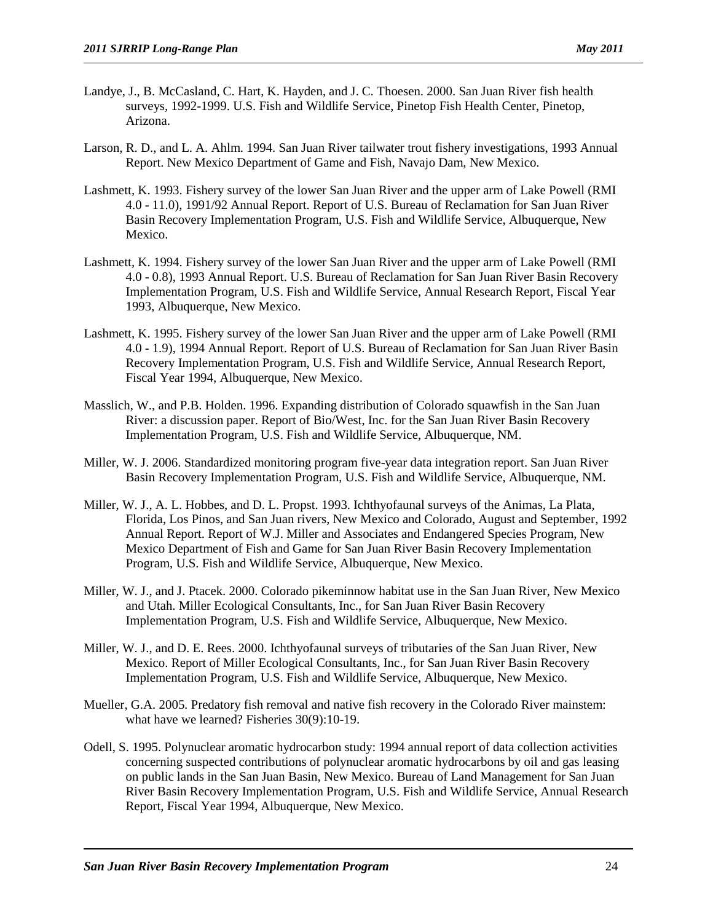Landye, J., B. McCasland, C. Hart, K. Hayden, and J. C. Thoesen. 2000. San Juan River fish health surveys, 1992-1999. U.S. Fish and Wildlife Service, Pinetop Fish Health Center, Pinetop, Arizona.

Larson, R. D., and L. A. Ahlm. 1994. San Juan River tailwater trout fishery investigations, 1993 Annual Report. New Mexico Department of Game and Fish, Navajo Dam, New Mexico.

Lashmett, K. 1993. Fishery survey of the lower San Juan River and the upper arm of Lake Powell (RMI 4.0 - 11.0), 1991/92 Annual Report. Report of U.S. Bureau of Reclamation for San Juan River Basin Recovery Implementation Program, U.S. Fish and Wildlife Service, Albuquerque, New Mexico.

Lashmett, K. 1994. Fishery survey of the lower San Juan River and the upper arm of Lake Powell (RMI 4.0 - 0.8), 1993 Annual Report. U.S. Bureau of Reclamation for San Juan River Basin Recovery Implementation Program, U.S. Fish and Wildlife Service, Annual Research Report, Fiscal Year 1993, Albuquerque, New Mexico.

Lashmett, K. 1995. Fishery survey of the lower San Juan River and the upper arm of Lake Powell (RMI 4.0 - 1.9), 1994 Annual Report. Report of U.S. Bureau of Reclamation for San Juan River Basin Recovery Implementation Program, U.S. Fish and Wildlife Service, Annual Research Report, Fiscal Year 1994, Albuquerque, New Mexico.

Masslich, W., and P.B. Holden. 1996. Expanding distribution of Colorado squawfish in the San Juan River: a discussion paper. Report of Bio/West, Inc. for the San Juan River Basin Recovery Implementation Program, U.S. Fish and Wildlife Service, Albuquerque, NM.

Miller, W. J. 2006. Standardized monitoring program five-year data integration report. San Juan River Basin Recovery Implementation Program, U.S. Fish and Wildlife Service, Albuquerque, NM.

Miller, W. J., A. L. Hobbes, and D. L. Propst. 1993. Ichthyofaunal surveys of the Animas, La Plata, Florida, Los Pinos, and San Juan rivers, New Mexico and Colorado, August and September, 1992 Annual Report. Report of W.J. Miller and Associates and Endangered Species Program, New Mexico Department of Fish and Game for San Juan River Basin Recovery Implementation Program, U.S. Fish and Wildlife Service, Albuquerque, New Mexico.

Miller, W. J., and J. Ptacek. 2000. Colorado pikeminnow habitat use in the San Juan River, New Mexico and Utah. Miller Ecological Consultants, Inc., for San Juan River Basin Recovery Implementation Program, U.S. Fish and Wildlife Service, Albuquerque, New Mexico.

Miller, W. J., and D. E. Rees. 2000. Ichthyofaunal surveys of tributaries of the San Juan River, New Mexico. Report of Miller Ecological Consultants, Inc., for San Juan River Basin Recovery Implementation Program, U.S. Fish and Wildlife Service, Albuquerque, New Mexico.

Mueller, G.A. 2005. Predatory fish removal and native fish recovery in the Colorado River mainstem: what have we learned? Fisheries 30(9):10-19.

Odell, S. 1995. Polynuclear aromatic hydrocarbon study: 1994 annual report of data collection activities concerning suspected contributions of polynuclear aromatic hydrocarbons by oil and gas leasing on public lands in the San Juan Basin, New Mexico. Bureau of Land Management for San Juan River Basin Recovery Implementation Program, U.S. Fish and Wildlife Service, Annual Research Report, Fiscal Year 1994, Albuquerque, New Mexico.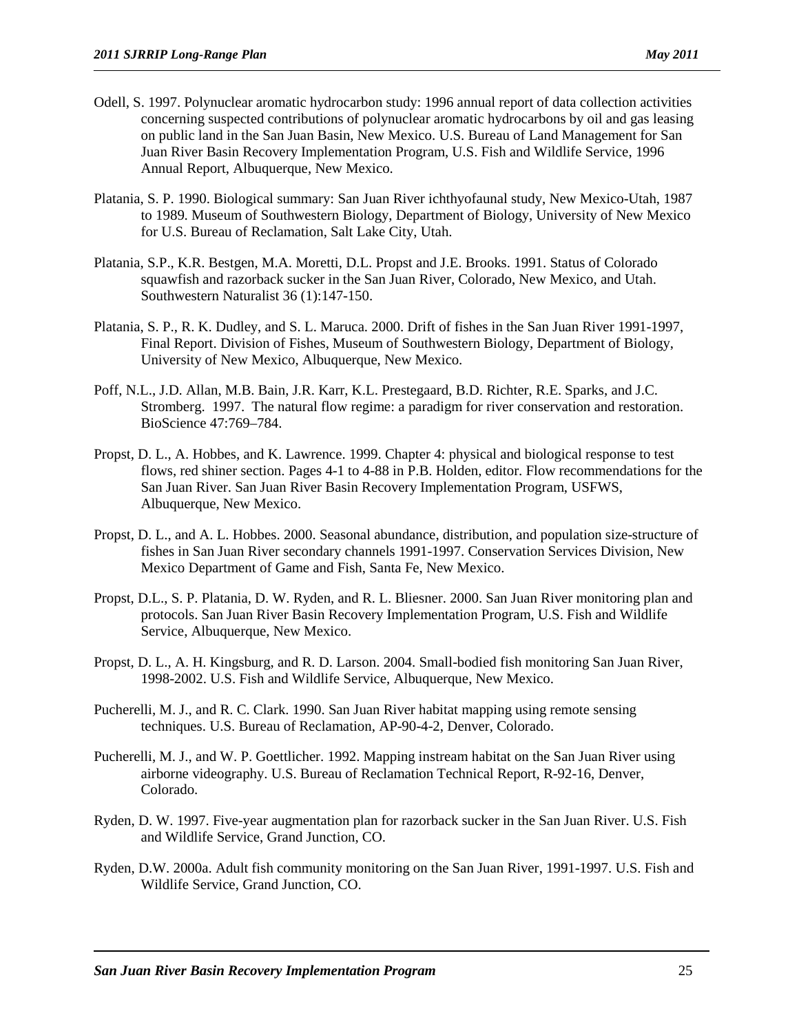Odell, S. 1997. Polynuclear aromatic hydrocarbon study: 1996 annual report of data collection activities concerning suspected contributions of polynuclear aromatic hydrocarbons by oil and gas leasing on public land in the San Juan Basin, New Mexico. U.S. Bureau of Land Management for San Juan River Basin Recovery Implementation Program, U.S. Fish and Wildlife Service, 1996 Annual Report, Albuquerque, New Mexico.

Platania, S. P. 1990. Biological summary: San Juan River ichthyofaunal study, New Mexico-Utah, 1987 to 1989. Museum of Southwestern Biology, Department of Biology, University of New Mexico for U.S. Bureau of Reclamation, Salt Lake City, Utah.

Platania, S.P., K.R. Bestgen, M.A. Moretti, D.L. Propst and J.E. Brooks. 1991. Status of Colorado squawfish and razorback sucker in the San Juan River, Colorado, New Mexico, and Utah. Southwestern Naturalist 36 (1):147-150.

Platania, S. P., R. K. Dudley, and S. L. Maruca. 2000. Drift of fishes in the San Juan River 1991-1997, Final Report. Division of Fishes, Museum of Southwestern Biology, Department of Biology, University of New Mexico, Albuquerque, New Mexico.

Poff, N.L., J.D. Allan, M.B. Bain, J.R. Karr, K.L. Prestegaard, B.D. Richter, R.E. Sparks, and J.C. Stromberg. 1997. The natural flow regime: a paradigm for river conservation and restoration. BioScience 47:769–784.

Propst, D. L., A. Hobbes, and K. Lawrence. 1999. Chapter 4: physical and biological response to test flows, red shiner section. Pages 4-1 to 4-88 in P.B. Holden, editor. Flow recommendations for the San Juan River. San Juan River Basin Recovery Implementation Program, USFWS, Albuquerque, New Mexico.

Propst, D. L., and A. L. Hobbes. 2000. Seasonal abundance, distribution, and population size-structure of fishes in San Juan River secondary channels 1991-1997. Conservation Services Division, New Mexico Department of Game and Fish, Santa Fe, New Mexico.

Propst, D.L., S. P. Platania, D. W. Ryden, and R. L. Bliesner. 2000. San Juan River monitoring plan and protocols. San Juan River Basin Recovery Implementation Program, U.S. Fish and Wildlife Service, Albuquerque, New Mexico.

Propst, D. L., A. H. Kingsburg, and R. D. Larson. 2004. Small-bodied fish monitoring San Juan River, 1998-2002. U.S. Fish and Wildlife Service, Albuquerque, New Mexico.

Pucherelli, M. J., and R. C. Clark. 1990. San Juan River habitat mapping using remote sensing techniques. U.S. Bureau of Reclamation, AP-90-4-2, Denver, Colorado.

Pucherelli, M. J., and W. P. Goettlicher. 1992. Mapping instream habitat on the San Juan River using airborne videography. U.S. Bureau of Reclamation Technical Report, R-92-16, Denver, Colorado.

Ryden, D. W. 1997. Five-year augmentation plan for razorback sucker in the San Juan River. U.S. Fish and Wildlife Service, Grand Junction, CO.

Ryden, D.W. 2000a. Adult fish community monitoring on the San Juan River, 1991-1997. U.S. Fish and Wildlife Service, Grand Junction, CO.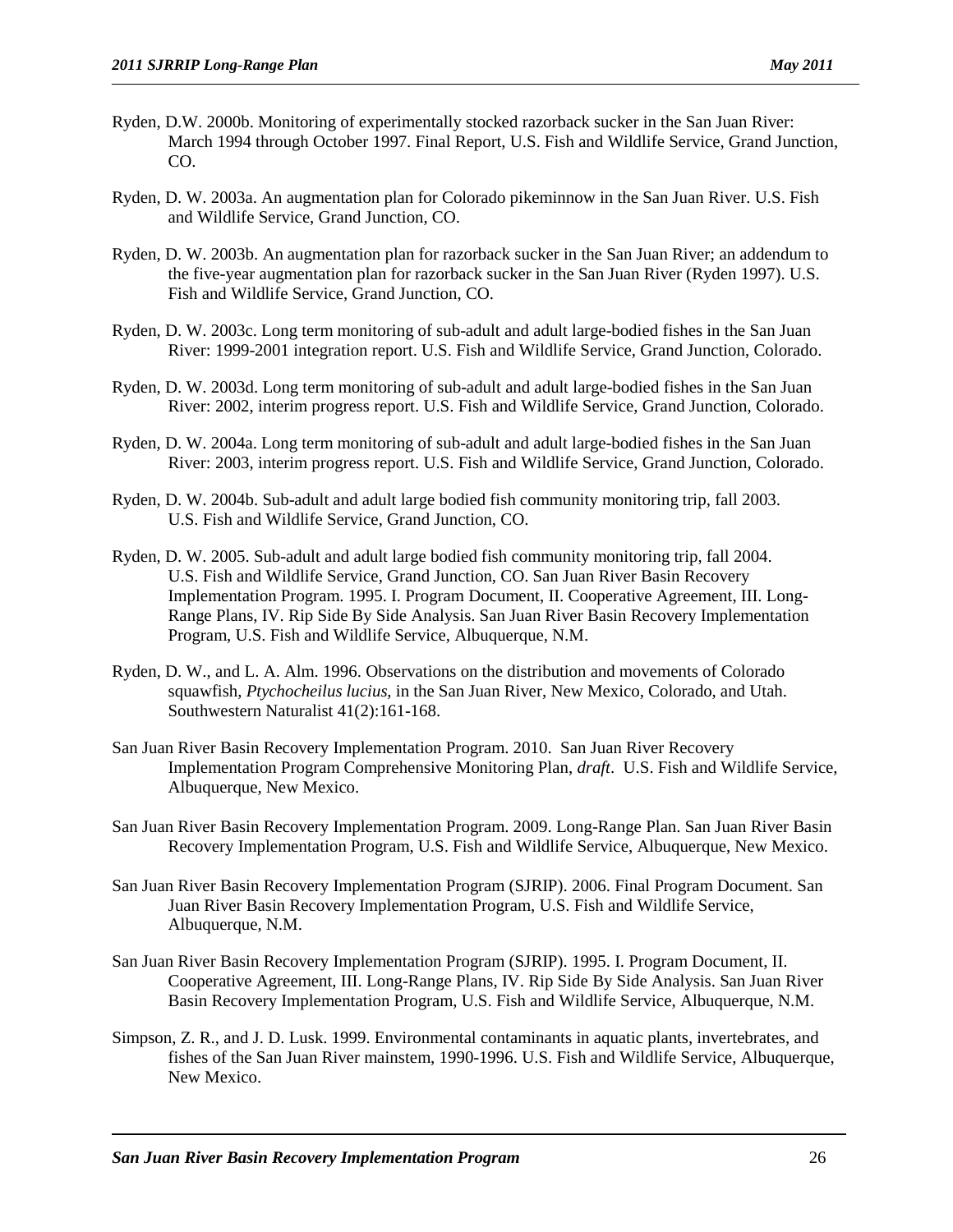Ryden, D.W. 2000b. Monitoring of experimentally stocked razorback sucker in the San Juan River: March 1994 through October 1997. Final Report, U.S. Fish and Wildlife Service, Grand Junction, CO.

Ryden, D. W. 2003a. An augmentation plan for Colorado pikeminnow in the San Juan River. U.S. Fish and Wildlife Service, Grand Junction, CO.

Ryden, D. W. 2003b. An augmentation plan for razorback sucker in the San Juan River; an addendum to the five-year augmentation plan for razorback sucker in the San Juan River (Ryden 1997). U.S. Fish and Wildlife Service, Grand Junction, CO.

Ryden, D. W. 2003c. Long term monitoring of sub-adult and adult large-bodied fishes in the San Juan River: 1999-2001 integration report. U.S. Fish and Wildlife Service, Grand Junction, Colorado.

Ryden, D. W. 2003d. Long term monitoring of sub-adult and adult large-bodied fishes in the San Juan River: 2002, interim progress report. U.S. Fish and Wildlife Service, Grand Junction, Colorado.

Ryden, D. W. 2004a. Long term monitoring of sub-adult and adult large-bodied fishes in the San Juan River: 2003, interim progress report. U.S. Fish and Wildlife Service, Grand Junction, Colorado.

Ryden, D. W. 2004b. Sub-adult and adult large bodied fish community monitoring trip, fall 2003. U.S. Fish and Wildlife Service, Grand Junction, CO.

Ryden, D. W. 2005. Sub-adult and adult large bodied fish community monitoring trip, fall 2004. U.S. Fish and Wildlife Service, Grand Junction, CO. San Juan River Basin Recovery Implementation Program. 1995. I. Program Document, II. Cooperative Agreement, III. Long-Range Plans, IV. Rip Side By Side Analysis. San Juan River Basin Recovery Implementation Program, U.S. Fish and Wildlife Service, Albuquerque, N.M.

Ryden, D. W., and L. A. Alm. 1996. Observations on the distribution and movements of Colorado squawfish, *Ptychocheilus lucius*, in the San Juan River, New Mexico, Colorado, and Utah. Southwestern Naturalist 41(2):161-168.

San Juan River Basin Recovery Implementation Program. 2010. San Juan River Recovery Implementation Program Comprehensive Monitoring Plan, *draft*. U.S. Fish and Wildlife Service, Albuquerque, New Mexico.

San Juan River Basin Recovery Implementation Program. 2009. Long-Range Plan. San Juan River Basin Recovery Implementation Program, U.S. Fish and Wildlife Service, Albuquerque, New Mexico.

San Juan River Basin Recovery Implementation Program (SJRIP). 2006. Final Program Document. San Juan River Basin Recovery Implementation Program, U.S. Fish and Wildlife Service, Albuquerque, N.M.

San Juan River Basin Recovery Implementation Program (SJRIP). 1995. I. Program Document, II. Cooperative Agreement, III. Long-Range Plans, IV. Rip Side By Side Analysis. San Juan River Basin Recovery Implementation Program, U.S. Fish and Wildlife Service, Albuquerque, N.M.

Simpson, Z. R., and J. D. Lusk. 1999. Environmental contaminants in aquatic plants, invertebrates, and fishes of the San Juan River mainstem, 1990-1996. U.S. Fish and Wildlife Service, Albuquerque, New Mexico.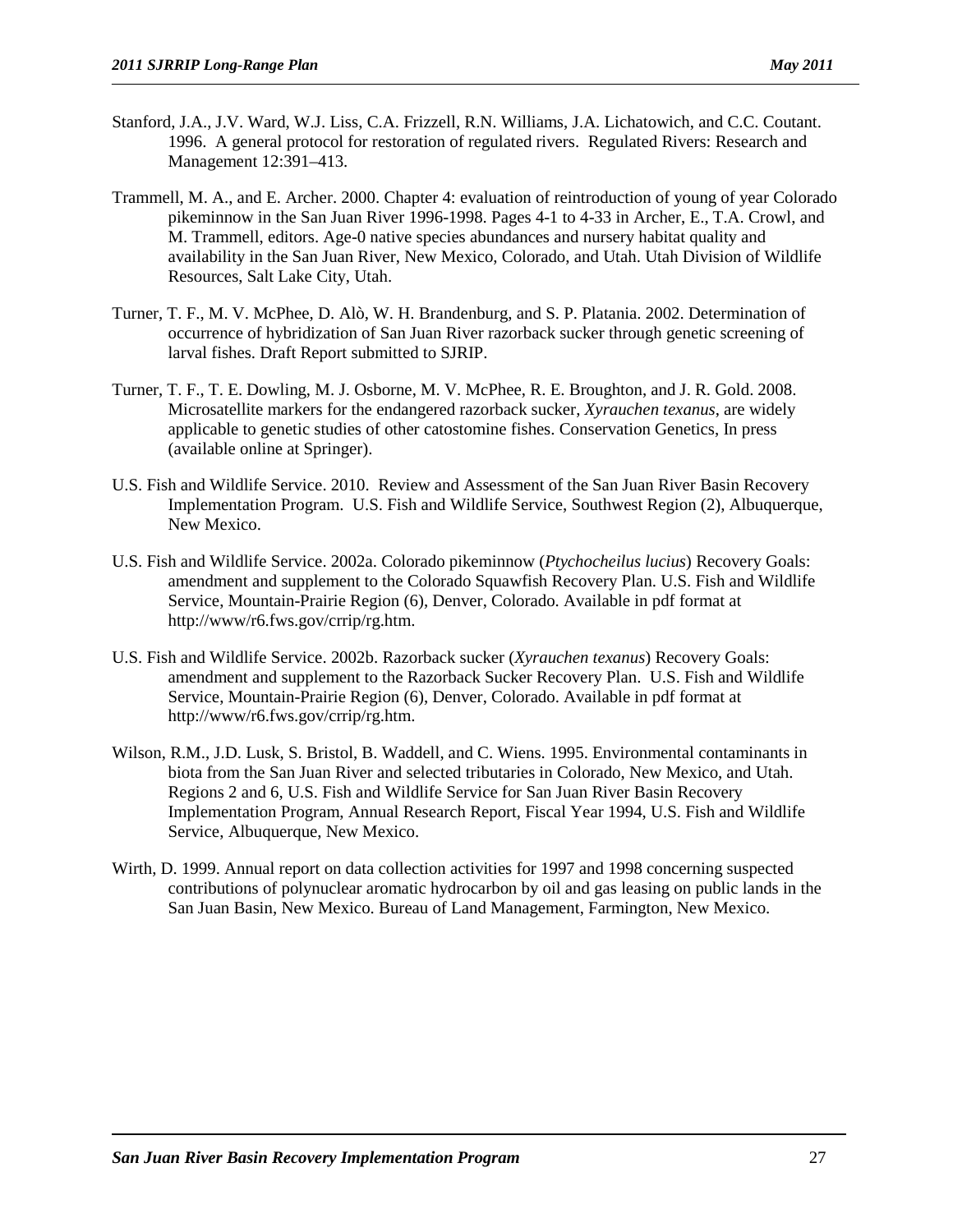Stanford, J.A., J.V. Ward, W.J. Liss, C.A. Frizzell, R.N. Williams, J.A. Lichatowich, and C.C. Coutant. 1996. A general protocol for restoration of regulated rivers. Regulated Rivers: Research and Management 12:391–413.

Trammell, M. A., and E. Archer. 2000. Chapter 4: evaluation of reintroduction of young of year Colorado pikeminnow in the San Juan River 1996-1998. Pages 4-1 to 4-33 in Archer, E., T.A. Crowl, and M. Trammell, editors. Age-0 native species abundances and nursery habitat quality and availability in the San Juan River, New Mexico, Colorado, and Utah. Utah Division of Wildlife Resources, Salt Lake City, Utah.

Turner, T. F., M. V. McPhee, D. Alò, W. H. Brandenburg, and S. P. Platania. 2002. Determination of occurrence of hybridization of San Juan River razorback sucker through genetic screening of larval fishes. Draft Report submitted to SJRIP.

Turner, T. F., T. E. Dowling, M. J. Osborne, M. V. McPhee, R. E. Broughton, and J. R. Gold. 2008. Microsatellite markers for the endangered razorback sucker, *Xyrauchen texanus*, are widely applicable to genetic studies of other catostomine fishes. Conservation Genetics, In press (available online at Springer).

U.S. Fish and Wildlife Service. 2010. Review and Assessment of the San Juan River Basin Recovery Implementation Program. U.S. Fish and Wildlife Service, Southwest Region (2), Albuquerque, New Mexico.

U.S. Fish and Wildlife Service. 2002a. Colorado pikeminnow (*Ptychocheilus lucius*) Recovery Goals: amendment and supplement to the Colorado Squawfish Recovery Plan. U.S. Fish and Wildlife Service, Mountain-Prairie Region (6), Denver, Colorado. Available in pdf format at http://www/r6.fws.gov/crrip/rg.htm.

U.S. Fish and Wildlife Service. 2002b. Razorback sucker (*Xyrauchen texanus*) Recovery Goals: amendment and supplement to the Razorback Sucker Recovery Plan. U.S. Fish and Wildlife Service, Mountain-Prairie Region (6), Denver, Colorado. Available in pdf format at http://www/r6.fws.gov/crrip/rg.htm.

Wilson, R.M., J.D. Lusk, S. Bristol, B. Waddell, and C. Wiens. 1995. Environmental contaminants in biota from the San Juan River and selected tributaries in Colorado, New Mexico, and Utah. Regions 2 and 6, U.S. Fish and Wildlife Service for San Juan River Basin Recovery Implementation Program, Annual Research Report, Fiscal Year 1994, U.S. Fish and Wildlife Service, Albuquerque, New Mexico.

Wirth, D. 1999. Annual report on data collection activities for 1997 and 1998 concerning suspected contributions of polynuclear aromatic hydrocarbon by oil and gas leasing on public lands in the San Juan Basin, New Mexico. Bureau of Land Management, Farmington, New Mexico.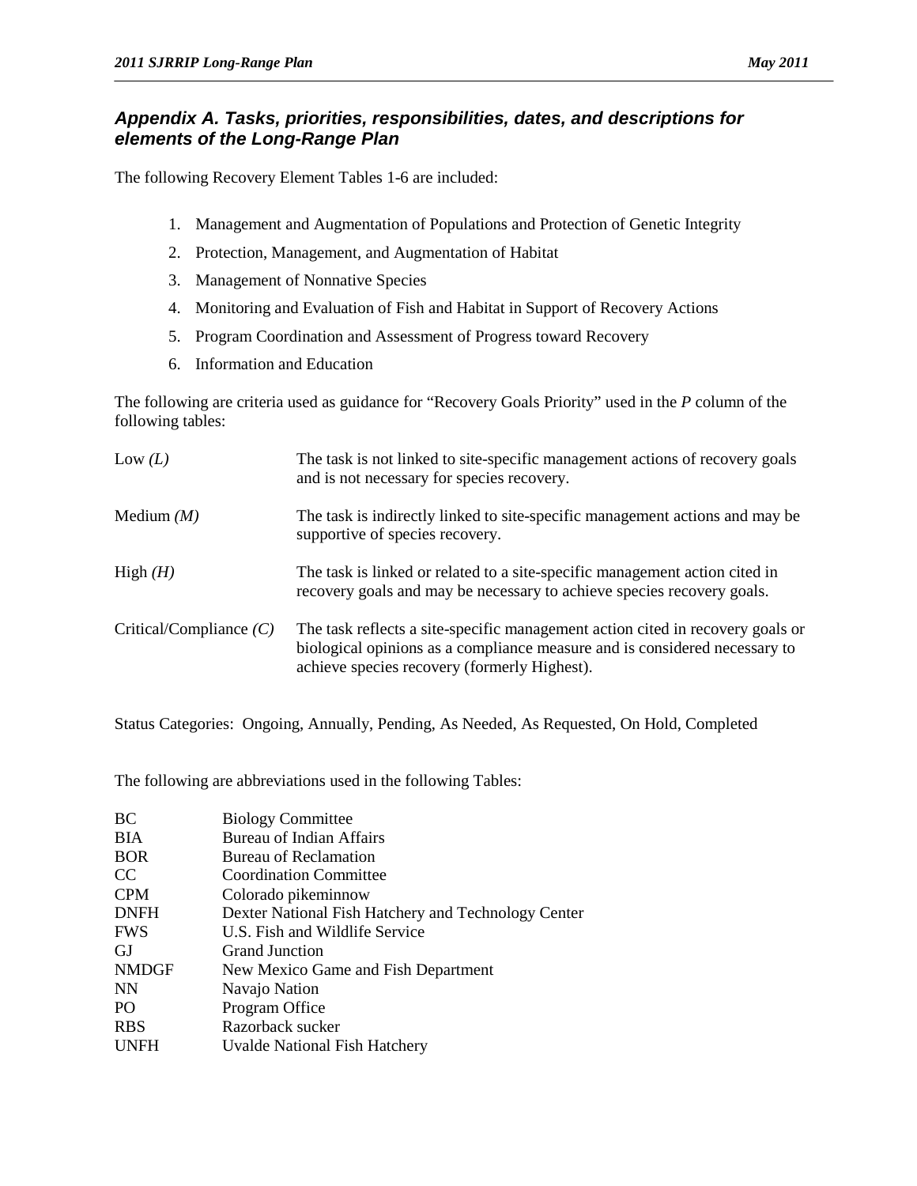## *Appendix A. Tasks, priorities, responsibilities, dates, and descriptions for elements of the Long-Range Plan*

The following Recovery Element Tables 1-6 are included:

1. Management and Augmentation of Populations and Protection of Genetic Integrity
2. Protection, Management, and Augmentation of Habitat
3. Management of Nonnative Species
4. Monitoring and Evaluation of Fish and Habitat in Support of Recovery Actions
5. Program Coordination and Assessment of Progress toward Recovery
6. Information and Education

The following are criteria used as guidance for "Recovery Goals Priority" used in the *P* column of the following tables:

| | |
|---|---|
| Low *(L)* | The task is not linked to site-specific management actions of recovery goals and is not necessary for species recovery. |
| Medium *(M)* | The task is indirectly linked to site-specific management actions and may be supportive of species recovery. |
| High *(H)* | The task is linked or related to a site-specific management action cited in recovery goals and may be necessary to achieve species recovery goals. |
| Critical/Compliance *(C)* | The task reflects a site-specific management action cited in recovery goals or biological opinions as a compliance measure and is considered necessary to achieve species recovery (formerly Highest). |

Status Categories: Ongoing, Annually, Pending, As Needed, As Requested, On Hold, Completed

The following are abbreviations used in the following Tables:

| | |
|---|---|
| BC | Biology Committee |
| BIA | Bureau of Indian Affairs |
| BOR | Bureau of Reclamation |
| CC | Coordination Committee |
| CPM | Colorado pikeminnow |
| DNFH | Dexter National Fish Hatchery and Technology Center |
| FWS | U.S. Fish and Wildlife Service |
| GJ | Grand Junction |
| NMDGF | New Mexico Game and Fish Department |
| NN | Navajo Nation |
| PO | Program Office |
| RBS | Razorback sucker |
| UNFH | Uvalde National Fish Hatchery |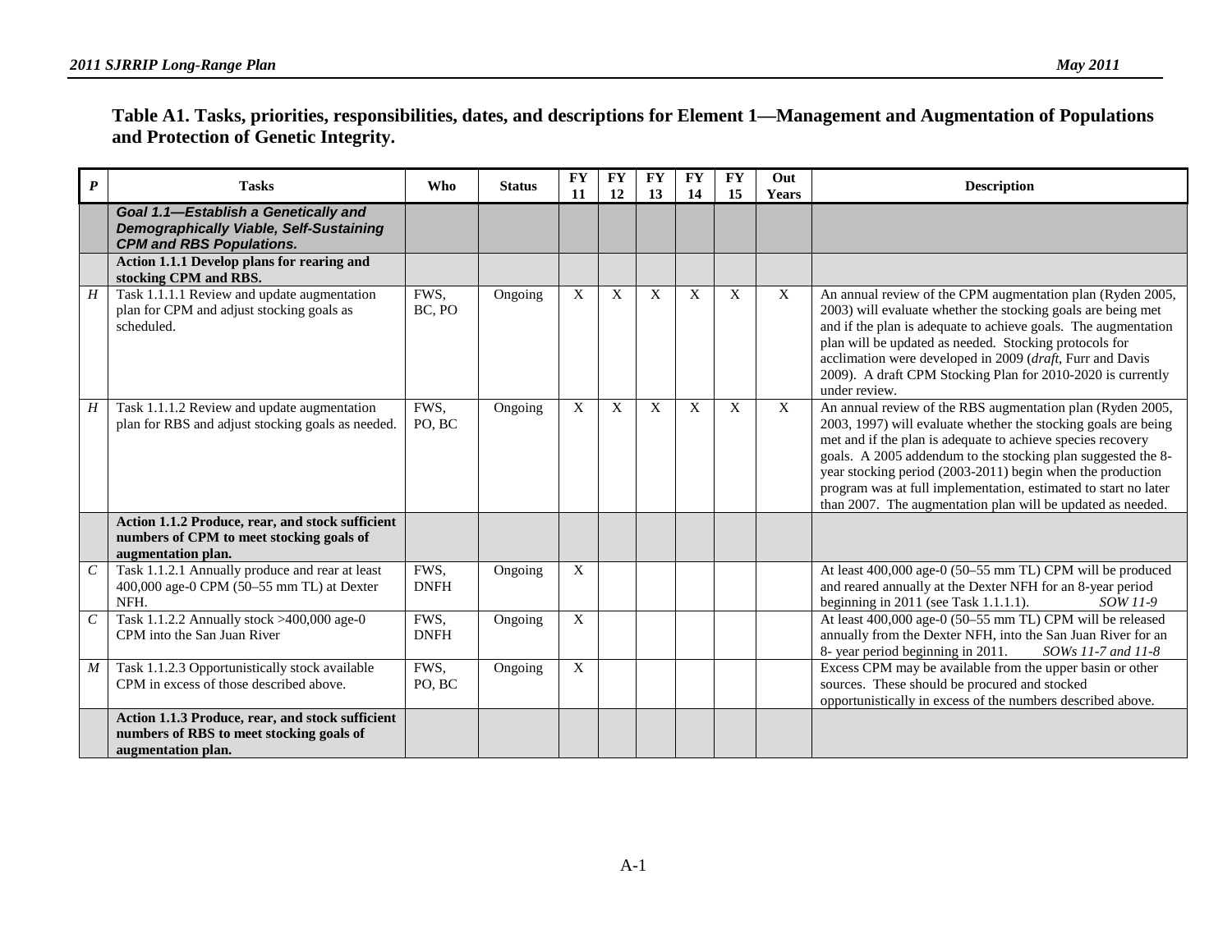**Table A1. Tasks, priorities, responsibilities, dates, and descriptions for Element 1—Management and Augmentation of Populations and Protection of Genetic Integrity.**

| *P* | Tasks | Who | Status | FY 11 | FY 12 | FY 13 | FY 14 | FY 15 | Out Years | Description |
|---|---|---|---|---|---|---|---|---|---|---|
| | ***Goal 1.1—Establish a Genetically and Demographically Viable, Self-Sustaining CPM and RBS Populations.*** | | | | | | | | | |
| | **Action 1.1.1 Develop plans for rearing and stocking CPM and RBS.** | | | | | | | | | |
| *H* | Task 1.1.1.1 Review and update augmentation plan for CPM and adjust stocking goals as scheduled. | FWS, BC, PO | Ongoing | X | X | X | X | X | X | An annual review of the CPM augmentation plan (Ryden 2005, 2003) will evaluate whether the stocking goals are being met and if the plan is adequate to achieve goals. The augmentation plan will be updated as needed. Stocking protocols for acclimation were developed in 2009 (*draft*, Furr and Davis 2009). A draft CPM Stocking Plan for 2010-2020 is currently under review. |
| *H* | Task 1.1.1.2 Review and update augmentation plan for RBS and adjust stocking goals as needed. | FWS, PO, BC | Ongoing | X | X | X | X | X | X | An annual review of the RBS augmentation plan (Ryden 2005, 2003, 1997) will evaluate whether the stocking goals are being met and if the plan is adequate to achieve species recovery goals. A 2005 addendum to the stocking plan suggested the 8-year stocking period (2003-2011) begin when the production program was at full implementation, estimated to start no later than 2007. The augmentation plan will be updated as needed. |
| | **Action 1.1.2 Produce, rear, and stock sufficient numbers of CPM to meet stocking goals of augmentation plan.** | | | | | | | | | |
| *C* | Task 1.1.2.1 Annually produce and rear at least 400,000 age-0 CPM (50–55 mm TL) at Dexter NFH. | FWS, DNFH | Ongoing | X | | | | | | At least 400,000 age-0 (50–55 mm TL) CPM will be produced and reared annually at the Dexter NFH for an 8-year period beginning in 2011 (see Task 1.1.1.1). *SOW 11-9* |
| *C* | Task 1.1.2.2 Annually stock >400,000 age-0 CPM into the San Juan River | FWS, DNFH | Ongoing | X | | | | | | At least 400,000 age-0 (50–55 mm TL) CPM will be released annually from the Dexter NFH, into the San Juan River for an 8- year period beginning in 2011. *SOWs 11-7 and 11-8* |
| *M* | Task 1.1.2.3 Opportunistically stock available CPM in excess of those described above. | FWS, PO, BC | Ongoing | X | | | | | | Excess CPM may be available from the upper basin or other sources. These should be procured and stocked opportunistically in excess of the numbers described above. |
| | **Action 1.1.3 Produce, rear, and stock sufficient numbers of RBS to meet stocking goals of augmentation plan.** | | | | | | | | | |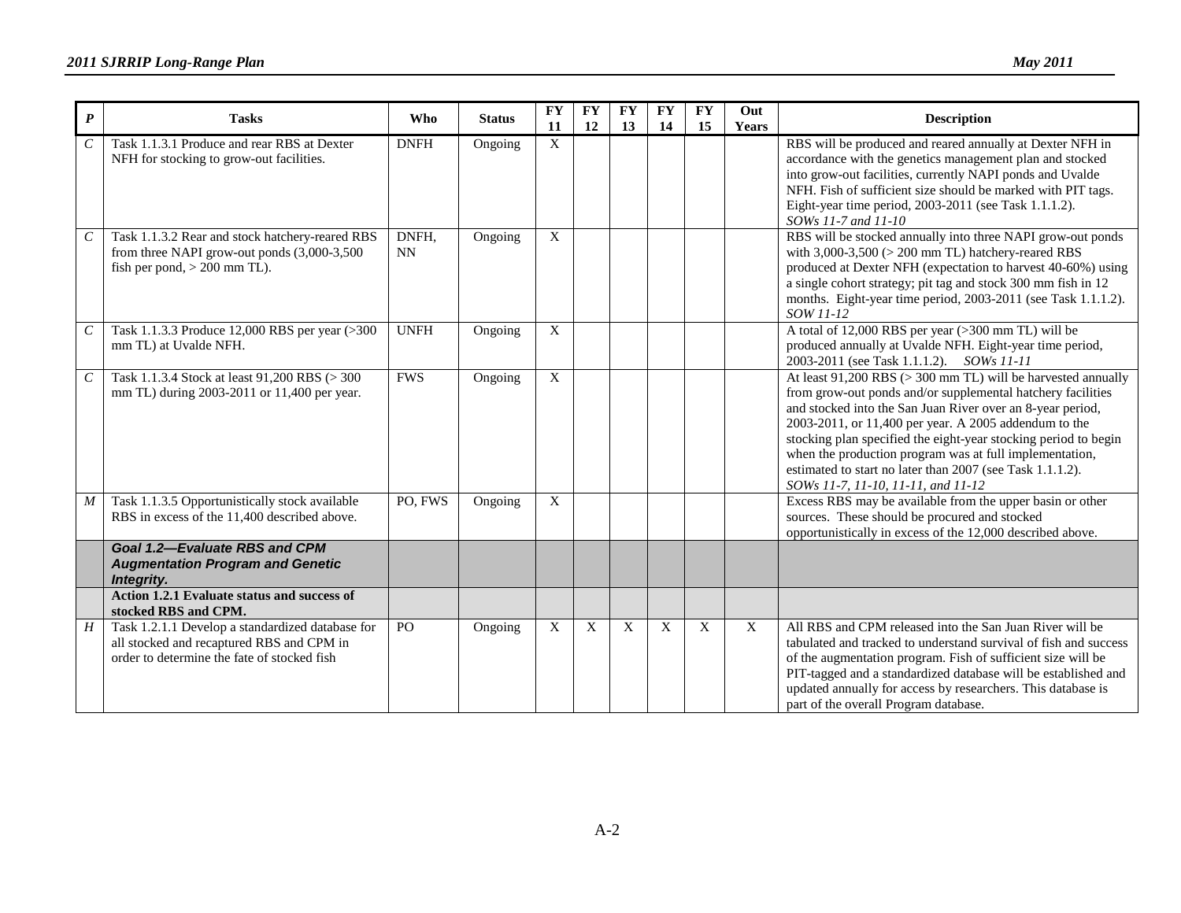| P | Tasks | Who | Status | FY 11 | FY 12 | FY 13 | FY 14 | FY 15 | Out Years | Description |
|---|---|---|---|---|---|---|---|---|---|---|
| *C* | Task 1.1.3.1 Produce and rear RBS at Dexter NFH for stocking to grow-out facilities. | DNFH | Ongoing | X | | | | | | RBS will be produced and reared annually at Dexter NFH in accordance with the genetics management plan and stocked into grow-out facilities, currently NAPI ponds and Uvalde NFH. Fish of sufficient size should be marked with PIT tags. Eight-year time period, 2003-2011 (see Task 1.1.1.2). *SOWs 11-7 and 11-10* |
| *C* | Task 1.1.3.2 Rear and stock hatchery-reared RBS from three NAPI grow-out ponds (3,000-3,500 fish per pond, > 200 mm TL). | DNFH, NN | Ongoing | X | | | | | | RBS will be stocked annually into three NAPI grow-out ponds with 3,000-3,500 (> 200 mm TL) hatchery-reared RBS produced at Dexter NFH (expectation to harvest 40-60%) using a single cohort strategy; pit tag and stock 300 mm fish in 12 months. Eight-year time period, 2003-2011 (see Task 1.1.1.2). *SOW 11-12* |
| *C* | Task 1.1.3.3 Produce 12,000 RBS per year (>300 mm TL) at Uvalde NFH. | UNFH | Ongoing | X | | | | | | A total of 12,000 RBS per year (>300 mm TL) will be produced annually at Uvalde NFH. Eight-year time period, 2003-2011 (see Task 1.1.1.2). *SOWs 11-11* |
| *C* | Task 1.1.3.4 Stock at least 91,200 RBS (> 300 mm TL) during 2003-2011 or 11,400 per year. | FWS | Ongoing | X | | | | | | At least 91,200 RBS (> 300 mm TL) will be harvested annually from grow-out ponds and/or supplemental hatchery facilities and stocked into the San Juan River over an 8-year period, 2003-2011, or 11,400 per year. A 2005 addendum to the stocking plan specified the eight-year stocking period to begin when the production program was at full implementation, estimated to start no later than 2007 (see Task 1.1.1.2). *SOWs 11-7, 11-10, 11-11, and 11-12* |
| *M* | Task 1.1.3.5 Opportunistically stock available RBS in excess of the 11,400 described above. | PO, FWS | Ongoing | X | | | | | | Excess RBS may be available from the upper basin or other sources. These should be procured and stocked opportunistically in excess of the 12,000 described above. |
| | ***Goal 1.2—Evaluate RBS and CPM Augmentation Program and Genetic Integrity.*** | | | | | | | | | |
| | **Action 1.2.1 Evaluate status and success of stocked RBS and CPM.** | | | | | | | | | |
| *H* | Task 1.2.1.1 Develop a standardized database for all stocked and recaptured RBS and CPM in order to determine the fate of stocked fish | PO | Ongoing | X | X | X | X | X | X | All RBS and CPM released into the San Juan River will be tabulated and tracked to understand survival of fish and success of the augmentation program. Fish of sufficient size will be PIT-tagged and a standardized database will be established and updated annually for access by researchers. This database is part of the overall Program database. |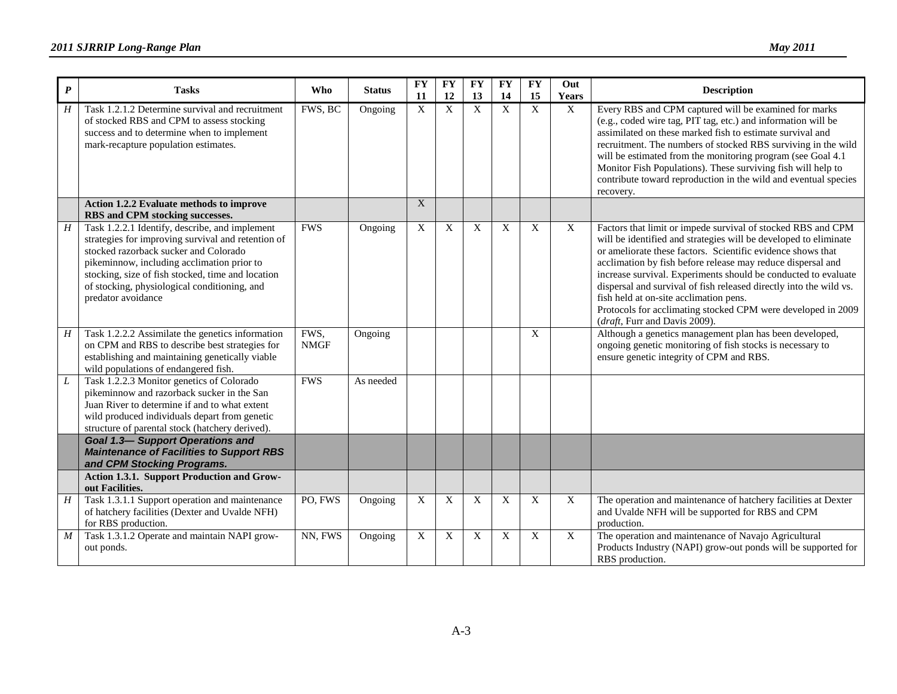| *P* | Tasks | Who | Status | FY 11 | FY 12 | FY 13 | FY 14 | FY 15 | Out Years | Description |
|---|---|---|---|---|---|---|---|---|---|---|
| *H* | Task 1.2.1.2 Determine survival and recruitment of stocked RBS and CPM to assess stocking success and to determine when to implement mark-recapture population estimates. | FWS, BC | Ongoing | X | X | X | X | X | X | Every RBS and CPM captured will be examined for marks (e.g., coded wire tag, PIT tag, etc.) and information will be assimilated on these marked fish to estimate survival and recruitment. The numbers of stocked RBS surviving in the wild will be estimated from the monitoring program (see Goal 4.1 Monitor Fish Populations). These surviving fish will help to contribute toward reproduction in the wild and eventual species recovery. |
| | **Action 1.2.2 Evaluate methods to improve RBS and CPM stocking successes.** | | | X | | | | | | |
| *H* | Task 1.2.2.1 Identify, describe, and implement strategies for improving survival and retention of stocked razorback sucker and Colorado pikeminnow, including acclimation prior to stocking, size of fish stocked, time and location of stocking, physiological conditioning, and predator avoidance | FWS | Ongoing | X | X | X | X | X | X | Factors that limit or impede survival of stocked RBS and CPM will be identified and strategies will be developed to eliminate or ameliorate these factors. Scientific evidence shows that acclimation by fish before release may reduce dispersal and increase survival. Experiments should be conducted to evaluate dispersal and survival of fish released directly into the wild vs. fish held at on-site acclimation pens. Protocols for acclimating stocked CPM were developed in 2009 (*draft*, Furr and Davis 2009). |
| *H* | Task 1.2.2.2 Assimilate the genetics information on CPM and RBS to describe best strategies for establishing and maintaining genetically viable wild populations of endangered fish. | FWS, NMGF | Ongoing | | | | | X | | Although a genetics management plan has been developed, ongoing genetic monitoring of fish stocks is necessary to ensure genetic integrity of CPM and RBS. |
| *L* | Task 1.2.2.3 Monitor genetics of Colorado pikeminnow and razorback sucker in the San Juan River to determine if and to what extent wild produced individuals depart from genetic structure of parental stock (hatchery derived). | FWS | As needed | | | | | | | |
| | ***Goal 1.3— Support Operations and Maintenance of Facilities to Support RBS and CPM Stocking Programs.*** | | | | | | | | | |
| | **Action 1.3.1. Support Production and Grow-out Facilities.** | | | | | | | | | |
| *H* | Task 1.3.1.1 Support operation and maintenance of hatchery facilities (Dexter and Uvalde NFH) for RBS production. | PO, FWS | Ongoing | X | X | X | X | X | X | The operation and maintenance of hatchery facilities at Dexter and Uvalde NFH will be supported for RBS and CPM production. |
| *M* | Task 1.3.1.2 Operate and maintain NAPI grow-out ponds. | NN, FWS | Ongoing | X | X | X | X | X | X | The operation and maintenance of Navajo Agricultural Products Industry (NAPI) grow-out ponds will be supported for RBS production. |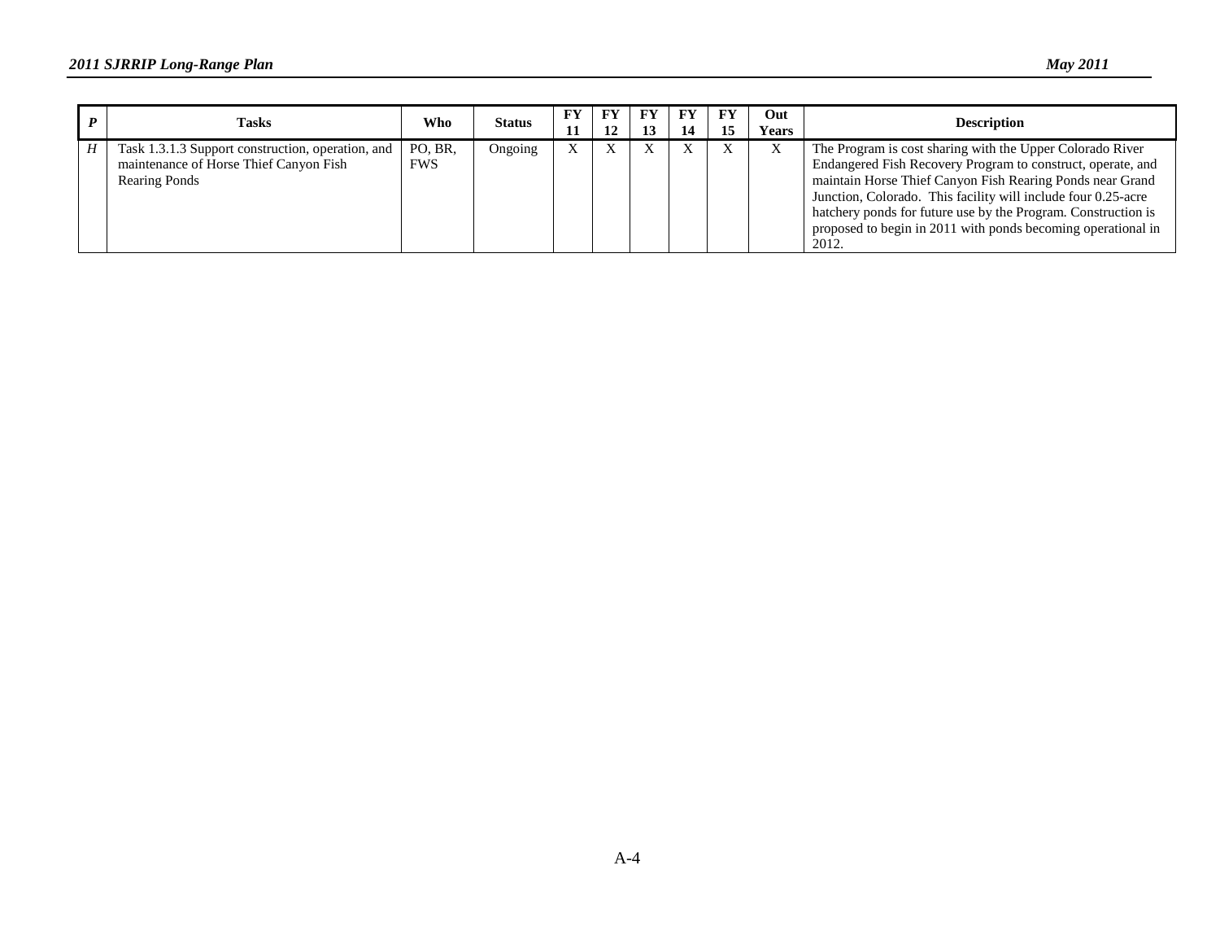| *P* | Tasks | Who | Status | FY 11 | FY 12 | FY 13 | FY 14 | FY 15 | Out Years | Description |
|---|---|---|---|---|---|---|---|---|---|---|
| *H* | Task 1.3.1.3 Support construction, operation, and maintenance of Horse Thief Canyon Fish Rearing Ponds | PO, BR, FWS | Ongoing | X | X | X | X | X | X | The Program is cost sharing with the Upper Colorado River Endangered Fish Recovery Program to construct, operate, and maintain Horse Thief Canyon Fish Rearing Ponds near Grand Junction, Colorado. This facility will include four 0.25-acre hatchery ponds for future use by the Program. Construction is proposed to begin in 2011 with ponds becoming operational in 2012. |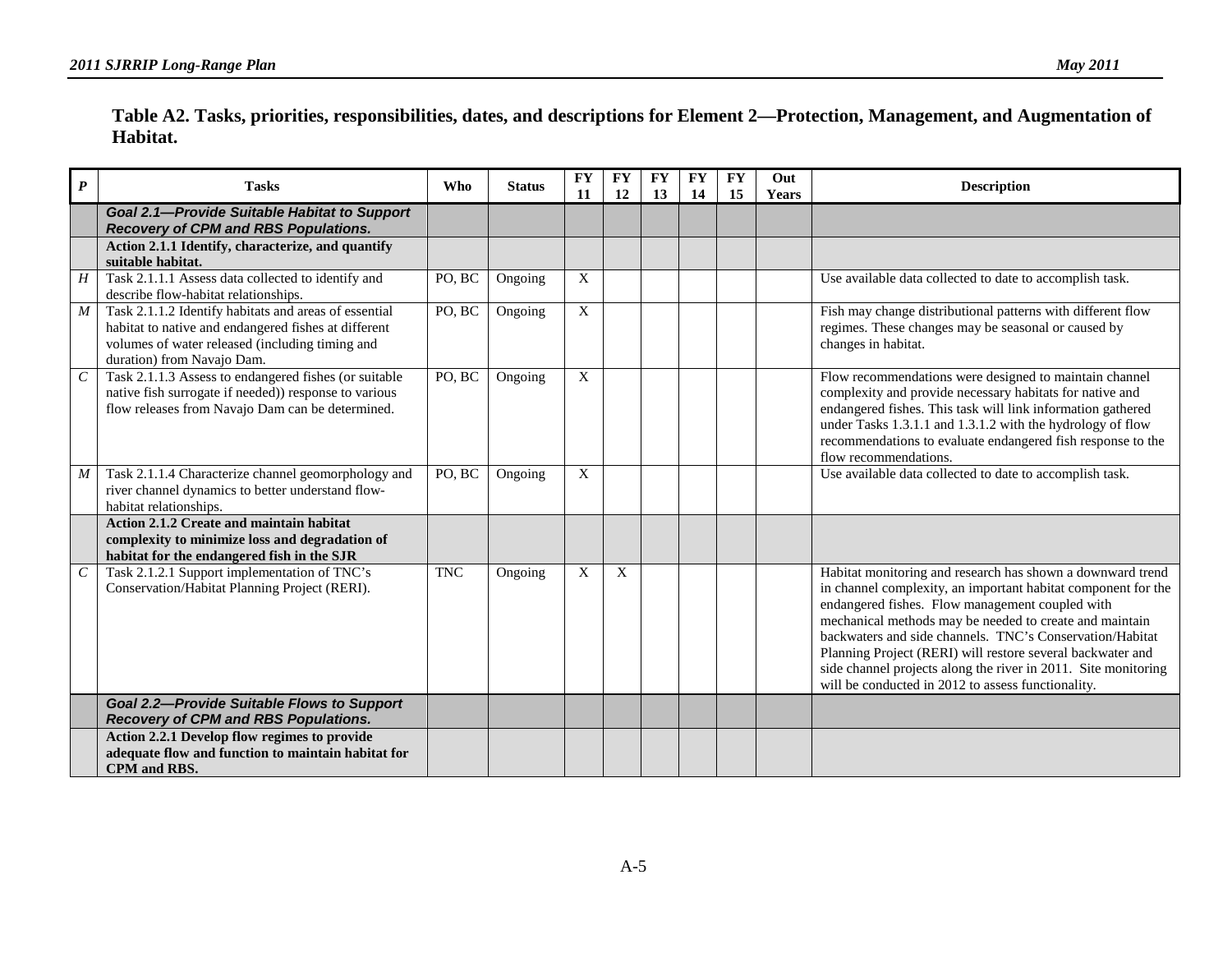**Table A2. Tasks, priorities, responsibilities, dates, and descriptions for Element 2—Protection, Management, and Augmentation of Habitat.**

| *P* | Tasks | Who | Status | FY 11 | FY 12 | FY 13 | FY 14 | FY 15 | Out Years | Description |
|---|---|---|---|---|---|---|---|---|---|---|
| | ***Goal 2.1—Provide Suitable Habitat to Support Recovery of CPM and RBS Populations.*** | | | | | | | | | |
| | **Action 2.1.1 Identify, characterize, and quantify suitable habitat.** | | | | | | | | | |
| *H* | Task 2.1.1.1 Assess data collected to identify and describe flow-habitat relationships. | PO, BC | Ongoing | X | | | | | | Use available data collected to date to accomplish task. |
| *M* | Task 2.1.1.2 Identify habitats and areas of essential habitat to native and endangered fishes at different volumes of water released (including timing and duration) from Navajo Dam. | PO, BC | Ongoing | X | | | | | | Fish may change distributional patterns with different flow regimes. These changes may be seasonal or caused by changes in habitat. |
| *C* | Task 2.1.1.3 Assess to endangered fishes (or suitable native fish surrogate if needed)) response to various flow releases from Navajo Dam can be determined. | PO, BC | Ongoing | X | | | | | | Flow recommendations were designed to maintain channel complexity and provide necessary habitats for native and endangered fishes. This task will link information gathered under Tasks 1.3.1.1 and 1.3.1.2 with the hydrology of flow recommendations to evaluate endangered fish response to the flow recommendations. |
| *M* | Task 2.1.1.4 Characterize channel geomorphology and river channel dynamics to better understand flow-habitat relationships. | PO, BC | Ongoing | X | | | | | | Use available data collected to date to accomplish task. |
| | **Action 2.1.2 Create and maintain habitat complexity to minimize loss and degradation of habitat for the endangered fish in the SJR** | | | | | | | | | |
| *C* | Task 2.1.2.1 Support implementation of TNC's Conservation/Habitat Planning Project (RERI). | TNC | Ongoing | X | X | | | | | Habitat monitoring and research has shown a downward trend in channel complexity, an important habitat component for the endangered fishes. Flow management coupled with mechanical methods may be needed to create and maintain backwaters and side channels. TNC's Conservation/Habitat Planning Project (RERI) will restore several backwater and side channel projects along the river in 2011. Site monitoring will be conducted in 2012 to assess functionality. |
| | ***Goal 2.2—Provide Suitable Flows to Support Recovery of CPM and RBS Populations.*** | | | | | | | | | |
| | **Action 2.2.1 Develop flow regimes to provide adequate flow and function to maintain habitat for CPM and RBS.** | | | | | | | | | |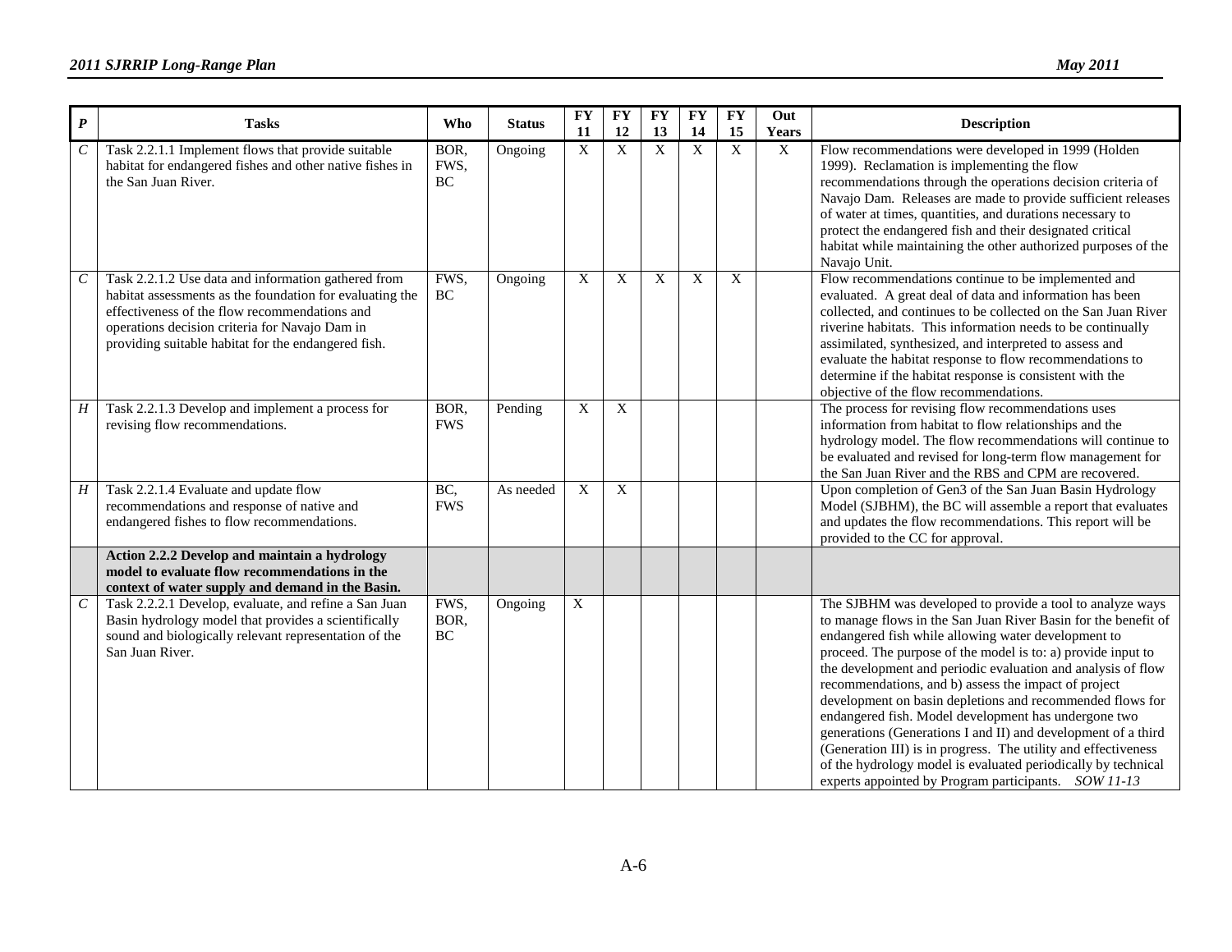| *P* | Tasks | Who | Status | FY 11 | FY 12 | FY 13 | FY 14 | FY 15 | Out Years | Description |
|---|---|---|---|---|---|---|---|---|---|---|
| *C* | Task 2.2.1.1 Implement flows that provide suitable habitat for endangered fishes and other native fishes in the San Juan River. | BOR, FWS, BC | Ongoing | X | X | X | X | X | X | Flow recommendations were developed in 1999 (Holden 1999). Reclamation is implementing the flow recommendations through the operations decision criteria of Navajo Dam. Releases are made to provide sufficient releases of water at times, quantities, and durations necessary to protect the endangered fish and their designated critical habitat while maintaining the other authorized purposes of the Navajo Unit. |
| *C* | Task 2.2.1.2 Use data and information gathered from habitat assessments as the foundation for evaluating the effectiveness of the flow recommendations and operations decision criteria for Navajo Dam in providing suitable habitat for the endangered fish. | FWS, BC | Ongoing | X | X | X | X | X | | Flow recommendations continue to be implemented and evaluated. A great deal of data and information has been collected, and continues to be collected on the San Juan River riverine habitats. This information needs to be continually assimilated, synthesized, and interpreted to assess and evaluate the habitat response to flow recommendations to determine if the habitat response is consistent with the objective of the flow recommendations. |
| *H* | Task 2.2.1.3 Develop and implement a process for revising flow recommendations. | BOR, FWS | Pending | X | X | | | | | The process for revising flow recommendations uses information from habitat to flow relationships and the hydrology model. The flow recommendations will continue to be evaluated and revised for long-term flow management for the San Juan River and the RBS and CPM are recovered. |
| *H* | Task 2.2.1.4 Evaluate and update flow recommendations and response of native and endangered fishes to flow recommendations. | BC, FWS | As needed | X | X | | | | | Upon completion of Gen3 of the San Juan Basin Hydrology Model (SJBHM), the BC will assemble a report that evaluates and updates the flow recommendations. This report will be provided to the CC for approval. |
| | **Action 2.2.2 Develop and maintain a hydrology model to evaluate flow recommendations in the context of water supply and demand in the Basin.** | | | | | | | | | |
| *C* | Task 2.2.2.1 Develop, evaluate, and refine a San Juan Basin hydrology model that provides a scientifically sound and biologically relevant representation of the San Juan River. | FWS, BOR, BC | Ongoing | X | | | | | | The SJBHM was developed to provide a tool to analyze ways to manage flows in the San Juan River Basin for the benefit of endangered fish while allowing water development to proceed. The purpose of the model is to: a) provide input to the development and periodic evaluation and analysis of flow recommendations, and b) assess the impact of project development on basin depletions and recommended flows for endangered fish. Model development has undergone two generations (Generations I and II) and development of a third (Generation III) is in progress. The utility and effectiveness of the hydrology model is evaluated periodically by technical experts appointed by Program participants. *SOW 11-13* |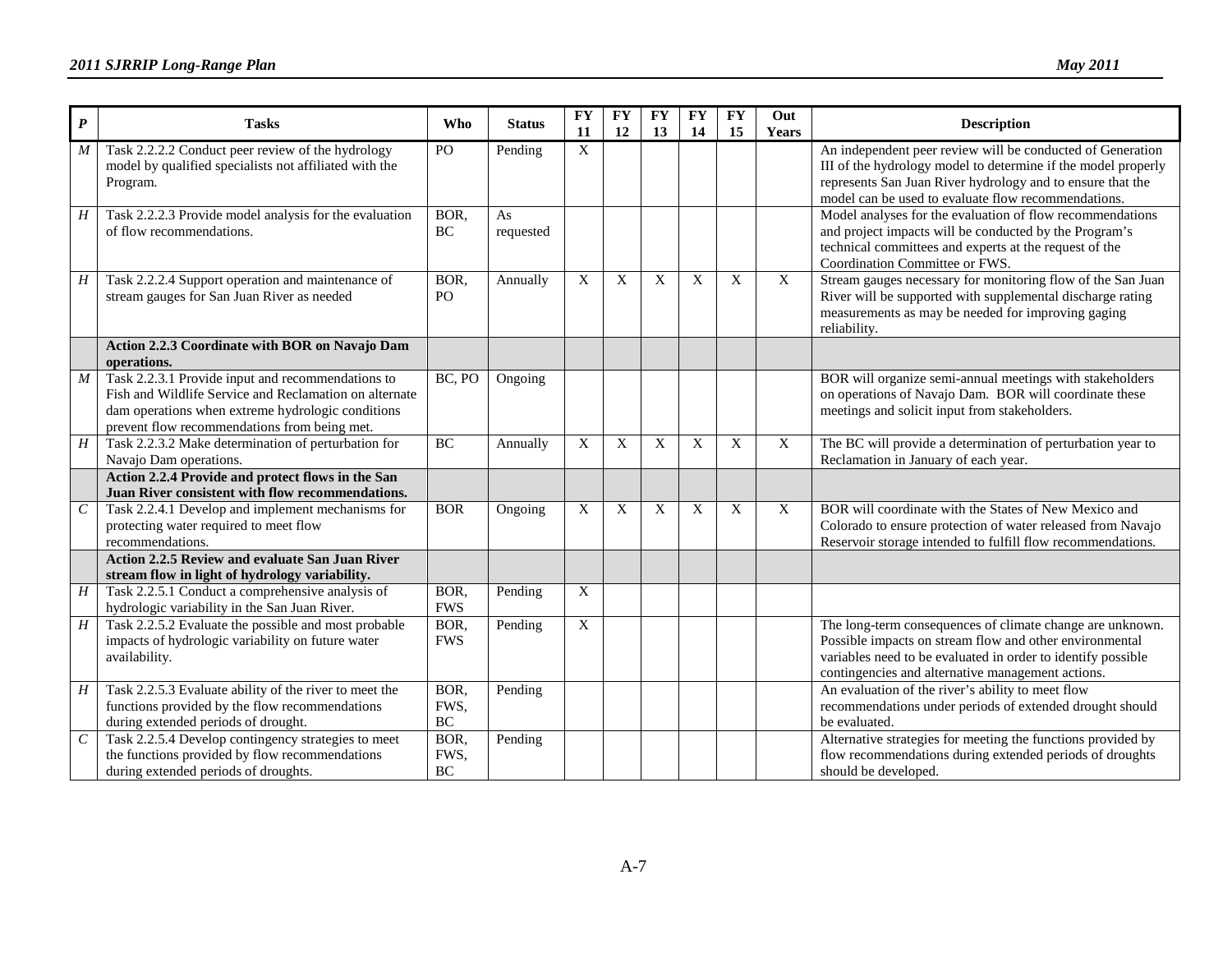| P | Tasks | Who | Status | FY 11 | FY 12 | FY 13 | FY 14 | FY 15 | Out Years | Description |
|---|---|---|---|---|---|---|---|---|---|---|
| *M* | Task 2.2.2.2 Conduct peer review of the hydrology model by qualified specialists not affiliated with the Program. | PO | Pending | X | | | | | | An independent peer review will be conducted of Generation III of the hydrology model to determine if the model properly represents San Juan River hydrology and to ensure that the model can be used to evaluate flow recommendations. |
| *H* | Task 2.2.2.3 Provide model analysis for the evaluation of flow recommendations. | BOR, BC | As requested | | | | | | | Model analyses for the evaluation of flow recommendations and project impacts will be conducted by the Program's technical committees and experts at the request of the Coordination Committee or FWS. |
| *H* | Task 2.2.2.4 Support operation and maintenance of stream gauges for San Juan River as needed | BOR, PO | Annually | X | X | X | X | X | X | Stream gauges necessary for monitoring flow of the San Juan River will be supported with supplemental discharge rating measurements as may be needed for improving gaging reliability. |
| | **Action 2.2.3 Coordinate with BOR on Navajo Dam operations.** | | | | | | | | | |
| *M* | Task 2.2.3.1 Provide input and recommendations to Fish and Wildlife Service and Reclamation on alternate dam operations when extreme hydrologic conditions prevent flow recommendations from being met. | BC, PO | Ongoing | | | | | | | BOR will organize semi-annual meetings with stakeholders on operations of Navajo Dam. BOR will coordinate these meetings and solicit input from stakeholders. |
| *H* | Task 2.2.3.2 Make determination of perturbation for Navajo Dam operations. | BC | Annually | X | X | X | X | X | X | The BC will provide a determination of perturbation year to Reclamation in January of each year. |
| | **Action 2.2.4 Provide and protect flows in the San Juan River consistent with flow recommendations.** | | | | | | | | | |
| *C* | Task 2.2.4.1 Develop and implement mechanisms for protecting water required to meet flow recommendations. | BOR | Ongoing | X | X | X | X | X | X | BOR will coordinate with the States of New Mexico and Colorado to ensure protection of water released from Navajo Reservoir storage intended to fulfill flow recommendations. |
| | **Action 2.2.5 Review and evaluate San Juan River stream flow in light of hydrology variability.** | | | | | | | | | |
| *H* | Task 2.2.5.1 Conduct a comprehensive analysis of hydrologic variability in the San Juan River. | BOR, FWS | Pending | X | | | | | | |
| *H* | Task 2.2.5.2 Evaluate the possible and most probable impacts of hydrologic variability on future water availability. | BOR, FWS | Pending | X | | | | | | The long-term consequences of climate change are unknown. Possible impacts on stream flow and other environmental variables need to be evaluated in order to identify possible contingencies and alternative management actions. |
| *H* | Task 2.2.5.3 Evaluate ability of the river to meet the functions provided by the flow recommendations during extended periods of drought. | BOR, FWS, BC | Pending | | | | | | | An evaluation of the river's ability to meet flow recommendations under periods of extended drought should be evaluated. |
| *C* | Task 2.2.5.4 Develop contingency strategies to meet the functions provided by flow recommendations during extended periods of droughts. | BOR, FWS, BC | Pending | | | | | | | Alternative strategies for meeting the functions provided by flow recommendations during extended periods of droughts should be developed. |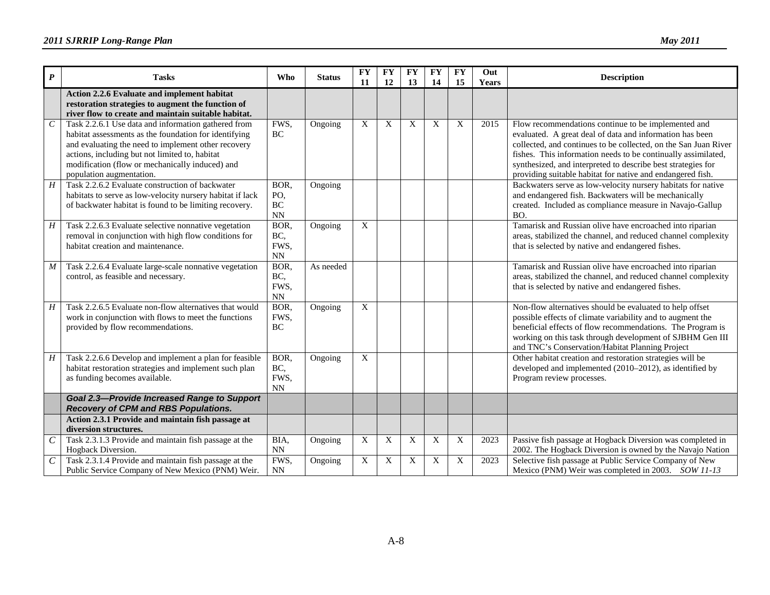| P | Tasks | Who | Status | FY 11 | FY 12 | FY 13 | FY 14 | FY 15 | Out Years | Description |
|---|---|---|---|---|---|---|---|---|---|---|
| | **Action 2.2.6 Evaluate and implement habitat restoration strategies to augment the function of river flow to create and maintain suitable habitat.** | | | | | | | | | |
| *C* | Task 2.2.6.1 Use data and information gathered from habitat assessments as the foundation for identifying and evaluating the need to implement other recovery actions, including but not limited to, habitat modification (flow or mechanically induced) and population augmentation. | FWS, BC | Ongoing | X | X | X | X | X | 2015 | Flow recommendations continue to be implemented and evaluated. A great deal of data and information has been collected, and continues to be collected, on the San Juan River fishes. This information needs to be continually assimilated, synthesized, and interpreted to describe best strategies for providing suitable habitat for native and endangered fish. |
| *H* | Task 2.2.6.2 Evaluate construction of backwater habitats to serve as low-velocity nursery habitat if lack of backwater habitat is found to be limiting recovery. | BOR, PO, BC NN | Ongoing | | | | | | | Backwaters serve as low-velocity nursery habitats for native and endangered fish. Backwaters will be mechanically created. Included as compliance measure in Navajo-Gallup BO. |
| *H* | Task 2.2.6.3 Evaluate selective nonnative vegetation removal in conjunction with high flow conditions for habitat creation and maintenance. | BOR, BC, FWS, NN | Ongoing | X | | | | | | Tamarisk and Russian olive have encroached into riparian areas, stabilized the channel, and reduced channel complexity that is selected by native and endangered fishes. |
| *M* | Task 2.2.6.4 Evaluate large-scale nonnative vegetation control, as feasible and necessary. | BOR, BC, FWS, NN | As needed | | | | | | | Tamarisk and Russian olive have encroached into riparian areas, stabilized the channel, and reduced channel complexity that is selected by native and endangered fishes. |
| *H* | Task 2.2.6.5 Evaluate non-flow alternatives that would work in conjunction with flows to meet the functions provided by flow recommendations. | BOR, FWS, BC | Ongoing | X | | | | | | Non-flow alternatives should be evaluated to help offset possible effects of climate variability and to augment the beneficial effects of flow recommendations. The Program is working on this task through development of SJBHM Gen III and TNC's Conservation/Habitat Planning Project |
| *H* | Task 2.2.6.6 Develop and implement a plan for feasible habitat restoration strategies and implement such plan as funding becomes available. | BOR, BC, FWS, NN | Ongoing | X | | | | | | Other habitat creation and restoration strategies will be developed and implemented (2010–2012), as identified by Program review processes. |
| | ***Goal 2.3—Provide Increased Range to Support Recovery of CPM and RBS Populations.*** | | | | | | | | | |
| | **Action 2.3.1 Provide and maintain fish passage at diversion structures.** | | | | | | | | | |
| *C* | Task 2.3.1.3 Provide and maintain fish passage at the Hogback Diversion. | BIA, NN | Ongoing | X | X | X | X | X | 2023 | Passive fish passage at Hogback Diversion was completed in 2002. The Hogback Diversion is owned by the Navajo Nation |
| *C* | Task 2.3.1.4 Provide and maintain fish passage at the Public Service Company of New Mexico (PNM) Weir. | FWS, NN | Ongoing | X | X | X | X | X | 2023 | Selective fish passage at Public Service Company of New Mexico (PNM) Weir was completed in 2003. *SOW 11-13* |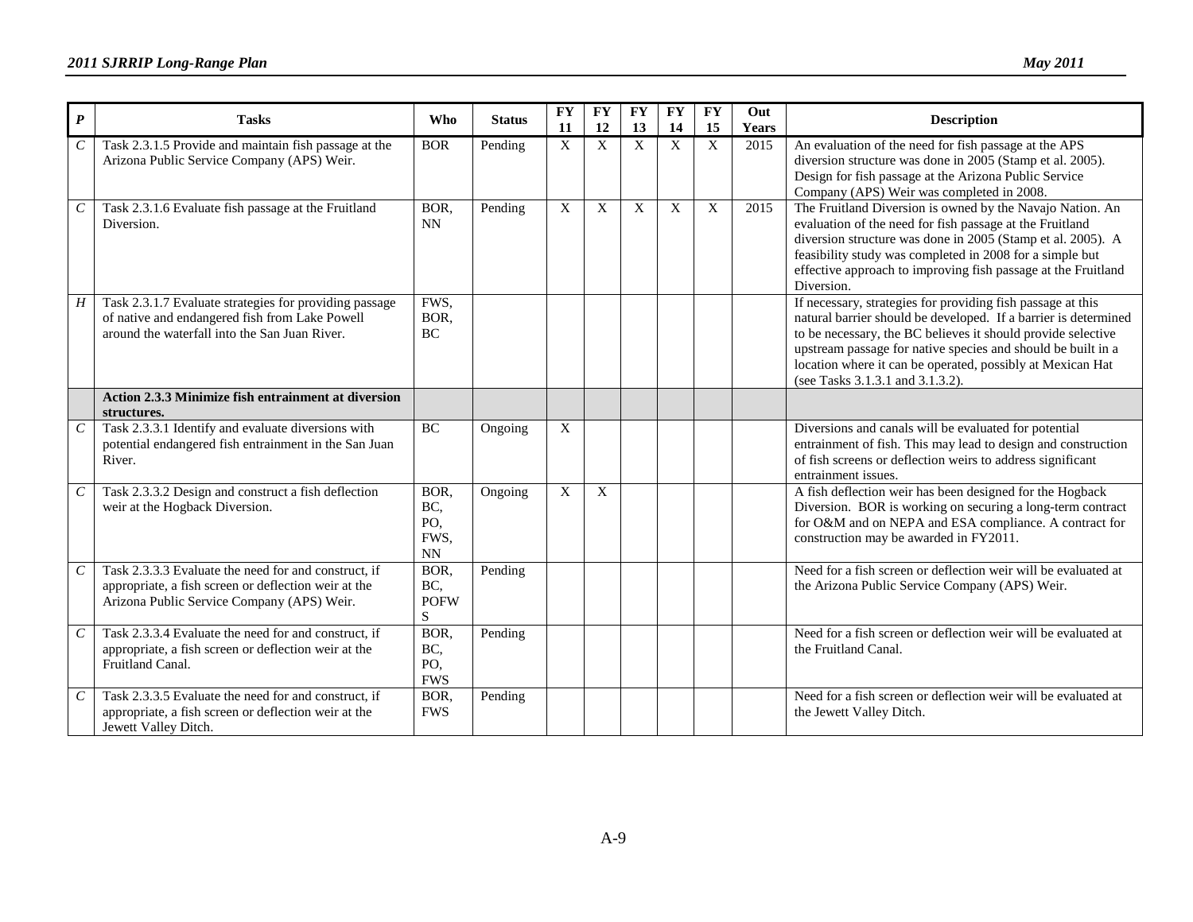| *P* | Tasks | Who | Status | FY 11 | FY 12 | FY 13 | FY 14 | FY 15 | Out Years | Description |
|---|---|---|---|---|---|---|---|---|---|---|
| *C* | Task 2.3.1.5 Provide and maintain fish passage at the Arizona Public Service Company (APS) Weir. | BOR | Pending | X | X | X | X | X | 2015 | An evaluation of the need for fish passage at the APS diversion structure was done in 2005 (Stamp et al. 2005). Design for fish passage at the Arizona Public Service Company (APS) Weir was completed in 2008. |
| *C* | Task 2.3.1.6 Evaluate fish passage at the Fruitland Diversion. | BOR, NN | Pending | X | X | X | X | X | 2015 | The Fruitland Diversion is owned by the Navajo Nation. An evaluation of the need for fish passage at the Fruitland diversion structure was done in 2005 (Stamp et al. 2005). A feasibility study was completed in 2008 for a simple but effective approach to improving fish passage at the Fruitland Diversion. |
| *H* | Task 2.3.1.7 Evaluate strategies for providing passage of native and endangered fish from Lake Powell around the waterfall into the San Juan River. | FWS, BOR, BC | | | | | | | | If necessary, strategies for providing fish passage at this natural barrier should be developed. If a barrier is determined to be necessary, the BC believes it should provide selective upstream passage for native species and should be built in a location where it can be operated, possibly at Mexican Hat (see Tasks 3.1.3.1 and 3.1.3.2). |
| | **Action 2.3.3 Minimize fish entrainment at diversion structures.** | | | | | | | | | |
| *C* | Task 2.3.3.1 Identify and evaluate diversions with potential endangered fish entrainment in the San Juan River. | BC | Ongoing | X | | | | | | Diversions and canals will be evaluated for potential entrainment of fish. This may lead to design and construction of fish screens or deflection weirs to address significant entrainment issues. |
| *C* | Task 2.3.3.2 Design and construct a fish deflection weir at the Hogback Diversion. | BOR, BC, PO, FWS, NN | Ongoing | X | X | | | | | A fish deflection weir has been designed for the Hogback Diversion. BOR is working on securing a long-term contract for O&M and on NEPA and ESA compliance. A contract for construction may be awarded in FY2011. |
| *C* | Task 2.3.3.3 Evaluate the need for and construct, if appropriate, a fish screen or deflection weir at the Arizona Public Service Company (APS) Weir. | BOR, BC, POFWS | Pending | | | | | | | Need for a fish screen or deflection weir will be evaluated at the Arizona Public Service Company (APS) Weir. |
| *C* | Task 2.3.3.4 Evaluate the need for and construct, if appropriate, a fish screen or deflection weir at the Fruitland Canal. | BOR, BC, PO, FWS | Pending | | | | | | | Need for a fish screen or deflection weir will be evaluated at the Fruitland Canal. |
| *C* | Task 2.3.3.5 Evaluate the need for and construct, if appropriate, a fish screen or deflection weir at the Jewett Valley Ditch. | BOR, FWS | Pending | | | | | | | Need for a fish screen or deflection weir will be evaluated at the Jewett Valley Ditch. |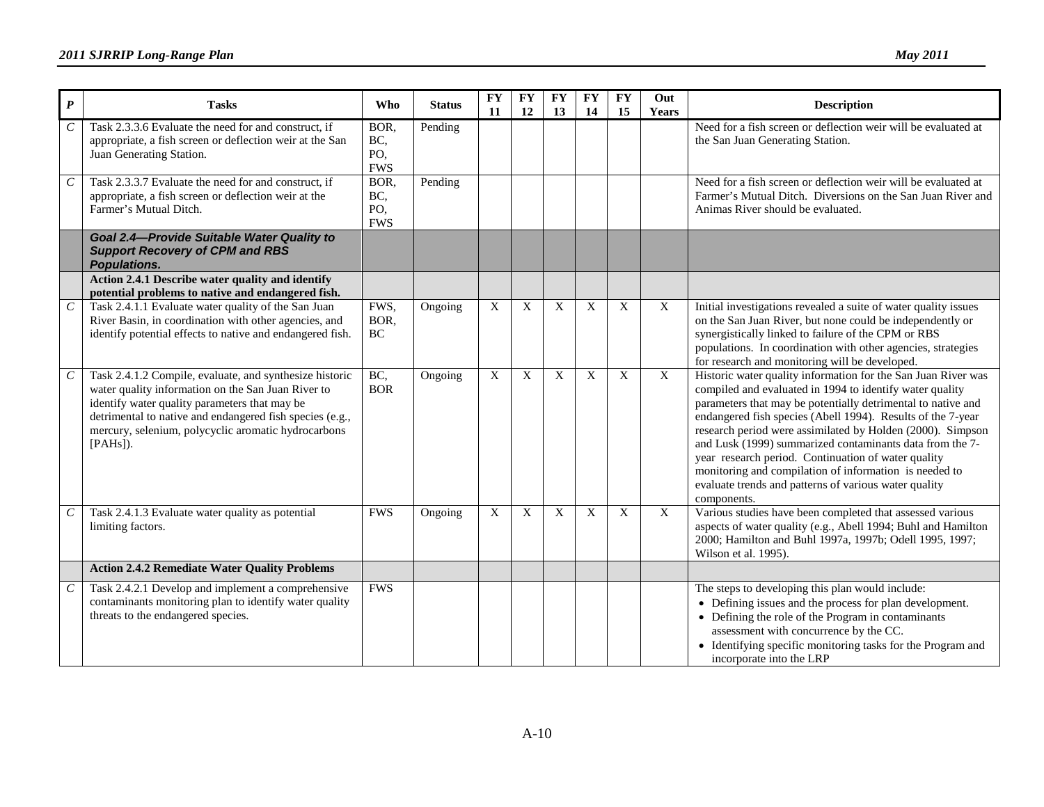| *P* | Tasks | Who | Status | FY 11 | FY 12 | FY 13 | FY 14 | FY 15 | Out Years | Description |
|---|---|---|---|---|---|---|---|---|---|---|
| *C* | Task 2.3.3.6 Evaluate the need for and construct, if appropriate, a fish screen or deflection weir at the San Juan Generating Station. | BOR, BC, PO, FWS | Pending | | | | | | | Need for a fish screen or deflection weir will be evaluated at the San Juan Generating Station. |
| *C* | Task 2.3.3.7 Evaluate the need for and construct, if appropriate, a fish screen or deflection weir at the Farmer's Mutual Ditch. | BOR, BC, PO, FWS | Pending | | | | | | | Need for a fish screen or deflection weir will be evaluated at Farmer's Mutual Ditch. Diversions on the San Juan River and Animas River should be evaluated. |
| | ***Goal 2.4—Provide Suitable Water Quality to Support Recovery of CPM and RBS Populations.*** | | | | | | | | | |
| | **Action 2.4.1 Describe water quality and identify potential problems to native and endangered fish.** | | | | | | | | | |
| *C* | Task 2.4.1.1 Evaluate water quality of the San Juan River Basin, in coordination with other agencies, and identify potential effects to native and endangered fish. | FWS, BOR, BC | Ongoing | X | X | X | X | X | X | Initial investigations revealed a suite of water quality issues on the San Juan River, but none could be independently or synergistically linked to failure of the CPM or RBS populations. In coordination with other agencies, strategies for research and monitoring will be developed. |
| *C* | Task 2.4.1.2 Compile, evaluate, and synthesize historic water quality information on the San Juan River to identify water quality parameters that may be detrimental to native and endangered fish species (e.g., mercury, selenium, polycyclic aromatic hydrocarbons [PAHs]). | BC, BOR | Ongoing | X | X | X | X | X | X | Historic water quality information for the San Juan River was compiled and evaluated in 1994 to identify water quality parameters that may be potentially detrimental to native and endangered fish species (Abell 1994). Results of the 7-year research period were assimilated by Holden (2000). Simpson and Lusk (1999) summarized contaminants data from the 7-year research period. Continuation of water quality monitoring and compilation of information is needed to evaluate trends and patterns of various water quality components. |
| *C* | Task 2.4.1.3 Evaluate water quality as potential limiting factors. | FWS | Ongoing | X | X | X | X | X | X | Various studies have been completed that assessed various aspects of water quality (e.g., Abell 1994; Buhl and Hamilton 2000; Hamilton and Buhl 1997a, 1997b; Odell 1995, 1997; Wilson et al. 1995). |
| | **Action 2.4.2 Remediate Water Quality Problems** | | | | | | | | | |
| *C* | Task 2.4.2.1 Develop and implement a comprehensive contaminants monitoring plan to identify water quality threats to the endangered species. | FWS | | | | | | | | The steps to developing this plan would include: • Defining issues and the process for plan development. • Defining the role of the Program in contaminants assessment with concurrence by the CC. • Identifying specific monitoring tasks for the Program and incorporate into the LRP |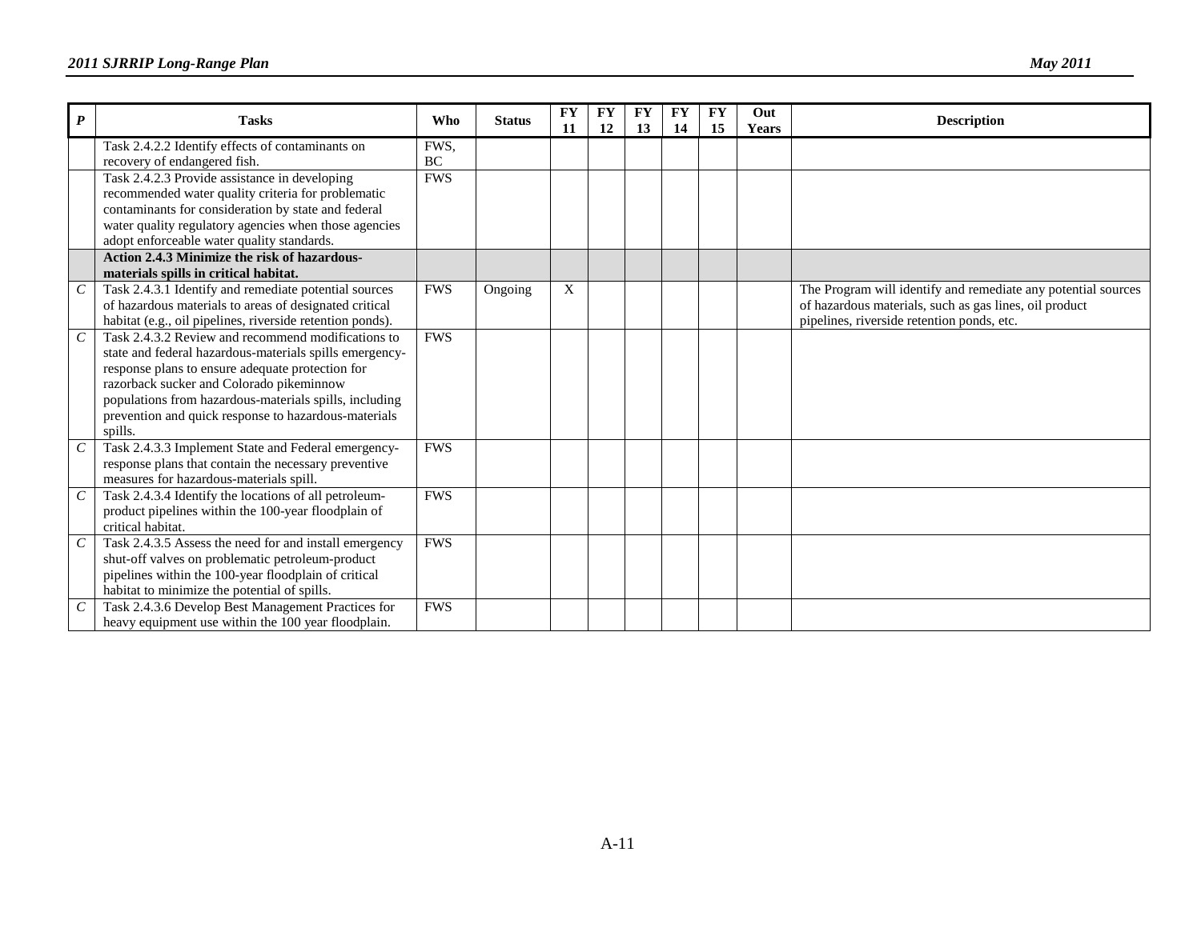| *P* | Tasks | Who | Status | FY 11 | FY 12 | FY 13 | FY 14 | FY 15 | Out Years | Description |
|---|---|---|---|---|---|---|---|---|---|---|
| | Task 2.4.2.2 Identify effects of contaminants on recovery of endangered fish. | FWS, BC | | | | | | | | |
| | Task 2.4.2.3 Provide assistance in developing recommended water quality criteria for problematic contaminants for consideration by state and federal water quality regulatory agencies when those agencies adopt enforceable water quality standards. | FWS | | | | | | | | |
| | **Action 2.4.3 Minimize the risk of hazardous-materials spills in critical habitat.** | | | | | | | | | |
| *C* | Task 2.4.3.1 Identify and remediate potential sources of hazardous materials to areas of designated critical habitat (e.g., oil pipelines, riverside retention ponds). | FWS | Ongoing | X | | | | | | The Program will identify and remediate any potential sources of hazardous materials, such as gas lines, oil product pipelines, riverside retention ponds, etc. |
| *C* | Task 2.4.3.2 Review and recommend modifications to state and federal hazardous-materials spills emergency-response plans to ensure adequate protection for razorback sucker and Colorado pikeminnow populations from hazardous-materials spills, including prevention and quick response to hazardous-materials spills. | FWS | | | | | | | | |
| *C* | Task 2.4.3.3 Implement State and Federal emergency-response plans that contain the necessary preventive measures for hazardous-materials spill. | FWS | | | | | | | | |
| *C* | Task 2.4.3.4 Identify the locations of all petroleum-product pipelines within the 100-year floodplain of critical habitat. | FWS | | | | | | | | |
| *C* | Task 2.4.3.5 Assess the need for and install emergency shut-off valves on problematic petroleum-product pipelines within the 100-year floodplain of critical habitat to minimize the potential of spills. | FWS | | | | | | | | |
| *C* | Task 2.4.3.6 Develop Best Management Practices for heavy equipment use within the 100 year floodplain. | FWS | | | | | | | | |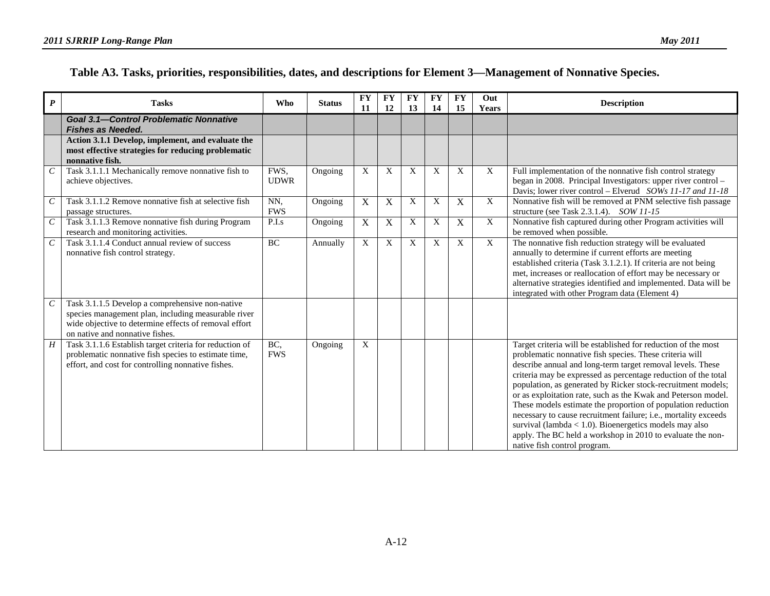## Table A3. Tasks, priorities, responsibilities, dates, and descriptions for Element 3—Management of Nonnative Species.

| *P* | Tasks | Who | Status | FY 11 | FY 12 | FY 13 | FY 14 | FY 15 | Out Years | Description |
|---|---|---|---|---|---|---|---|---|---|---|
| | ***Goal 3.1—Control Problematic Nonnative Fishes as Needed.*** | | | | | | | | | |
| | **Action 3.1.1 Develop, implement, and evaluate the most effective strategies for reducing problematic nonnative fish.** | | | | | | | | | |
| *C* | Task 3.1.1.1 Mechanically remove nonnative fish to achieve objectives. | FWS, UDWR | Ongoing | X | X | X | X | X | X | Full implementation of the nonnative fish control strategy began in 2008. Principal Investigators: upper river control – Davis; lower river control – Elverud *SOWs 11-17 and 11-18* |
| *C* | Task 3.1.1.2 Remove nonnative fish at selective fish passage structures. | NN, FWS | Ongoing | X | X | X | X | X | X | Nonnative fish will be removed at PNM selective fish passage structure (see Task 2.3.1.4). *SOW 11-15* |
| *C* | Task 3.1.1.3 Remove nonnative fish during Program research and monitoring activities. | P.I.s | Ongoing | X | X | X | X | X | X | Nonnative fish captured during other Program activities will be removed when possible. |
| *C* | Task 3.1.1.4 Conduct annual review of success nonnative fish control strategy. | BC | Annually | X | X | X | X | X | X | The nonnative fish reduction strategy will be evaluated annually to determine if current efforts are meeting established criteria (Task 3.1.2.1). If criteria are not being met, increases or reallocation of effort may be necessary or alternative strategies identified and implemented. Data will be integrated with other Program data (Element 4) |
| *C* | Task 3.1.1.5 Develop a comprehensive non-native species management plan, including measurable river wide objective to determine effects of removal effort on native and nonnative fishes. | | | | | | | | | |
| *H* | Task 3.1.1.6 Establish target criteria for reduction of problematic nonnative fish species to estimate time, effort, and cost for controlling nonnative fishes. | BC, FWS | Ongoing | X | | | | | | Target criteria will be established for reduction of the most problematic nonnative fish species. These criteria will describe annual and long-term target removal levels. These criteria may be expressed as percentage reduction of the total population, as generated by Ricker stock-recruitment models; or as exploitation rate, such as the Kwak and Peterson model. These models estimate the proportion of population reduction necessary to cause recruitment failure; i.e., mortality exceeds survival (lambda $< 1.0$). Bioenergetics models may also apply. The BC held a workshop in 2010 to evaluate the non-native fish control program. |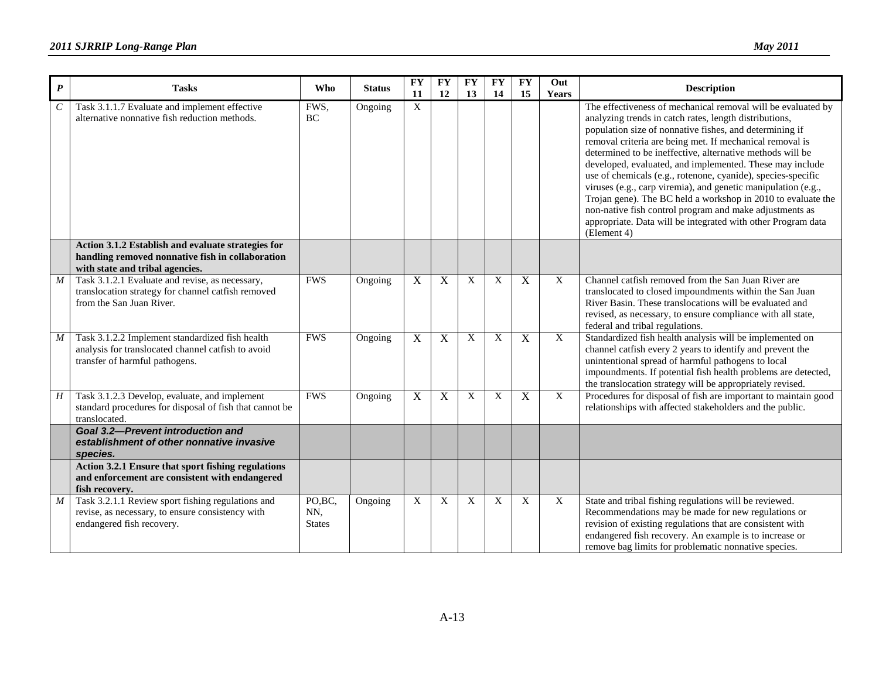| P | Tasks | Who | Status | FY 11 | FY 12 | FY 13 | FY 14 | FY 15 | Out Years | Description |
|---|---|---|---|---|---|---|---|---|---|---|
| *C* | Task 3.1.1.7 Evaluate and implement effective alternative nonnative fish reduction methods. | FWS, BC | Ongoing | X | | | | | | The effectiveness of mechanical removal will be evaluated by analyzing trends in catch rates, length distributions, population size of nonnative fishes, and determining if removal criteria are being met. If mechanical removal is determined to be ineffective, alternative methods will be developed, evaluated, and implemented. These may include use of chemicals (e.g., rotenone, cyanide), species-specific viruses (e.g., carp viremia), and genetic manipulation (e.g., Trojan gene). The BC held a workshop in 2010 to evaluate the non-native fish control program and make adjustments as appropriate. Data will be integrated with other Program data (Element 4) |
| | **Action 3.1.2 Establish and evaluate strategies for handling removed nonnative fish in collaboration with state and tribal agencies.** | | | | | | | | | |
| *M* | Task 3.1.2.1 Evaluate and revise, as necessary, translocation strategy for channel catfish removed from the San Juan River. | FWS | Ongoing | X | X | X | X | X | X | Channel catfish removed from the San Juan River are translocated to closed impoundments within the San Juan River Basin. These translocations will be evaluated and revised, as necessary, to ensure compliance with all state, federal and tribal regulations. |
| *M* | Task 3.1.2.2 Implement standardized fish health analysis for translocated channel catfish to avoid transfer of harmful pathogens. | FWS | Ongoing | X | X | X | X | X | X | Standardized fish health analysis will be implemented on channel catfish every 2 years to identify and prevent the unintentional spread of harmful pathogens to local impoundments. If potential fish health problems are detected, the translocation strategy will be appropriately revised. |
| *H* | Task 3.1.2.3 Develop, evaluate, and implement standard procedures for disposal of fish that cannot be translocated. | FWS | Ongoing | X | X | X | X | X | X | Procedures for disposal of fish are important to maintain good relationships with affected stakeholders and the public. |
| | ***Goal 3.2—Prevent introduction and establishment of other nonnative invasive species.*** | | | | | | | | | |
| | **Action 3.2.1 Ensure that sport fishing regulations and enforcement are consistent with endangered fish recovery.** | | | | | | | | | |
| *M* | Task 3.2.1.1 Review sport fishing regulations and revise, as necessary, to ensure consistency with endangered fish recovery. | PO,BC, NN, States | Ongoing | X | X | X | X | X | X | State and tribal fishing regulations will be reviewed. Recommendations may be made for new regulations or revision of existing regulations that are consistent with endangered fish recovery. An example is to increase or remove bag limits for problematic nonnative species. |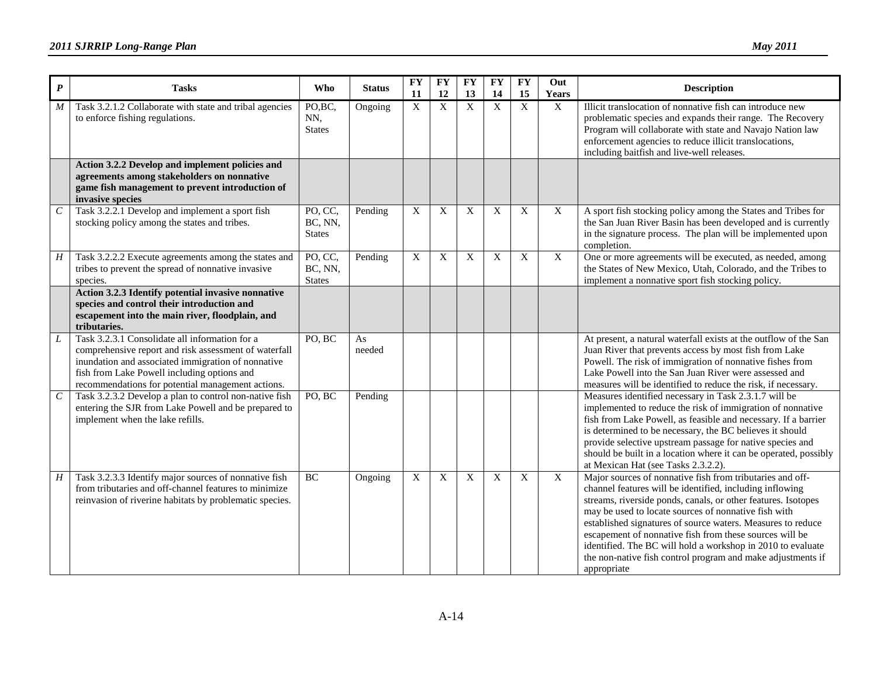| *P* | Tasks | Who | Status | FY 11 | FY 12 | FY 13 | FY 14 | FY 15 | Out Years | Description |
|---|---|---|---|---|---|---|---|---|---|---|
| *M* | Task 3.2.1.2 Collaborate with state and tribal agencies to enforce fishing regulations. | PO,BC, NN, States | Ongoing | X | X | X | X | X | X | Illicit translocation of nonnative fish can introduce new problematic species and expands their range. The Recovery Program will collaborate with state and Navajo Nation law enforcement agencies to reduce illicit translocations, including baitfish and live-well releases. |
| | **Action 3.2.2 Develop and implement policies and agreements among stakeholders on nonnative game fish management to prevent introduction of invasive species** | | | | | | | | | |
| *C* | Task 3.2.2.1 Develop and implement a sport fish stocking policy among the states and tribes. | PO, CC, BC, NN, States | Pending | X | X | X | X | X | X | A sport fish stocking policy among the States and Tribes for the San Juan River Basin has been developed and is currently in the signature process. The plan will be implemented upon completion. |
| *H* | Task 3.2.2.2 Execute agreements among the states and tribes to prevent the spread of nonnative invasive species. | PO, CC, BC, NN, States | Pending | X | X | X | X | X | X | One or more agreements will be executed, as needed, among the States of New Mexico, Utah, Colorado, and the Tribes to implement a nonnative sport fish stocking policy. |
| | **Action 3.2.3 Identify potential invasive nonnative species and control their introduction and escapement into the main river, floodplain, and tributaries.** | | | | | | | | | |
| *L* | Task 3.2.3.1 Consolidate all information for a comprehensive report and risk assessment of waterfall inundation and associated immigration of nonnative fish from Lake Powell including options and recommendations for potential management actions. | PO, BC | As needed | | | | | | | At present, a natural waterfall exists at the outflow of the San Juan River that prevents access by most fish from Lake Powell. The risk of immigration of nonnative fishes from Lake Powell into the San Juan River were assessed and measures will be identified to reduce the risk, if necessary. |
| *C* | Task 3.2.3.2 Develop a plan to control non-native fish entering the SJR from Lake Powell and be prepared to implement when the lake refills. | PO, BC | Pending | | | | | | | Measures identified necessary in Task 2.3.1.7 will be implemented to reduce the risk of immigration of nonnative fish from Lake Powell, as feasible and necessary. If a barrier is determined to be necessary, the BC believes it should provide selective upstream passage for native species and should be built in a location where it can be operated, possibly at Mexican Hat (see Tasks 2.3.2.2). |
| *H* | Task 3.2.3.3 Identify major sources of nonnative fish from tributaries and off-channel features to minimize reinvasion of riverine habitats by problematic species. | BC | Ongoing | X | X | X | X | X | X | Major sources of nonnative fish from tributaries and off-channel features will be identified, including inflowing streams, riverside ponds, canals, or other features. Isotopes may be used to locate sources of nonnative fish with established signatures of source waters. Measures to reduce escapement of nonnative fish from these sources will be identified. The BC will hold a workshop in 2010 to evaluate the non-native fish control program and make adjustments if appropriate |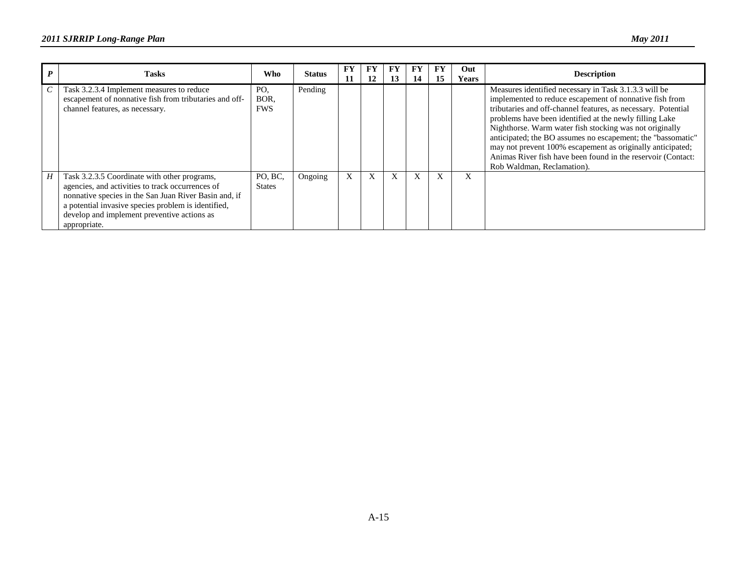| P | Tasks | Who | Status | FY 11 | FY 12 | FY 13 | FY 14 | FY 15 | Out Years | Description |
|---|---|---|---|---|---|---|---|---|---|---|
| C | Task 3.2.3.4 Implement measures to reduce escapement of nonnative fish from tributaries and off-channel features, as necessary. | PO, BOR, FWS | Pending | | | | | | | Measures identified necessary in Task 3.1.3.3 will be implemented to reduce escapement of nonnative fish from tributaries and off-channel features, as necessary. Potential problems have been identified at the newly filling Lake Nighthorse. Warm water fish stocking was not originally anticipated; the BO assumes no escapement; the "bassomatic" may not prevent 100% escapement as originally anticipated; Animas River fish have been found in the reservoir (Contact: Rob Waldman, Reclamation). |
| H | Task 3.2.3.5 Coordinate with other programs, agencies, and activities to track occurrences of nonnative species in the San Juan River Basin and, if a potential invasive species problem is identified, develop and implement preventive actions as appropriate. | PO, BC, States | Ongoing | X | X | X | X | X | X | |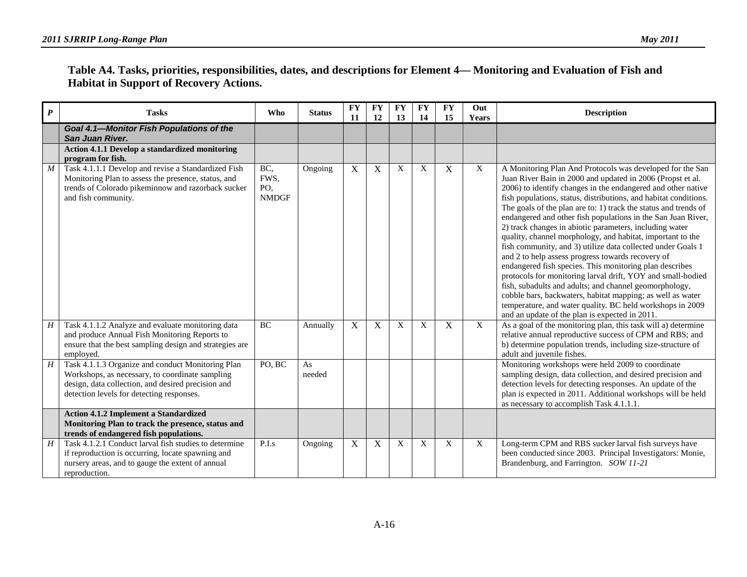**Table A4. Tasks, priorities, responsibilities, dates, and descriptions for Element 4— Monitoring and Evaluation of Fish and Habitat in Support of Recovery Actions.**

| *P* | Tasks | Who | Status | FY 11 | FY 12 | FY 13 | FY 14 | FY 15 | Out Years | Description |
|---|---|---|---|---|---|---|---|---|---|---|
| | ***Goal 4.1—Monitor Fish Populations of the San Juan River.*** | | | | | | | | | |
| | **Action 4.1.1 Develop a standardized monitoring program for fish.** | | | | | | | | | |
| *M* | Task 4.1.1.1 Develop and revise a Standardized Fish Monitoring Plan to assess the presence, status, and trends of Colorado pikeminnow and razorback sucker and fish community. | BC, FWS, PO, NMDGF | Ongoing | X | X | X | X | X | X | A Monitoring Plan And Protocols was developed for the San Juan River Bain in 2000 and updated in 2006 (Propst et al. 2006) to identify changes in the endangered and other native fish populations, status, distributions, and habitat conditions. The goals of the plan are to: 1) track the status and trends of endangered and other fish populations in the San Juan River, 2) track changes in abiotic parameters, including water quality, channel morphology, and habitat, important to the fish community, and 3) utilize data collected under Goals 1 and 2 to help assess progress towards recovery of endangered fish species. This monitoring plan describes protocols for monitoring larval drift, YOY and small-bodied fish, subadults and adults; and channel geomorphology, cobble bars, backwaters, habitat mapping; as well as water temperature, and water quality. BC held workshops in 2009 and an update of the plan is expected in 2011. |
| *H* | Task 4.1.1.2 Analyze and evaluate monitoring data and produce Annual Fish Monitoring Reports to ensure that the best sampling design and strategies are employed. | BC | Annually | X | X | X | X | X | X | As a goal of the monitoring plan, this task will a) determine relative annual reproductive success of CPM and RBS; and b) determine population trends, including size-structure of adult and juvenile fishes. |
| *H* | Task 4.1.1.3 Organize and conduct Monitoring Plan Workshops, as necessary, to coordinate sampling design, data collection, and desired precision and detection levels for detecting responses. | PO, BC | As needed | | | | | | | Monitoring workshops were held 2009 to coordinate sampling design, data collection, and desired precision and detection levels for detecting responses. An update of the plan is expected in 2011. Additional workshops will be held as necessary to accomplish Task 4.1.1.1. |
| | **Action 4.1.2 Implement a Standardized Monitoring Plan to track the presence, status and trends of endangered fish populations.** | | | | | | | | | |
| *H* | Task 4.1.2.1 Conduct larval fish studies to determine if reproduction is occurring, locate spawning and nursery areas, and to gauge the extent of annual reproduction. | P.I.s | Ongoing | X | X | X | X | X | X | Long-term CPM and RBS sucker larval fish surveys have been conducted since 2003. Principal Investigators: Monie, Brandenburg, and Farrington. *SOW 11-21* |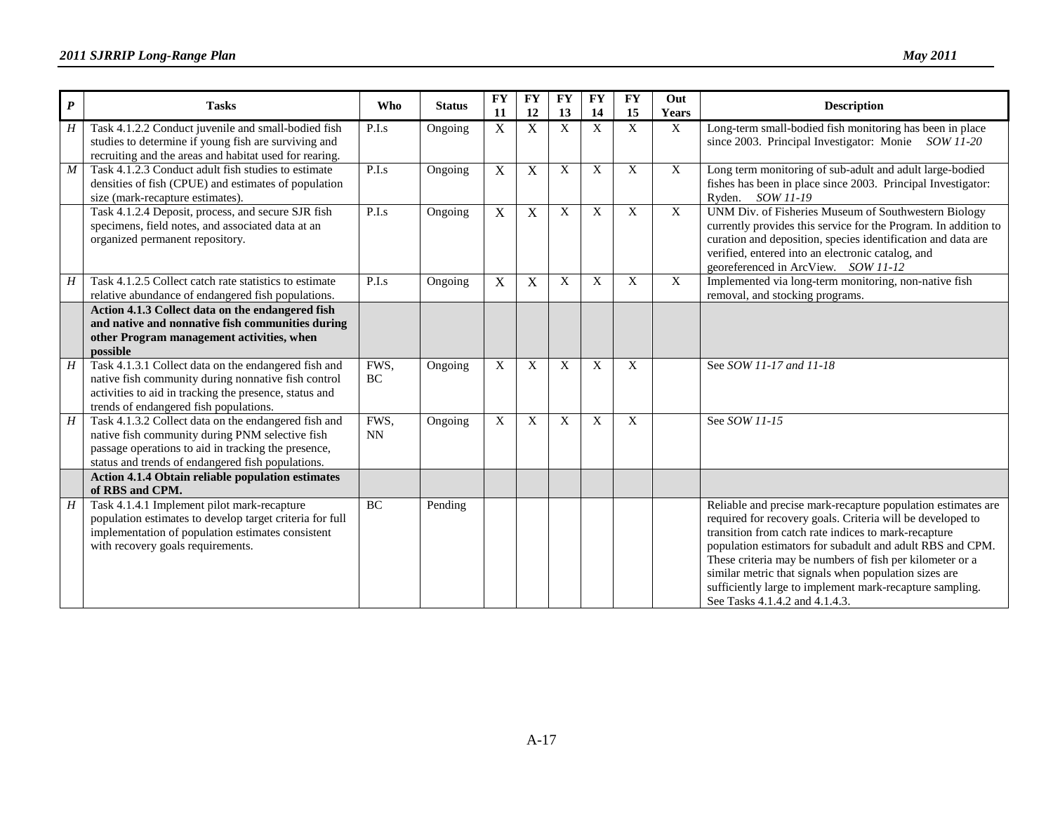| *P* | Tasks | Who | Status | FY 11 | FY 12 | FY 13 | FY 14 | FY 15 | Out Years | Description |
|---|---|---|---|---|---|---|---|---|---|---|
| *H* | Task 4.1.2.2 Conduct juvenile and small-bodied fish studies to determine if young fish are surviving and recruiting and the areas and habitat used for rearing. | P.I.s | Ongoing | X | X | X | X | X | X | Long-term small-bodied fish monitoring has been in place since 2003. Principal Investigator: Monie *SOW 11-20* |
| *M* | Task 4.1.2.3 Conduct adult fish studies to estimate densities of fish (CPUE) and estimates of population size (mark-recapture estimates). | P.I.s | Ongoing | X | X | X | X | X | X | Long term monitoring of sub-adult and adult large-bodied fishes has been in place since 2003. Principal Investigator: Ryden. *SOW 11-19* |
| | Task 4.1.2.4 Deposit, process, and secure SJR fish specimens, field notes, and associated data at an organized permanent repository. | P.I.s | Ongoing | X | X | X | X | X | X | UNM Div. of Fisheries Museum of Southwestern Biology currently provides this service for the Program. In addition to curation and deposition, species identification and data are verified, entered into an electronic catalog, and georeferenced in ArcView. *SOW 11-12* |
| *H* | Task 4.1.2.5 Collect catch rate statistics to estimate relative abundance of endangered fish populations. | P.I.s | Ongoing | X | X | X | X | X | X | Implemented via long-term monitoring, non-native fish removal, and stocking programs. |
| | **Action 4.1.3 Collect data on the endangered fish and native and nonnative fish communities during other Program management activities, when possible** | | | | | | | | | |
| *H* | Task 4.1.3.1 Collect data on the endangered fish and native fish community during nonnative fish control activities to aid in tracking the presence, status and trends of endangered fish populations. | FWS, BC | Ongoing | X | X | X | X | X | | See *SOW 11-17 and 11-18* |
| *H* | Task 4.1.3.2 Collect data on the endangered fish and native fish community during PNM selective fish passage operations to aid in tracking the presence, status and trends of endangered fish populations. | FWS, NN | Ongoing | X | X | X | X | X | | See *SOW 11-15* |
| | **Action 4.1.4 Obtain reliable population estimates of RBS and CPM.** | | | | | | | | | |
| *H* | Task 4.1.4.1 Implement pilot mark-recapture population estimates to develop target criteria for full implementation of population estimates consistent with recovery goals requirements. | BC | Pending | | | | | | | Reliable and precise mark-recapture population estimates are required for recovery goals. Criteria will be developed to transition from catch rate indices to mark-recapture population estimators for subadult and adult RBS and CPM. These criteria may be numbers of fish per kilometer or a similar metric that signals when population sizes are sufficiently large to implement mark-recapture sampling. See Tasks 4.1.4.2 and 4.1.4.3. |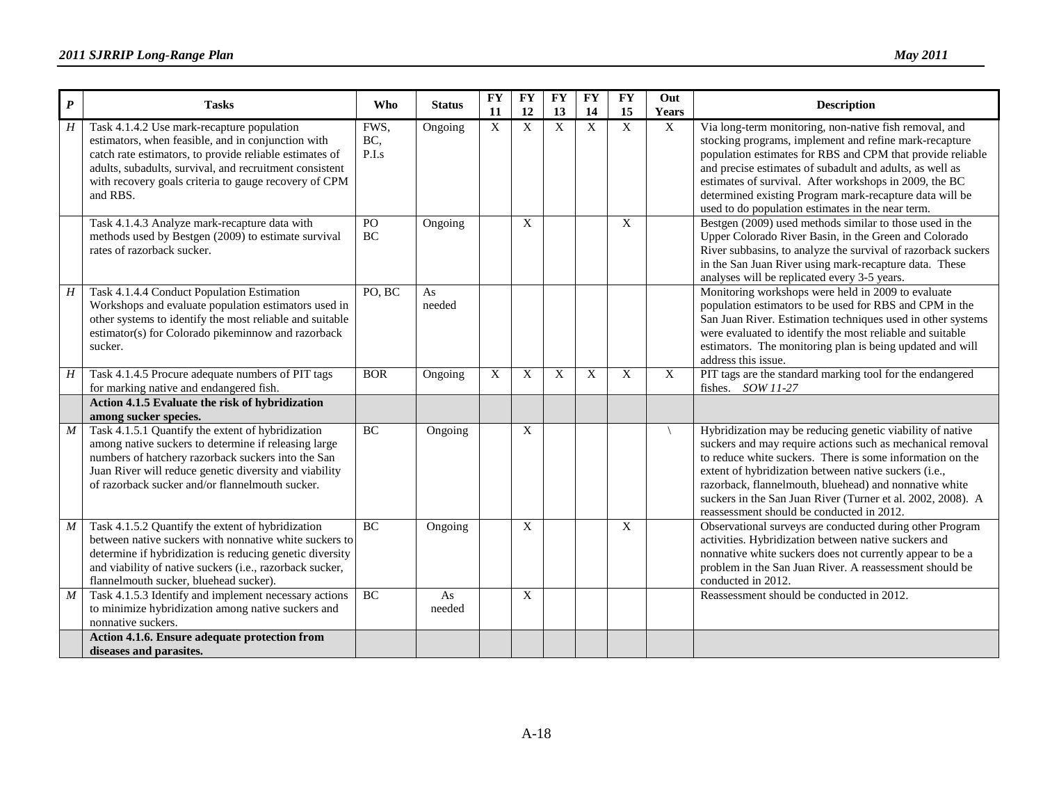| *P* | Tasks | Who | Status | FY 11 | FY 12 | FY 13 | FY 14 | FY 15 | Out Years | Description |
|---|---|---|---|---|---|---|---|---|---|---|
| *H* | Task 4.1.4.2 Use mark-recapture population estimators, when feasible, and in conjunction with catch rate estimators, to provide reliable estimates of adults, subadults, survival, and recruitment consistent with recovery goals criteria to gauge recovery of CPM and RBS. | FWS, BC, P.I.s | Ongoing | X | X | X | X | X | X | Via long-term monitoring, non-native fish removal, and stocking programs, implement and refine mark-recapture population estimates for RBS and CPM that provide reliable and precise estimates of subadult and adults, as well as estimates of survival. After workshops in 2009, the BC determined existing Program mark-recapture data will be used to do population estimates in the near term. |
| | Task 4.1.4.3 Analyze mark-recapture data with methods used by Bestgen (2009) to estimate survival rates of razorback sucker. | PO BC | Ongoing | | X | | | X | | Bestgen (2009) used methods similar to those used in the Upper Colorado River Basin, in the Green and Colorado River subbasins, to analyze the survival of razorback suckers in the San Juan River using mark-recapture data. These analyses will be replicated every 3-5 years. |
| *H* | Task 4.1.4.4 Conduct Population Estimation Workshops and evaluate population estimators used in other systems to identify the most reliable and suitable estimator(s) for Colorado pikeminnow and razorback sucker. | PO, BC | As needed | | | | | | | Monitoring workshops were held in 2009 to evaluate population estimators to be used for RBS and CPM in the San Juan River. Estimation techniques used in other systems were evaluated to identify the most reliable and suitable estimators. The monitoring plan is being updated and will address this issue. |
| *H* | Task 4.1.4.5 Procure adequate numbers of PIT tags for marking native and endangered fish. | BOR | Ongoing | X | X | X | X | X | X | PIT tags are the standard marking tool for the endangered fishes. *SOW 11-27* |
| | **Action 4.1.5 Evaluate the risk of hybridization among sucker species.** | | | | | | | | | |
| *M* | Task 4.1.5.1 Quantify the extent of hybridization among native suckers to determine if releasing large numbers of hatchery razorback suckers into the San Juan River will reduce genetic diversity and viability of razorback sucker and/or flannelmouth sucker. | BC | Ongoing | | X | | | | \ | Hybridization may be reducing genetic viability of native suckers and may require actions such as mechanical removal to reduce white suckers. There is some information on the extent of hybridization between native suckers (i.e., razorback, flannelmouth, bluehead) and nonnative white suckers in the San Juan River (Turner et al. 2002, 2008). A reassessment should be conducted in 2012. |
| *M* | Task 4.1.5.2 Quantify the extent of hybridization between native suckers with nonnative white suckers to determine if hybridization is reducing genetic diversity and viability of native suckers (i.e., razorback sucker, flannelmouth sucker, bluehead sucker). | BC | Ongoing | | X | | | X | | Observational surveys are conducted during other Program activities. Hybridization between native suckers and nonnative white suckers does not currently appear to be a problem in the San Juan River. A reassessment should be conducted in 2012. |
| *M* | Task 4.1.5.3 Identify and implement necessary actions to minimize hybridization among native suckers and nonnative suckers. | BC | As needed | | X | | | | | Reassessment should be conducted in 2012. |
| | **Action 4.1.6. Ensure adequate protection from diseases and parasites.** | | | | | | | | | |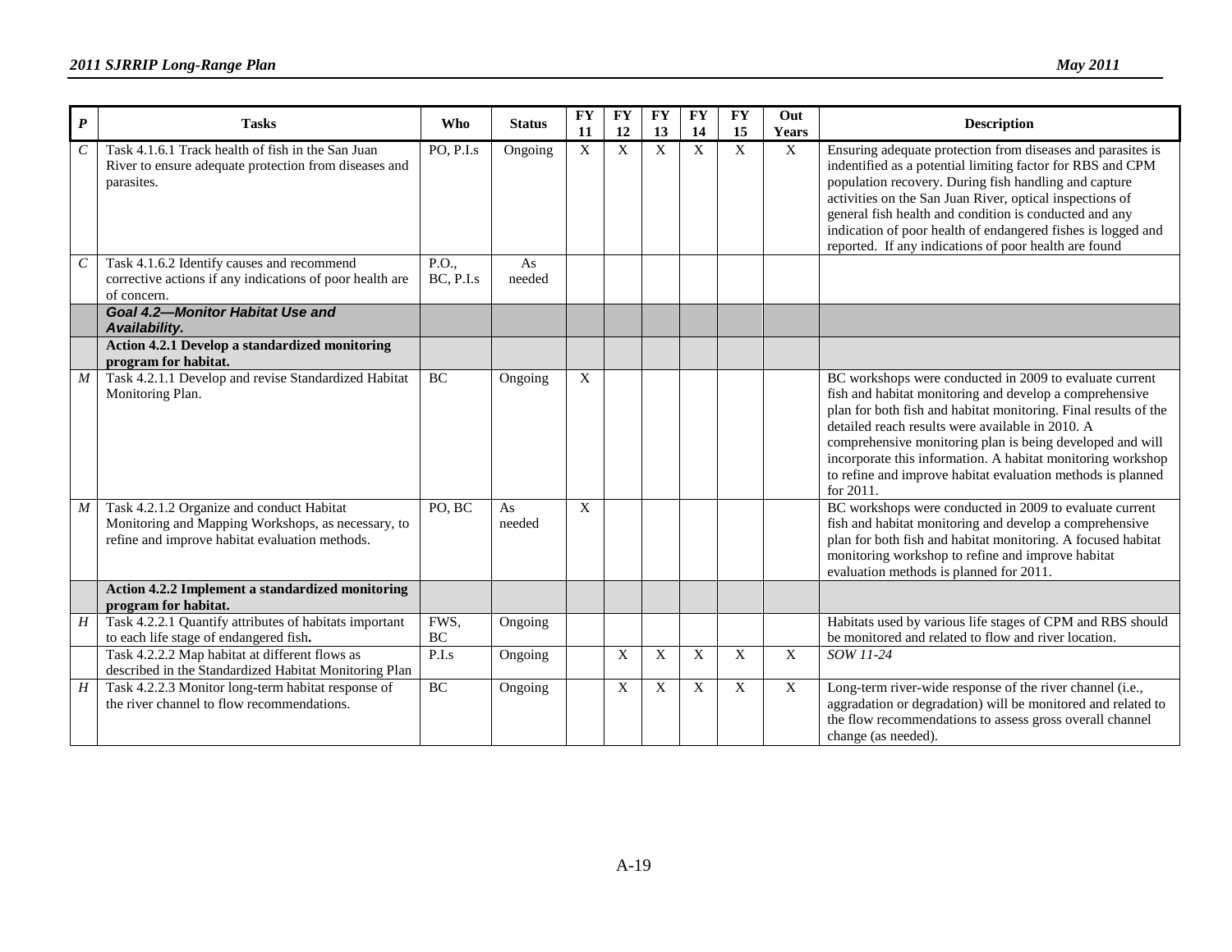| P | Tasks | Who | Status | FY 11 | FY 12 | FY 13 | FY 14 | FY 15 | Out Years | Description |
|---|---|---|---|---|---|---|---|---|---|---|
| *C* | Task 4.1.6.1 Track health of fish in the San Juan River to ensure adequate protection from diseases and parasites. | PO, P.I.s | Ongoing | X | X | X | X | X | X | Ensuring adequate protection from diseases and parasites is indentified as a potential limiting factor for RBS and CPM population recovery. During fish handling and capture activities on the San Juan River, optical inspections of general fish health and condition is conducted and any indication of poor health of endangered fishes is logged and reported. If any indications of poor health are found |
| *C* | Task 4.1.6.2 Identify causes and recommend corrective actions if any indications of poor health are of concern. | P.O., BC, P.I.s | As needed | | | | | | | |
| | ***Goal 4.2—Monitor Habitat Use and Availability.*** | | | | | | | | | |
| | **Action 4.2.1 Develop a standardized monitoring program for habitat.** | | | | | | | | | |
| *M* | Task 4.2.1.1 Develop and revise Standardized Habitat Monitoring Plan. | BC | Ongoing | X | | | | | | BC workshops were conducted in 2009 to evaluate current fish and habitat monitoring and develop a comprehensive plan for both fish and habitat monitoring. Final results of the detailed reach results were available in 2010. A comprehensive monitoring plan is being developed and will incorporate this information. A habitat monitoring workshop to refine and improve habitat evaluation methods is planned for 2011. |
| *M* | Task 4.2.1.2 Organize and conduct Habitat Monitoring and Mapping Workshops, as necessary, to refine and improve habitat evaluation methods. | PO, BC | As needed | X | | | | | | BC workshops were conducted in 2009 to evaluate current fish and habitat monitoring and develop a comprehensive plan for both fish and habitat monitoring. A focused habitat monitoring workshop to refine and improve habitat evaluation methods is planned for 2011. |
| | **Action 4.2.2 Implement a standardized monitoring program for habitat.** | | | | | | | | | |
| *H* | Task 4.2.2.1 Quantify attributes of habitats important to each life stage of endangered fish**.** | FWS, BC | Ongoing | | | | | | | Habitats used by various life stages of CPM and RBS should be monitored and related to flow and river location. |
| | Task 4.2.2.2 Map habitat at different flows as described in the Standardized Habitat Monitoring Plan | P.I.s | Ongoing | | X | X | X | X | X | *SOW 11-24* |
| *H* | Task 4.2.2.3 Monitor long-term habitat response of the river channel to flow recommendations. | BC | Ongoing | | X | X | X | X | X | Long-term river-wide response of the river channel (i.e., aggradation or degradation) will be monitored and related to the flow recommendations to assess gross overall channel change (as needed). |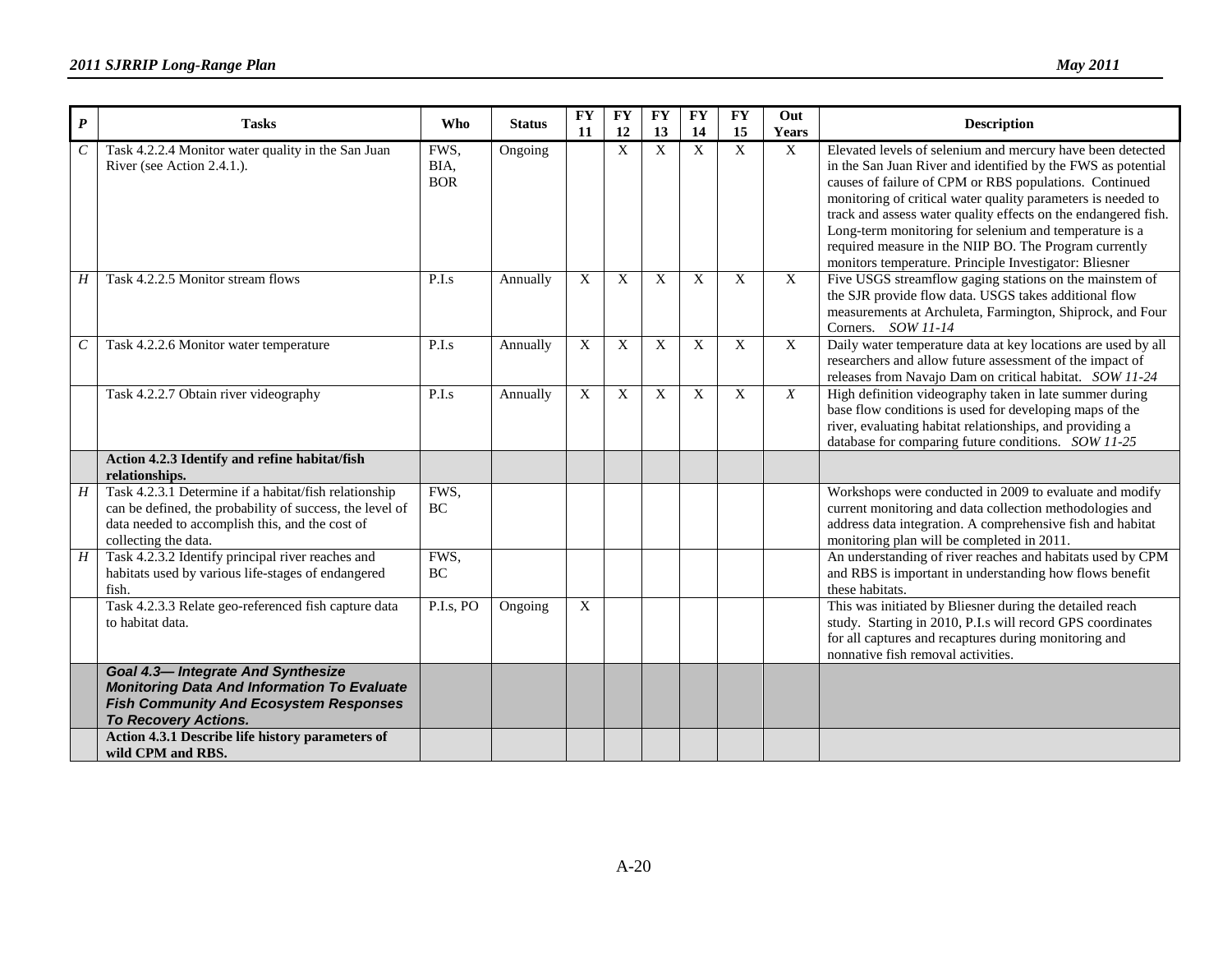| P | Tasks | Who | Status | FY 11 | FY 12 | FY 13 | FY 14 | FY 15 | Out Years | Description |
|---|---|---|---|---|---|---|---|---|---|---|
| *C* | Task 4.2.2.4 Monitor water quality in the San Juan River (see Action 2.4.1.). | FWS, BIA, BOR | Ongoing | | X | X | X | X | X | Elevated levels of selenium and mercury have been detected in the San Juan River and identified by the FWS as potential causes of failure of CPM or RBS populations. Continued monitoring of critical water quality parameters is needed to track and assess water quality effects on the endangered fish. Long-term monitoring for selenium and temperature is a required measure in the NIIP BO. The Program currently monitors temperature. Principle Investigator: Bliesner |
| *H* | Task 4.2.2.5 Monitor stream flows | P.I.s | Annually | X | X | X | X | X | X | Five USGS streamflow gaging stations on the mainstem of the SJR provide flow data. USGS takes additional flow measurements at Archuleta, Farmington, Shiprock, and Four Corners. *SOW 11-14* |
| *C* | Task 4.2.2.6 Monitor water temperature | P.I.s | Annually | X | X | X | X | X | X | Daily water temperature data at key locations are used by all researchers and allow future assessment of the impact of releases from Navajo Dam on critical habitat. *SOW 11-24* |
| | Task 4.2.2.7 Obtain river videography | P.I.s | Annually | X | X | X | X | X | *X* | High definition videography taken in late summer during base flow conditions is used for developing maps of the river, evaluating habitat relationships, and providing a database for comparing future conditions. *SOW 11-25* |
| | **Action 4.2.3 Identify and refine habitat/fish relationships.** | | | | | | | | | |
| *H* | Task 4.2.3.1 Determine if a habitat/fish relationship can be defined, the probability of success, the level of data needed to accomplish this, and the cost of collecting the data. | FWS, BC | | | | | | | | Workshops were conducted in 2009 to evaluate and modify current monitoring and data collection methodologies and address data integration. A comprehensive fish and habitat monitoring plan will be completed in 2011. |
| *H* | Task 4.2.3.2 Identify principal river reaches and habitats used by various life-stages of endangered fish. | FWS, BC | | | | | | | | An understanding of river reaches and habitats used by CPM and RBS is important in understanding how flows benefit these habitats. |
| | Task 4.2.3.3 Relate geo-referenced fish capture data to habitat data. | P.I.s, PO | Ongoing | X | | | | | | This was initiated by Bliesner during the detailed reach study. Starting in 2010, P.I.s will record GPS coordinates for all captures and recaptures during monitoring and nonnative fish removal activities. |
| | ***Goal 4.3— Integrate And Synthesize Monitoring Data And Information To Evaluate Fish Community And Ecosystem Responses To Recovery Actions.*** | | | | | | | | | |
| | **Action 4.3.1 Describe life history parameters of wild CPM and RBS.** | | | | | | | | | |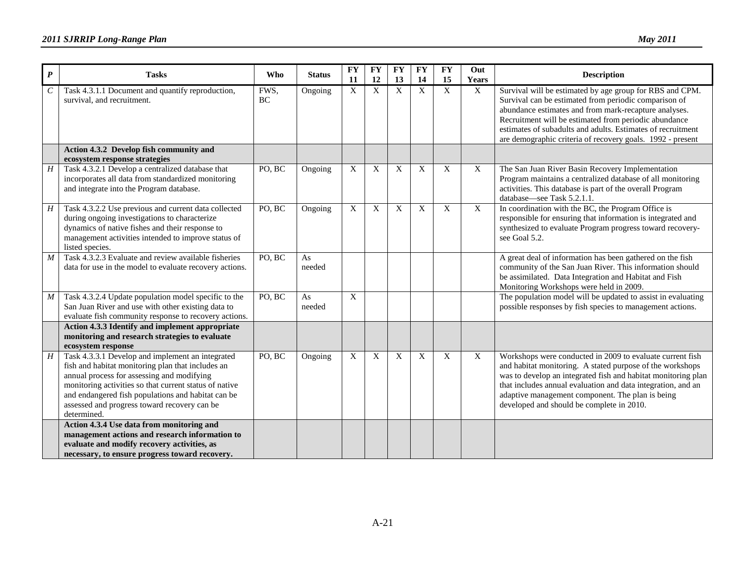| P | Tasks | Who | Status | FY 11 | FY 12 | FY 13 | FY 14 | FY 15 | Out Years | Description |
|---|---|---|---|---|---|---|---|---|---|---|
| C | Task 4.3.1.1 Document and quantify reproduction, survival, and recruitment. | FWS, BC | Ongoing | X | X | X | X | X | X | Survival will be estimated by age group for RBS and CPM. Survival can be estimated from periodic comparison of abundance estimates and from mark-recapture analyses. Recruitment will be estimated from periodic abundance estimates of subadults and adults. Estimates of recruitment are demographic criteria of recovery goals. 1992 - present |
| | **Action 4.3.2 Develop fish community and ecosystem response strategies** | | | | | | | | | |
| H | Task 4.3.2.1 Develop a centralized database that incorporates all data from standardized monitoring and integrate into the Program database. | PO, BC | Ongoing | X | X | X | X | X | X | The San Juan River Basin Recovery Implementation Program maintains a centralized database of all monitoring activities. This database is part of the overall Program database—see Task 5.2.1.1. |
| H | Task 4.3.2.2 Use previous and current data collected during ongoing investigations to characterize dynamics of native fishes and their response to management activities intended to improve status of listed species. | PO, BC | Ongoing | X | X | X | X | X | X | In coordination with the BC, the Program Office is responsible for ensuring that information is integrated and synthesized to evaluate Program progress toward recovery-see Goal 5.2. |
| M | Task 4.3.2.3 Evaluate and review available fisheries data for use in the model to evaluate recovery actions. | PO, BC | As needed | | | | | | | A great deal of information has been gathered on the fish community of the San Juan River. This information should be assimilated. Data Integration and Habitat and Fish Monitoring Workshops were held in 2009. |
| M | Task 4.3.2.4 Update population model specific to the San Juan River and use with other existing data to evaluate fish community response to recovery actions. | PO, BC | As needed | X | | | | | | The population model will be updated to assist in evaluating possible responses by fish species to management actions. |
| | **Action 4.3.3 Identify and implement appropriate monitoring and research strategies to evaluate ecosystem response** | | | | | | | | | |
| H | Task 4.3.3.1 Develop and implement an integrated fish and habitat monitoring plan that includes an annual process for assessing and modifying monitoring activities so that current status of native and endangered fish populations and habitat can be assessed and progress toward recovery can be determined. | PO, BC | Ongoing | X | X | X | X | X | X | Workshops were conducted in 2009 to evaluate current fish and habitat monitoring. A stated purpose of the workshops was to develop an integrated fish and habitat monitoring plan that includes annual evaluation and data integration, and an adaptive management component. The plan is being developed and should be complete in 2010. |
| | **Action 4.3.4 Use data from monitoring and management actions and research information to evaluate and modify recovery activities, as necessary, to ensure progress toward recovery.** | | | | | | | | | |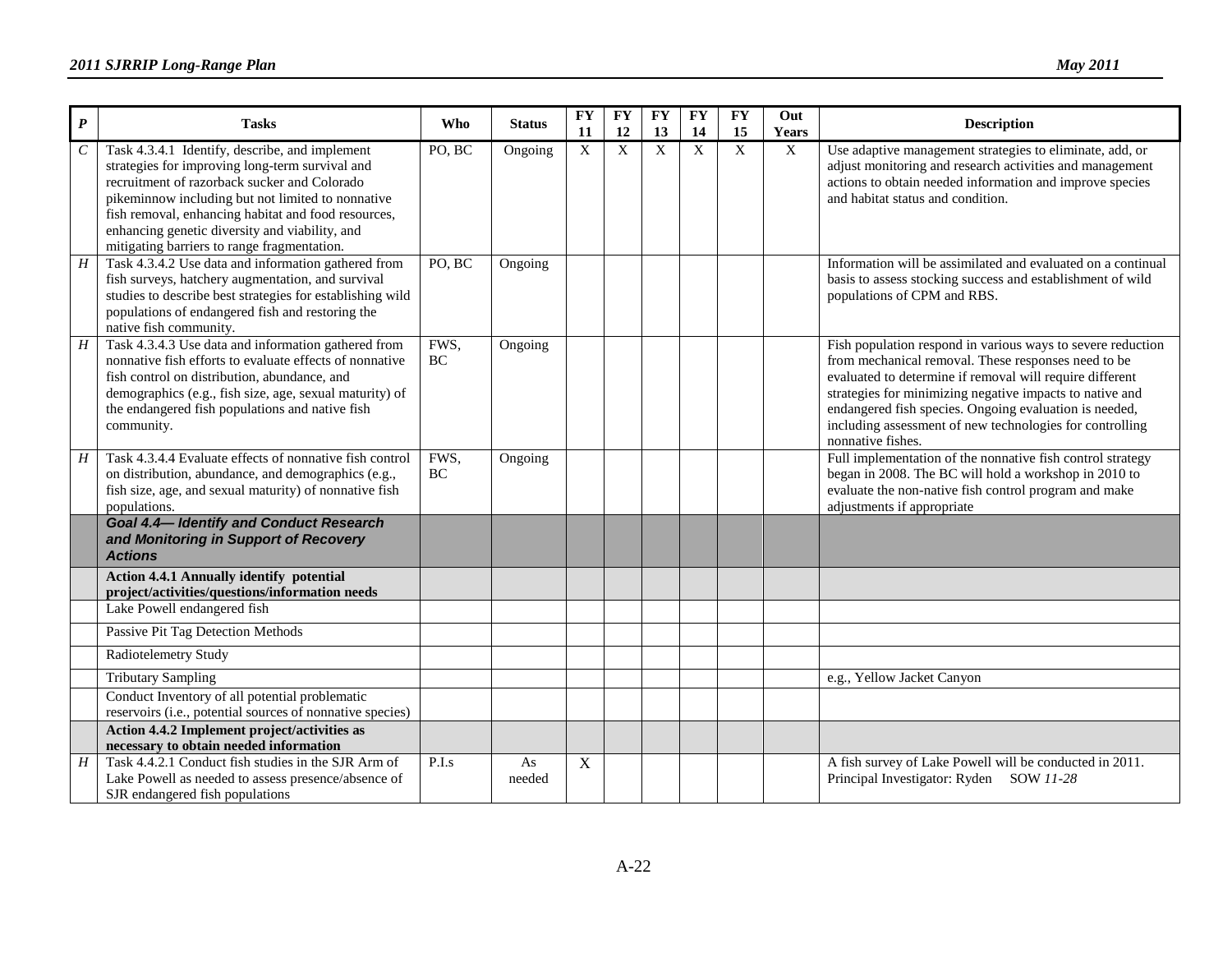| *P* | Tasks | Who | Status | FY 11 | FY 12 | FY 13 | FY 14 | FY 15 | Out Years | Description |
|---|---|---|---|---|---|---|---|---|---|---|
| *C* | Task 4.3.4.1 Identify, describe, and implement strategies for improving long-term survival and recruitment of razorback sucker and Colorado pikeminnow including but not limited to nonnative fish removal, enhancing habitat and food resources, enhancing genetic diversity and viability, and mitigating barriers to range fragmentation. | PO, BC | Ongoing | X | X | X | X | X | X | Use adaptive management strategies to eliminate, add, or adjust monitoring and research activities and management actions to obtain needed information and improve species and habitat status and condition. |
| *H* | Task 4.3.4.2 Use data and information gathered from fish surveys, hatchery augmentation, and survival studies to describe best strategies for establishing wild populations of endangered fish and restoring the native fish community. | PO, BC | Ongoing | | | | | | | Information will be assimilated and evaluated on a continual basis to assess stocking success and establishment of wild populations of CPM and RBS. |
| *H* | Task 4.3.4.3 Use data and information gathered from nonnative fish efforts to evaluate effects of nonnative fish control on distribution, abundance, and demographics (e.g., fish size, age, sexual maturity) of the endangered fish populations and native fish community. | FWS, BC | Ongoing | | | | | | | Fish population respond in various ways to severe reduction from mechanical removal. These responses need to be evaluated to determine if removal will require different strategies for minimizing negative impacts to native and endangered fish species. Ongoing evaluation is needed, including assessment of new technologies for controlling nonnative fishes. |
| *H* | Task 4.3.4.4 Evaluate effects of nonnative fish control on distribution, abundance, and demographics (e.g., fish size, age, and sexual maturity) of nonnative fish populations. | FWS, BC | Ongoing | | | | | | | Full implementation of the nonnative fish control strategy began in 2008. The BC will hold a workshop in 2010 to evaluate the non-native fish control program and make adjustments if appropriate |
| | ***Goal 4.4— Identify and Conduct Research and Monitoring in Support of Recovery Actions*** | | | | | | | | | |
| | **Action 4.4.1 Annually identify potential project/activities/questions/information needs** | | | | | | | | | |
| | Lake Powell endangered fish | | | | | | | | | |
| | Passive Pit Tag Detection Methods | | | | | | | | | |
| | Radiotelemetry Study | | | | | | | | | |
| | Tributary Sampling | | | | | | | | | e.g., Yellow Jacket Canyon |
| | Conduct Inventory of all potential problematic reservoirs (i.e., potential sources of nonnative species) | | | | | | | | | |
| | **Action 4.4.2 Implement project/activities as necessary to obtain needed information** | | | | | | | | | |
| *H* | Task 4.4.2.1 Conduct fish studies in the SJR Arm of Lake Powell as needed to assess presence/absence of SJR endangered fish populations | P.I.s | As needed | X | | | | | | A fish survey of Lake Powell will be conducted in 2011. Principal Investigator: Ryden SOW *11-28* |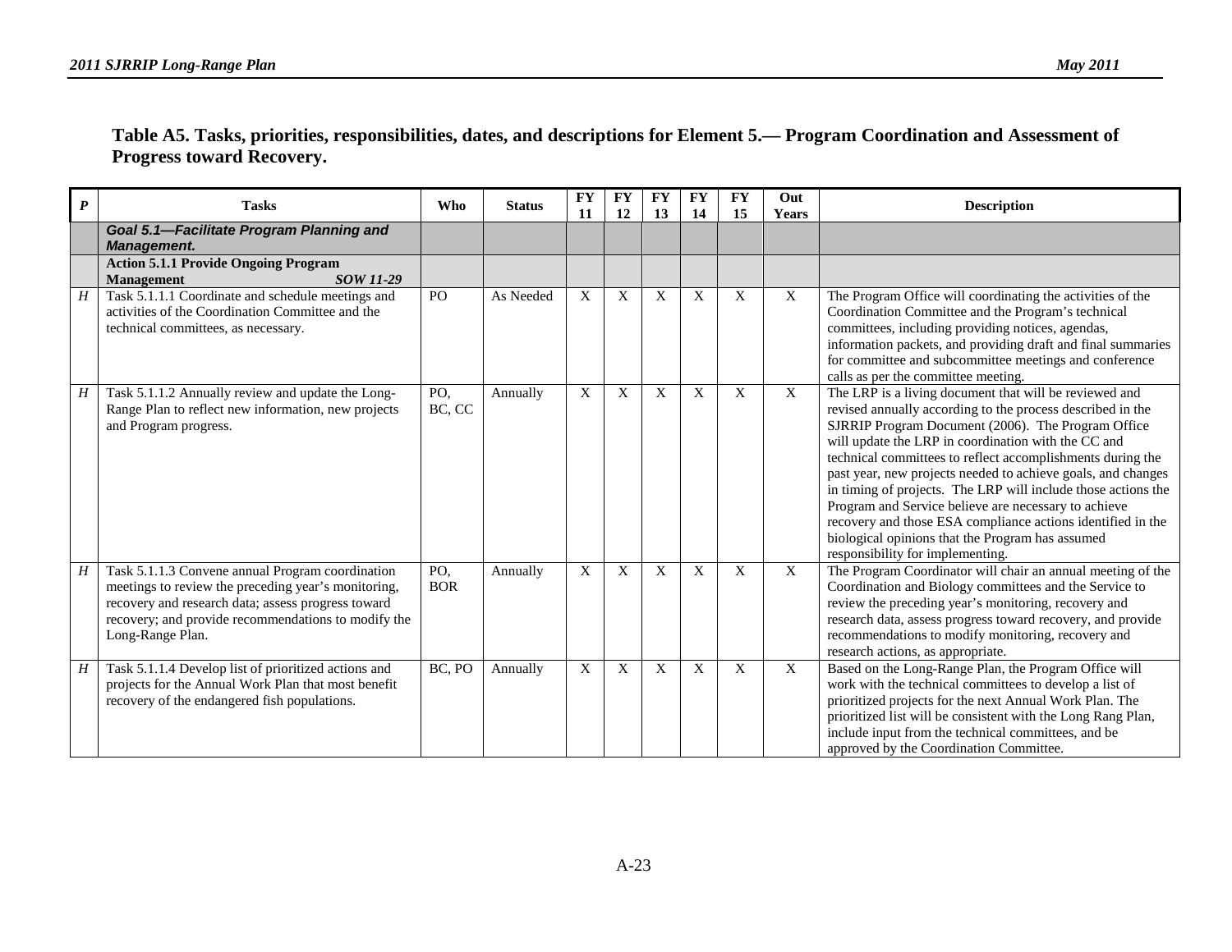**Table A5. Tasks, priorities, responsibilities, dates, and descriptions for Element 5.— Program Coordination and Assessment of Progress toward Recovery.**

| *P* | Tasks | Who | Status | FY 11 | FY 12 | FY 13 | FY 14 | FY 15 | Out Years | Description |
|---|---|---|---|---|---|---|---|---|---|---|
| | ***Goal 5.1—Facilitate Program Planning and Management.*** | | | | | | | | | |
| | **Action 5.1.1 Provide Ongoing Program Management** ***SOW 11-29*** | | | | | | | | | |
| *H* | Task 5.1.1.1 Coordinate and schedule meetings and activities of the Coordination Committee and the technical committees, as necessary. | PO | As Needed | X | X | X | X | X | X | The Program Office will coordinating the activities of the Coordination Committee and the Program's technical committees, including providing notices, agendas, information packets, and providing draft and final summaries for committee and subcommittee meetings and conference calls as per the committee meeting. |
| *H* | Task 5.1.1.2 Annually review and update the Long-Range Plan to reflect new information, new projects and Program progress. | PO, BC, CC | Annually | X | X | X | X | X | X | The LRP is a living document that will be reviewed and revised annually according to the process described in the SJRRIP Program Document (2006). The Program Office will update the LRP in coordination with the CC and technical committees to reflect accomplishments during the past year, new projects needed to achieve goals, and changes in timing of projects. The LRP will include those actions the Program and Service believe are necessary to achieve recovery and those ESA compliance actions identified in the biological opinions that the Program has assumed responsibility for implementing. |
| *H* | Task 5.1.1.3 Convene annual Program coordination meetings to review the preceding year's monitoring, recovery and research data; assess progress toward recovery; and provide recommendations to modify the Long-Range Plan. | PO, BOR | Annually | X | X | X | X | X | X | The Program Coordinator will chair an annual meeting of the Coordination and Biology committees and the Service to review the preceding year's monitoring, recovery and research data, assess progress toward recovery, and provide recommendations to modify monitoring, recovery and research actions, as appropriate. |
| *H* | Task 5.1.1.4 Develop list of prioritized actions and projects for the Annual Work Plan that most benefit recovery of the endangered fish populations. | BC, PO | Annually | X | X | X | X | X | X | Based on the Long-Range Plan, the Program Office will work with the technical committees to develop a list of prioritized projects for the next Annual Work Plan. The prioritized list will be consistent with the Long Rang Plan, include input from the technical committees, and be approved by the Coordination Committee. |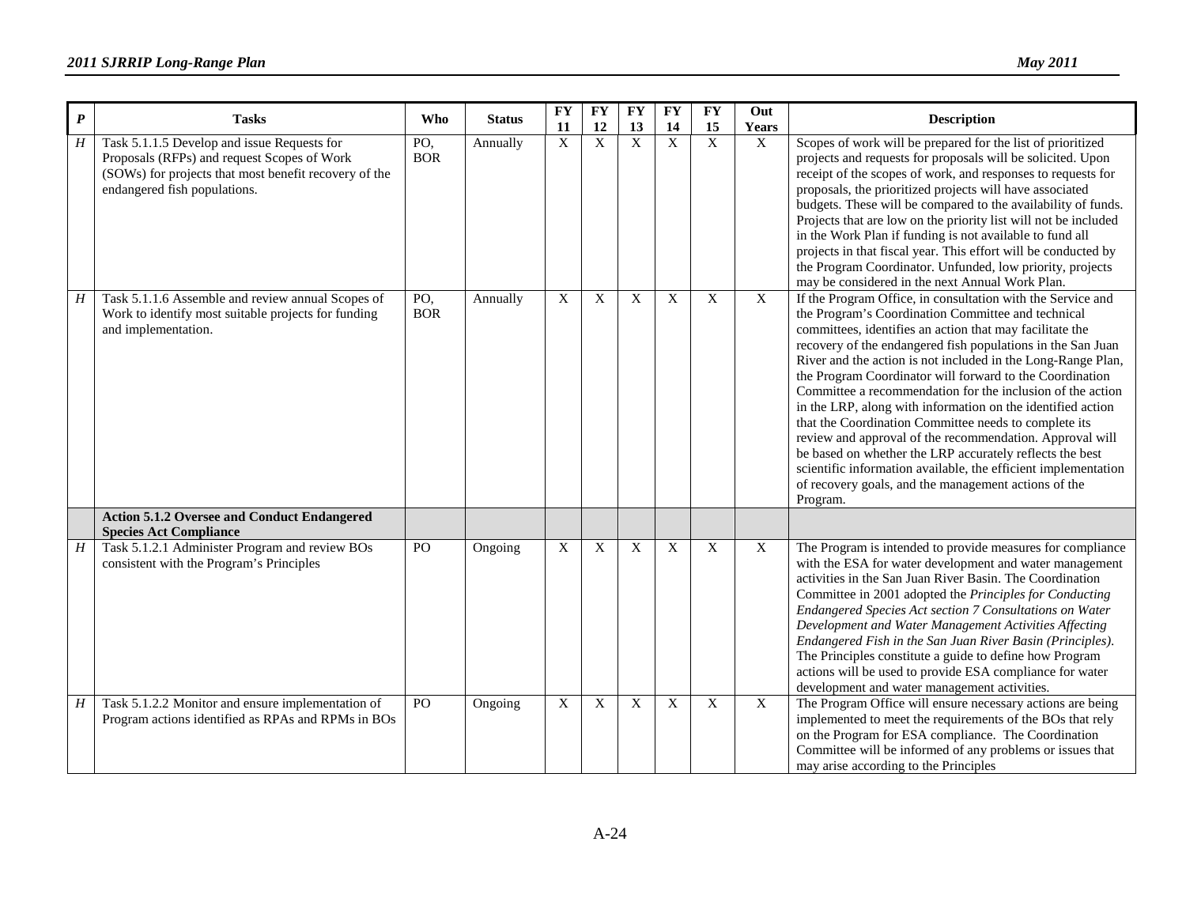| *P* | Tasks | Who | Status | FY 11 | FY 12 | FY 13 | FY 14 | FY 15 | Out Years | Description |
|---|---|---|---|---|---|---|---|---|---|---|
| *H* | Task 5.1.1.5 Develop and issue Requests for Proposals (RFPs) and request Scopes of Work (SOWs) for projects that most benefit recovery of the endangered fish populations. | PO, BOR | Annually | X | X | X | X | X | X | Scopes of work will be prepared for the list of prioritized projects and requests for proposals will be solicited. Upon receipt of the scopes of work, and responses to requests for proposals, the prioritized projects will have associated budgets. These will be compared to the availability of funds. Projects that are low on the priority list will not be included in the Work Plan if funding is not available to fund all projects in that fiscal year. This effort will be conducted by the Program Coordinator. Unfunded, low priority, projects may be considered in the next Annual Work Plan. |
| *H* | Task 5.1.1.6 Assemble and review annual Scopes of Work to identify most suitable projects for funding and implementation. | PO, BOR | Annually | X | X | X | X | X | X | If the Program Office, in consultation with the Service and the Program's Coordination Committee and technical committees, identifies an action that may facilitate the recovery of the endangered fish populations in the San Juan River and the action is not included in the Long-Range Plan, the Program Coordinator will forward to the Coordination Committee a recommendation for the inclusion of the action in the LRP, along with information on the identified action that the Coordination Committee needs to complete its review and approval of the recommendation. Approval will be based on whether the LRP accurately reflects the best scientific information available, the efficient implementation of recovery goals, and the management actions of the Program. |
| | **Action 5.1.2 Oversee and Conduct Endangered Species Act Compliance** | | | | | | | | | |
| *H* | Task 5.1.2.1 Administer Program and review BOs consistent with the Program's Principles | PO | Ongoing | X | X | X | X | X | X | The Program is intended to provide measures for compliance with the ESA for water development and water management activities in the San Juan River Basin. The Coordination Committee in 2001 adopted the *Principles for Conducting Endangered Species Act section 7 Consultations on Water Development and Water Management Activities Affecting Endangered Fish in the San Juan River Basin (Principles)*. The Principles constitute a guide to define how Program actions will be used to provide ESA compliance for water development and water management activities. |
| *H* | Task 5.1.2.2 Monitor and ensure implementation of Program actions identified as RPAs and RPMs in BOs | PO | Ongoing | X | X | X | X | X | X | The Program Office will ensure necessary actions are being implemented to meet the requirements of the BOs that rely on the Program for ESA compliance. The Coordination Committee will be informed of any problems or issues that may arise according to the Principles |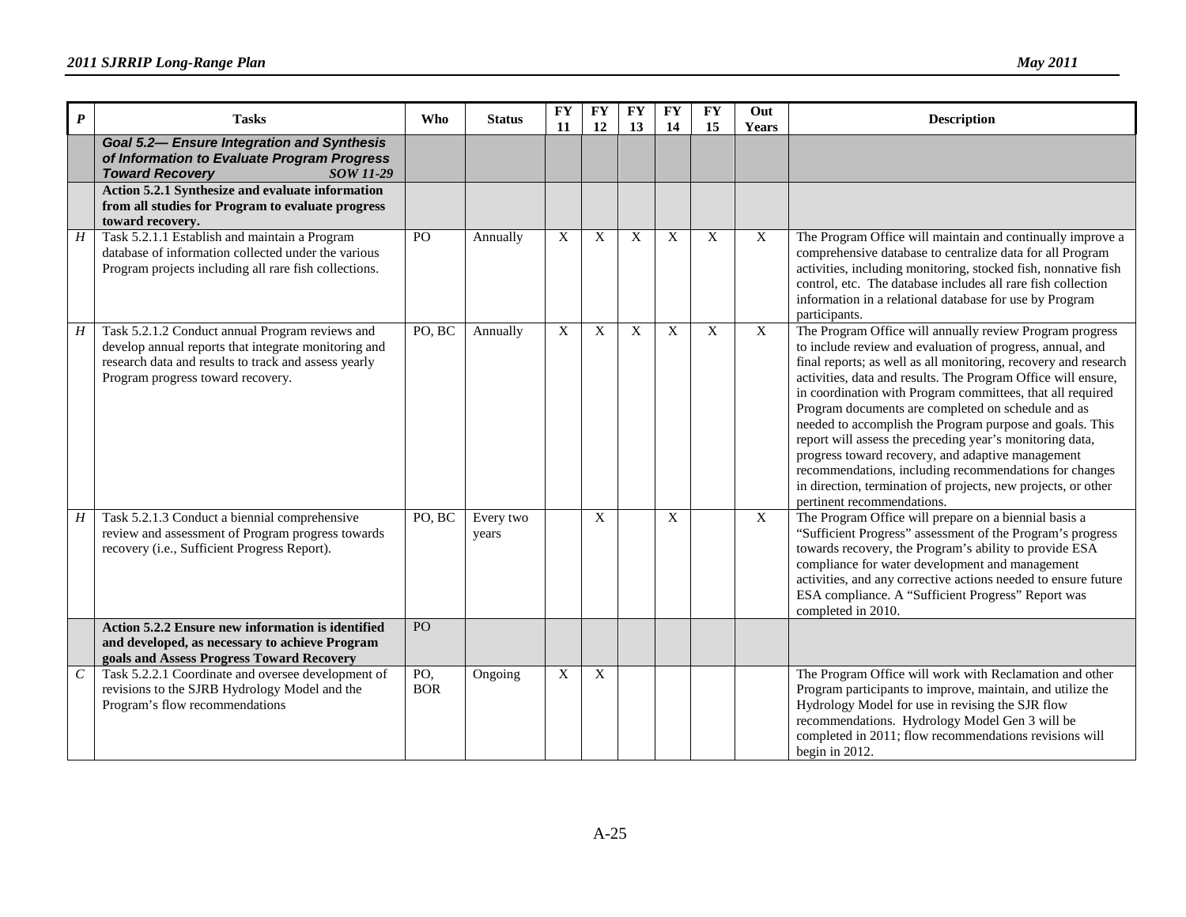| P | Tasks | Who | Status | FY 11 | FY 12 | FY 13 | FY 14 | FY 15 | Out Years | Description |
|---|---|---|---|---|---|---|---|---|---|---|
| | ***Goal 5.2— Ensure Integration and Synthesis of Information to Evaluate Program Progress Toward Recovery*** ***SOW 11-29*** | | | | | | | | | |
| | **Action 5.2.1 Synthesize and evaluate information from all studies for Program to evaluate progress toward recovery.** | | | | | | | | | |
| *H* | Task 5.2.1.1 Establish and maintain a Program database of information collected under the various Program projects including all rare fish collections. | PO | Annually | X | X | X | X | X | X | The Program Office will maintain and continually improve a comprehensive database to centralize data for all Program activities, including monitoring, stocked fish, nonnative fish control, etc. The database includes all rare fish collection information in a relational database for use by Program participants. |
| *H* | Task 5.2.1.2 Conduct annual Program reviews and develop annual reports that integrate monitoring and research data and results to track and assess yearly Program progress toward recovery. | PO, BC | Annually | X | X | X | X | X | X | The Program Office will annually review Program progress to include review and evaluation of progress, annual, and final reports; as well as all monitoring, recovery and research activities, data and results. The Program Office will ensure, in coordination with Program committees, that all required Program documents are completed on schedule and as needed to accomplish the Program purpose and goals. This report will assess the preceding year's monitoring data, progress toward recovery, and adaptive management recommendations, including recommendations for changes in direction, termination of projects, new projects, or other pertinent recommendations. |
| *H* | Task 5.2.1.3 Conduct a biennial comprehensive review and assessment of Program progress towards recovery (i.e., Sufficient Progress Report). | PO, BC | Every two years | | X | | X | | X | The Program Office will prepare on a biennial basis a "Sufficient Progress" assessment of the Program's progress towards recovery, the Program's ability to provide ESA compliance for water development and management activities, and any corrective actions needed to ensure future ESA compliance. A "Sufficient Progress" Report was completed in 2010. |
| | **Action 5.2.2 Ensure new information is identified and developed, as necessary to achieve Program goals and Assess Progress Toward Recovery** | PO | | | | | | | | |
| *C* | Task 5.2.2.1 Coordinate and oversee development of revisions to the SJRB Hydrology Model and the Program's flow recommendations | PO, BOR | Ongoing | X | X | | | | | The Program Office will work with Reclamation and other Program participants to improve, maintain, and utilize the Hydrology Model for use in revising the SJR flow recommendations. Hydrology Model Gen 3 will be completed in 2011; flow recommendations revisions will begin in 2012. |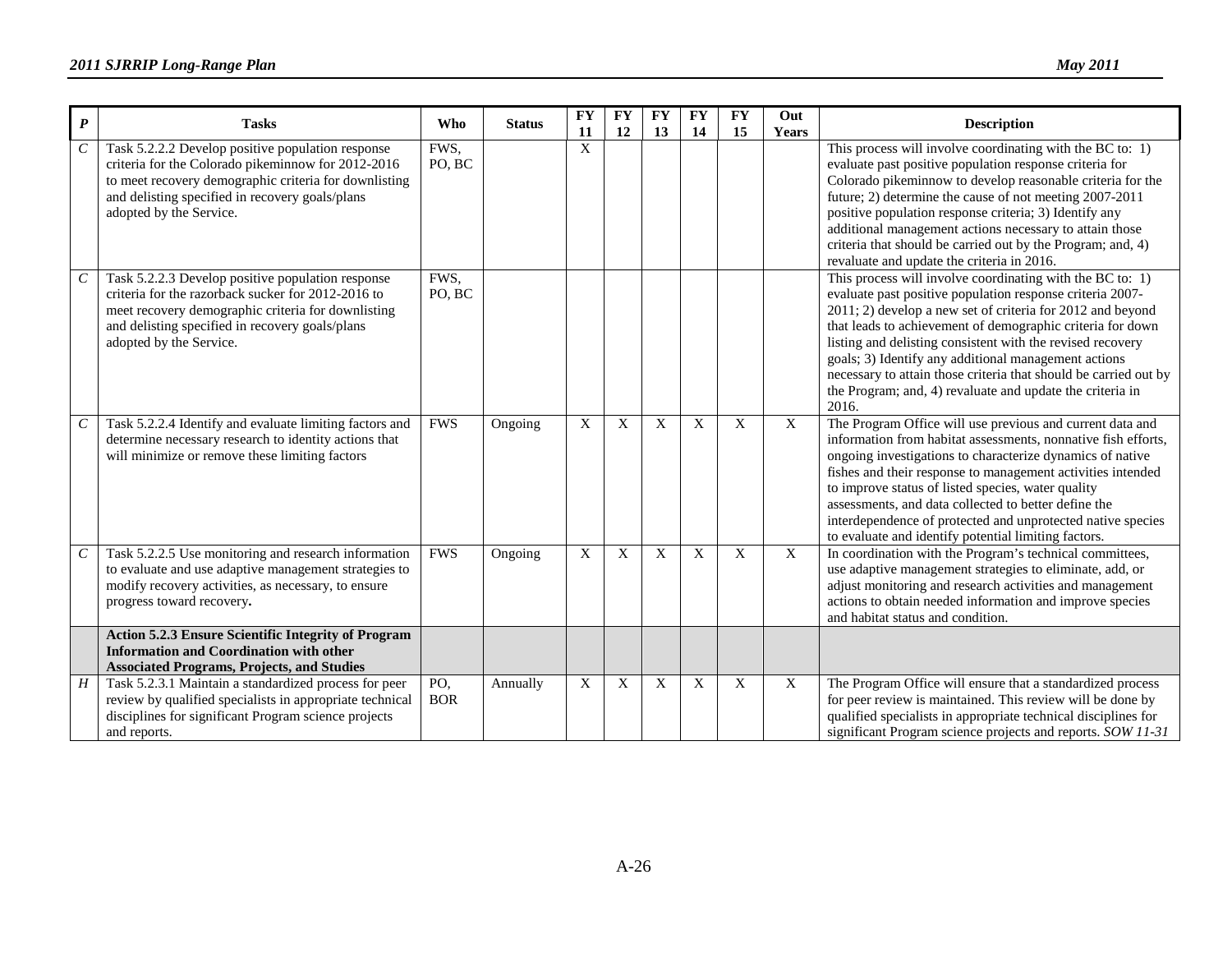| *P* | Tasks | Who | Status | FY 11 | FY 12 | FY 13 | FY 14 | FY 15 | Out Years | Description |
|---|---|---|---|---|---|---|---|---|---|---|
| *C* | Task 5.2.2.2 Develop positive population response criteria for the Colorado pikeminnow for 2012-2016 to meet recovery demographic criteria for downlisting and delisting specified in recovery goals/plans adopted by the Service. | FWS, PO, BC | | X | | | | | | This process will involve coordinating with the BC to: 1) evaluate past positive population response criteria for Colorado pikeminnow to develop reasonable criteria for the future; 2) determine the cause of not meeting 2007-2011 positive population response criteria; 3) Identify any additional management actions necessary to attain those criteria that should be carried out by the Program; and, 4) revaluate and update the criteria in 2016. |
| *C* | Task 5.2.2.3 Develop positive population response criteria for the razorback sucker for 2012-2016 to meet recovery demographic criteria for downlisting and delisting specified in recovery goals/plans adopted by the Service. | FWS, PO, BC | | | | | | | | This process will involve coordinating with the BC to: 1) evaluate past positive population response criteria 2007-2011; 2) develop a new set of criteria for 2012 and beyond that leads to achievement of demographic criteria for down listing and delisting consistent with the revised recovery goals; 3) Identify any additional management actions necessary to attain those criteria that should be carried out by the Program; and, 4) revaluate and update the criteria in 2016. |
| *C* | Task 5.2.2.4 Identify and evaluate limiting factors and determine necessary research to identity actions that will minimize or remove these limiting factors | FWS | Ongoing | X | X | X | X | X | X | The Program Office will use previous and current data and information from habitat assessments, nonnative fish efforts, ongoing investigations to characterize dynamics of native fishes and their response to management activities intended to improve status of listed species, water quality assessments, and data collected to better define the interdependence of protected and unprotected native species to evaluate and identify potential limiting factors. |
| *C* | Task 5.2.2.5 Use monitoring and research information to evaluate and use adaptive management strategies to modify recovery activities, as necessary, to ensure progress toward recovery**.** | FWS | Ongoing | X | X | X | X | X | X | In coordination with the Program's technical committees, use adaptive management strategies to eliminate, add, or adjust monitoring and research activities and management actions to obtain needed information and improve species and habitat status and condition. |
| | **Action 5.2.3 Ensure Scientific Integrity of Program Information and Coordination with other Associated Programs, Projects, and Studies** | | | | | | | | | |
| *H* | Task 5.2.3.1 Maintain a standardized process for peer review by qualified specialists in appropriate technical disciplines for significant Program science projects and reports. | PO, BOR | Annually | X | X | X | X | X | X | The Program Office will ensure that a standardized process for peer review is maintained. This review will be done by qualified specialists in appropriate technical disciplines for significant Program science projects and reports. *SOW 11-31* |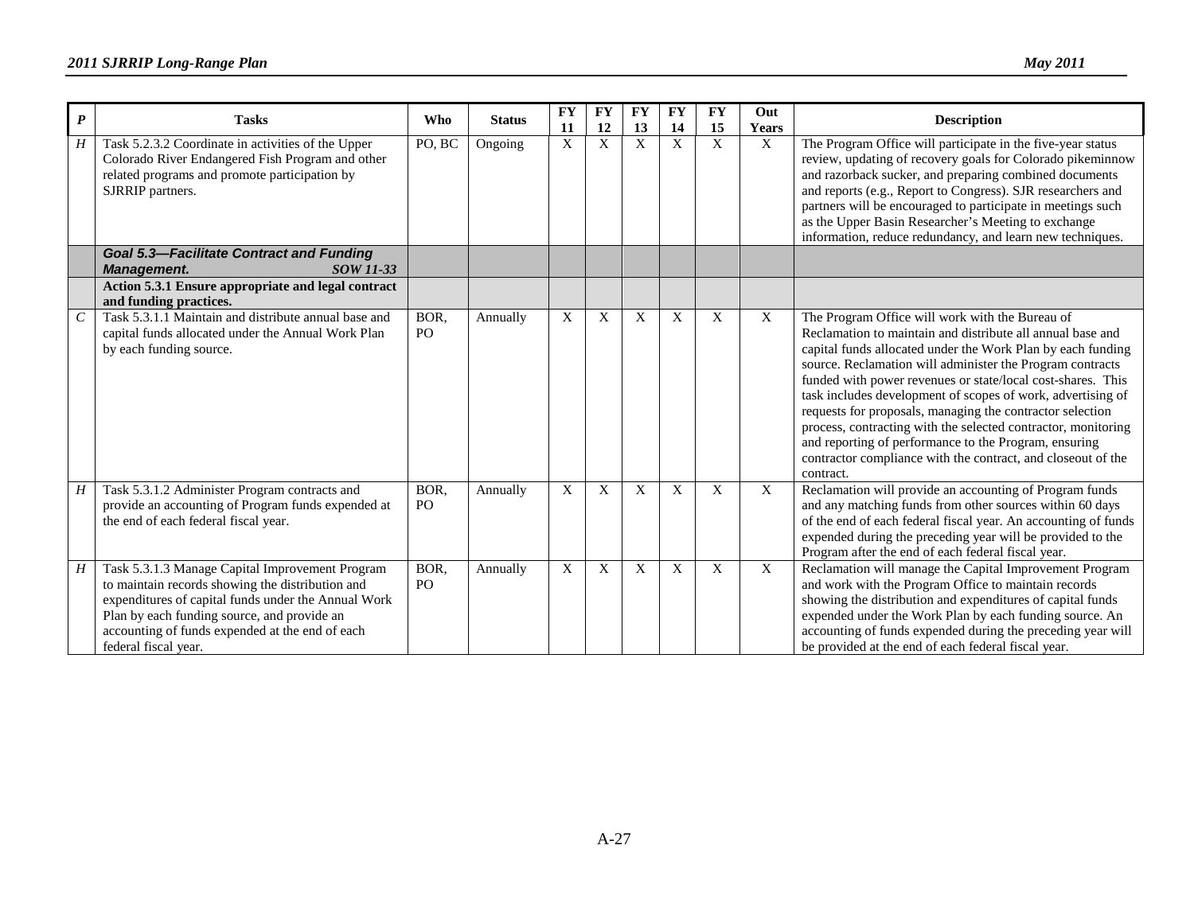| *P* | Tasks | Who | Status | FY 11 | FY 12 | FY 13 | FY 14 | FY 15 | Out Years | Description |
|---|---|---|---|---|---|---|---|---|---|---|
| *H* | Task 5.2.3.2 Coordinate in activities of the Upper Colorado River Endangered Fish Program and other related programs and promote participation by SJRRIP partners. | PO, BC | Ongoing | X | X | X | X | X | X | The Program Office will participate in the five-year status review, updating of recovery goals for Colorado pikeminnow and razorback sucker, and preparing combined documents and reports (e.g., Report to Congress). SJR researchers and partners will be encouraged to participate in meetings such as the Upper Basin Researcher's Meeting to exchange information, reduce redundancy, and learn new techniques. |
| | ***Goal 5.3—Facilitate Contract and Funding Management.*** ***SOW 11-33*** | | | | | | | | | |
| | **Action 5.3.1 Ensure appropriate and legal contract and funding practices.** | | | | | | | | | |
| *C* | Task 5.3.1.1 Maintain and distribute annual base and capital funds allocated under the Annual Work Plan by each funding source. | BOR, PO | Annually | X | X | X | X | X | X | The Program Office will work with the Bureau of Reclamation to maintain and distribute all annual base and capital funds allocated under the Work Plan by each funding source. Reclamation will administer the Program contracts funded with power revenues or state/local cost-shares. This task includes development of scopes of work, advertising of requests for proposals, managing the contractor selection process, contracting with the selected contractor, monitoring and reporting of performance to the Program, ensuring contractor compliance with the contract, and closeout of the contract. |
| *H* | Task 5.3.1.2 Administer Program contracts and provide an accounting of Program funds expended at the end of each federal fiscal year. | BOR, PO | Annually | X | X | X | X | X | X | Reclamation will provide an accounting of Program funds and any matching funds from other sources within 60 days of the end of each federal fiscal year. An accounting of funds expended during the preceding year will be provided to the Program after the end of each federal fiscal year. |
| *H* | Task 5.3.1.3 Manage Capital Improvement Program to maintain records showing the distribution and expenditures of capital funds under the Annual Work Plan by each funding source, and provide an accounting of funds expended at the end of each federal fiscal year. | BOR, PO | Annually | X | X | X | X | X | X | Reclamation will manage the Capital Improvement Program and work with the Program Office to maintain records showing the distribution and expenditures of capital funds expended under the Work Plan by each funding source. An accounting of funds expended during the preceding year will be provided at the end of each federal fiscal year. |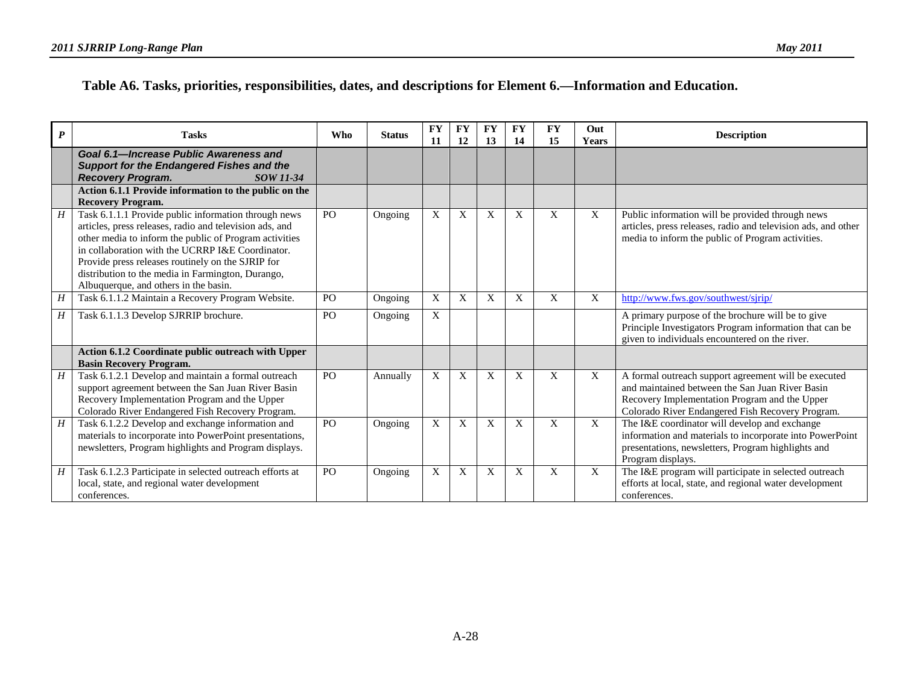## Table A6. Tasks, priorities, responsibilities, dates, and descriptions for Element 6.—Information and Education.

| *P* | Tasks | Who | Status | FY 11 | FY 12 | FY 13 | FY 14 | FY 15 | Out Years | Description |
|---|---|---|---|---|---|---|---|---|---|---|
| | ***Goal 6.1—Increase Public Awareness and Support for the Endangered Fishes and the Recovery Program.*** ***SOW 11-34*** | | | | | | | | | |
| | **Action 6.1.1 Provide information to the public on the Recovery Program.** | | | | | | | | | |
| *H* | Task 6.1.1.1 Provide public information through news articles, press releases, radio and television ads, and other media to inform the public of Program activities in collaboration with the UCRRP I&E Coordinator. Provide press releases routinely on the SJRIP for distribution to the media in Farmington, Durango, Albuquerque, and others in the basin. | PO | Ongoing | X | X | X | X | X | X | Public information will be provided through news articles, press releases, radio and television ads, and other media to inform the public of Program activities. |
| *H* | Task 6.1.1.2 Maintain a Recovery Program Website. | PO | Ongoing | X | X | X | X | X | X | http://www.fws.gov/southwest/sjrip/ |
| *H* | Task 6.1.1.3 Develop SJRRIP brochure. | PO | Ongoing | X | | | | | | A primary purpose of the brochure will be to give Principle Investigators Program information that can be given to individuals encountered on the river. |
| | **Action 6.1.2 Coordinate public outreach with Upper Basin Recovery Program.** | | | | | | | | | |
| *H* | Task 6.1.2.1 Develop and maintain a formal outreach support agreement between the San Juan River Basin Recovery Implementation Program and the Upper Colorado River Endangered Fish Recovery Program. | PO | Annually | X | X | X | X | X | X | A formal outreach support agreement will be executed and maintained between the San Juan River Basin Recovery Implementation Program and the Upper Colorado River Endangered Fish Recovery Program. |
| *H* | Task 6.1.2.2 Develop and exchange information and materials to incorporate into PowerPoint presentations, newsletters, Program highlights and Program displays. | PO | Ongoing | X | X | X | X | X | X | The I&E coordinator will develop and exchange information and materials to incorporate into PowerPoint presentations, newsletters, Program highlights and Program displays. |
| *H* | Task 6.1.2.3 Participate in selected outreach efforts at local, state, and regional water development conferences. | PO | Ongoing | X | X | X | X | X | X | The I&E program will participate in selected outreach efforts at local, state, and regional water development conferences. |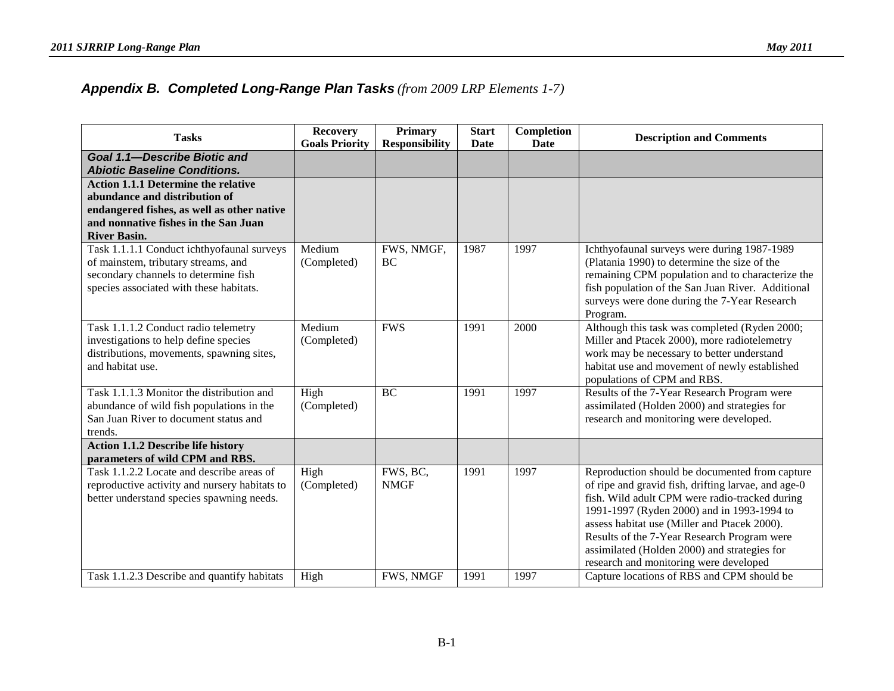## *Appendix B. Completed Long-Range Plan Tasks (from 2009 LRP Elements 1-7)*

| Tasks | Recovery Goals Priority | Primary Responsibility | Start Date | Completion Date | Description and Comments |
|---|---|---|---|---|---|
| ***Goal 1.1—Describe Biotic and Abiotic Baseline Conditions.*** | | | | | |
| **Action 1.1.1 Determine the relative abundance and distribution of endangered fishes, as well as other native and nonnative fishes in the San Juan River Basin.** | | | | | |
| Task 1.1.1.1 Conduct ichthyofaunal surveys of mainstem, tributary streams, and secondary channels to determine fish species associated with these habitats. | Medium (Completed) | FWS, NMGF, BC | 1987 | 1997 | Ichthyofaunal surveys were during 1987-1989 (Platania 1990) to determine the size of the remaining CPM population and to characterize the fish population of the San Juan River. Additional surveys were done during the 7-Year Research Program. |
| Task 1.1.1.2 Conduct radio telemetry investigations to help define species distributions, movements, spawning sites, and habitat use. | Medium (Completed) | FWS | 1991 | 2000 | Although this task was completed (Ryden 2000; Miller and Ptacek 2000), more radiotelemetry work may be necessary to better understand habitat use and movement of newly established populations of CPM and RBS. |
| Task 1.1.1.3 Monitor the distribution and abundance of wild fish populations in the San Juan River to document status and trends. | High (Completed) | BC | 1991 | 1997 | Results of the 7-Year Research Program were assimilated (Holden 2000) and strategies for research and monitoring were developed. |
| **Action 1.1.2 Describe life history parameters of wild CPM and RBS.** | | | | | |
| Task 1.1.2.2 Locate and describe areas of reproductive activity and nursery habitats to better understand species spawning needs. | High (Completed) | FWS, BC, NMGF | 1991 | 1997 | Reproduction should be documented from capture of ripe and gravid fish, drifting larvae, and age-0 fish. Wild adult CPM were radio-tracked during 1991-1997 (Ryden 2000) and in 1993-1994 to assess habitat use (Miller and Ptacek 2000). Results of the 7-Year Research Program were assimilated (Holden 2000) and strategies for research and monitoring were developed |
| Task 1.1.2.3 Describe and quantify habitats | High | FWS, NMGF | 1991 | 1997 | Capture locations of RBS and CPM should be |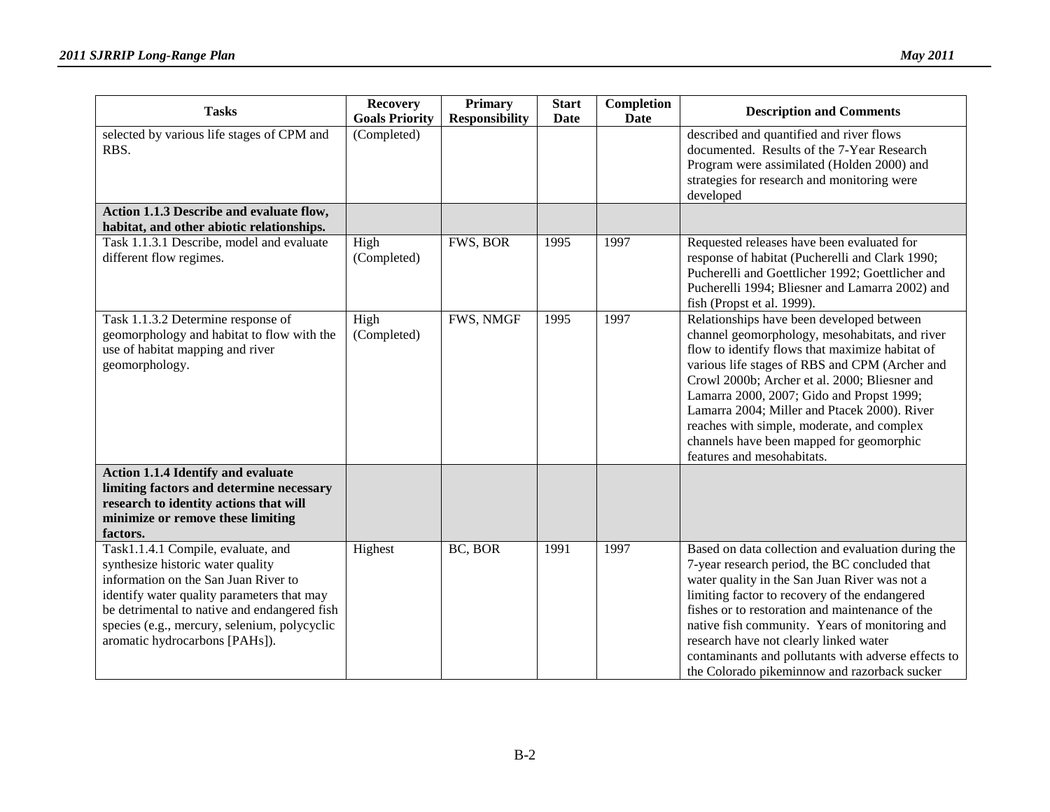| Tasks | Recovery Goals Priority | Primary Responsibility | Start Date | Completion Date | Description and Comments |
|---|---|---|---|---|---|
| selected by various life stages of CPM and RBS. | (Completed) | | | | described and quantified and river flows documented. Results of the 7-Year Research Program were assimilated (Holden 2000) and strategies for research and monitoring were developed |
| **Action 1.1.3 Describe and evaluate flow, habitat, and other abiotic relationships.** | | | | | |
| Task 1.1.3.1 Describe, model and evaluate different flow regimes. | High (Completed) | FWS, BOR | 1995 | 1997 | Requested releases have been evaluated for response of habitat (Pucherelli and Clark 1990; Pucherelli and Goettlicher 1992; Goettlicher and Pucherelli 1994; Bliesner and Lamarra 2002) and fish (Propst et al. 1999). |
| Task 1.1.3.2 Determine response of geomorphology and habitat to flow with the use of habitat mapping and river geomorphology. | High (Completed) | FWS, NMGF | 1995 | 1997 | Relationships have been developed between channel geomorphology, mesohabitats, and river flow to identify flows that maximize habitat of various life stages of RBS and CPM (Archer and Crowl 2000b; Archer et al. 2000; Bliesner and Lamarra 2000, 2007; Gido and Propst 1999; Lamarra 2004; Miller and Ptacek 2000). River reaches with simple, moderate, and complex channels have been mapped for geomorphic features and mesohabitats. |
| **Action 1.1.4 Identify and evaluate limiting factors and determine necessary research to identity actions that will minimize or remove these limiting factors.** | | | | | |
| Task1.1.4.1 Compile, evaluate, and synthesize historic water quality information on the San Juan River to identify water quality parameters that may be detrimental to native and endangered fish species (e.g., mercury, selenium, polycyclic aromatic hydrocarbons [PAHs]). | Highest | BC, BOR | 1991 | 1997 | Based on data collection and evaluation during the 7-year research period, the BC concluded that water quality in the San Juan River was not a limiting factor to recovery of the endangered fishes or to restoration and maintenance of the native fish community. Years of monitoring and research have not clearly linked water contaminants and pollutants with adverse effects to the Colorado pikeminnow and razorback sucker |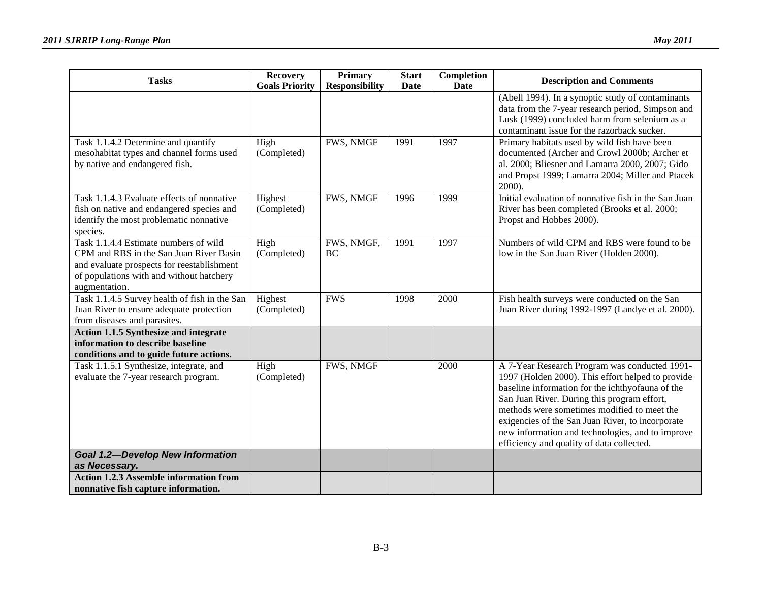| Tasks | Recovery Goals Priority | Primary Responsibility | Start Date | Completion Date | Description and Comments |
|---|---|---|---|---|---|
| | | | | | (Abell 1994). In a synoptic study of contaminants data from the 7-year research period, Simpson and Lusk (1999) concluded harm from selenium as a contaminant issue for the razorback sucker. |
| Task 1.1.4.2 Determine and quantify mesohabitat types and channel forms used by native and endangered fish. | High (Completed) | FWS, NMGF | 1991 | 1997 | Primary habitats used by wild fish have been documented (Archer and Crowl 2000b; Archer et al. 2000; Bliesner and Lamarra 2000, 2007; Gido and Propst 1999; Lamarra 2004; Miller and Ptacek 2000). |
| Task 1.1.4.3 Evaluate effects of nonnative fish on native and endangered species and identify the most problematic nonnative species. | Highest (Completed) | FWS, NMGF | 1996 | 1999 | Initial evaluation of nonnative fish in the San Juan River has been completed (Brooks et al. 2000; Propst and Hobbes 2000). |
| Task 1.1.4.4 Estimate numbers of wild CPM and RBS in the San Juan River Basin and evaluate prospects for reestablishment of populations with and without hatchery augmentation. | High (Completed) | FWS, NMGF, BC | 1991 | 1997 | Numbers of wild CPM and RBS were found to be low in the San Juan River (Holden 2000). |
| Task 1.1.4.5 Survey health of fish in the San Juan River to ensure adequate protection from diseases and parasites. | Highest (Completed) | FWS | 1998 | 2000 | Fish health surveys were conducted on the San Juan River during 1992-1997 (Landye et al. 2000). |
| **Action 1.1.5 Synthesize and integrate information to describe baseline conditions and to guide future actions.** | | | | | |
| Task 1.1.5.1 Synthesize, integrate, and evaluate the 7-year research program. | High (Completed) | FWS, NMGF | | 2000 | A 7-Year Research Program was conducted 1991-1997 (Holden 2000). This effort helped to provide baseline information for the ichthyofauna of the San Juan River. During this program effort, methods were sometimes modified to meet the exigencies of the San Juan River, to incorporate new information and technologies, and to improve efficiency and quality of data collected. |
| ***Goal 1.2—Develop New Information as Necessary.*** | | | | | |
| **Action 1.2.3 Assemble information from nonnative fish capture information.** | | | | | |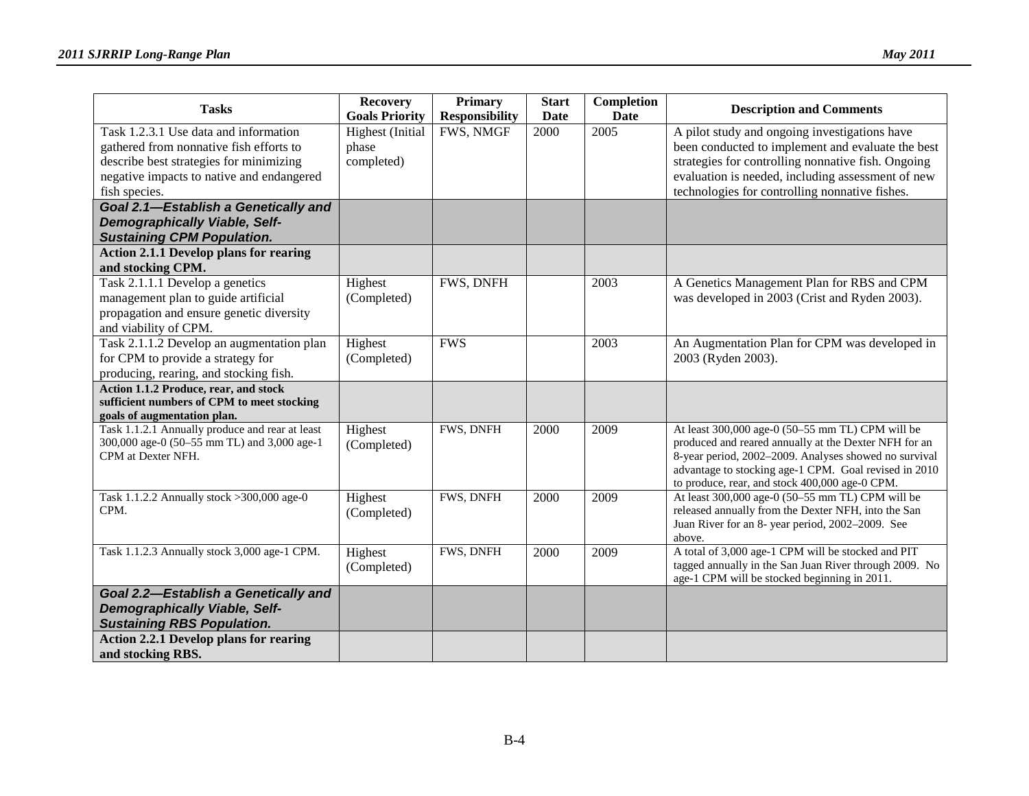| Tasks | Recovery Goals Priority | Primary Responsibility | Start Date | Completion Date | Description and Comments |
|---|---|---|---|---|---|
| Task 1.2.3.1 Use data and information gathered from nonnative fish efforts to describe best strategies for minimizing negative impacts to native and endangered fish species. | Highest (Initial phase completed) | FWS, NMGF | 2000 | 2005 | A pilot study and ongoing investigations have been conducted to implement and evaluate the best strategies for controlling nonnative fish. Ongoing evaluation is needed, including assessment of new technologies for controlling nonnative fishes. |
| ***Goal 2.1—Establish a Genetically and Demographically Viable, Self-Sustaining CPM Population.*** | | | | | |
| **Action 2.1.1 Develop plans for rearing and stocking CPM.** | | | | | |
| Task 2.1.1.1 Develop a genetics management plan to guide artificial propagation and ensure genetic diversity and viability of CPM. | Highest (Completed) | FWS, DNFH | | 2003 | A Genetics Management Plan for RBS and CPM was developed in 2003 (Crist and Ryden 2003). |
| Task 2.1.1.2 Develop an augmentation plan for CPM to provide a strategy for producing, rearing, and stocking fish. | Highest (Completed) | FWS | | 2003 | An Augmentation Plan for CPM was developed in 2003 (Ryden 2003). |
| **Action 1.1.2 Produce, rear, and stock sufficient numbers of CPM to meet stocking goals of augmentation plan.** | | | | | |
| Task 1.1.2.1 Annually produce and rear at least 300,000 age-0 (50–55 mm TL) and 3,000 age-1 CPM at Dexter NFH. | Highest (Completed) | FWS, DNFH | 2000 | 2009 | At least 300,000 age-0 (50–55 mm TL) CPM will be produced and reared annually at the Dexter NFH for an 8-year period, 2002–2009. Analyses showed no survival advantage to stocking age-1 CPM. Goal revised in 2010 to produce, rear, and stock 400,000 age-0 CPM. |
| Task 1.1.2.2 Annually stock >300,000 age-0 CPM. | Highest (Completed) | FWS, DNFH | 2000 | 2009 | At least 300,000 age-0 (50–55 mm TL) CPM will be released annually from the Dexter NFH, into the San Juan River for an 8- year period, 2002–2009. See above. |
| Task 1.1.2.3 Annually stock 3,000 age-1 CPM. | Highest (Completed) | FWS, DNFH | 2000 | 2009 | A total of 3,000 age-1 CPM will be stocked and PIT tagged annually in the San Juan River through 2009. No age-1 CPM will be stocked beginning in 2011. |
| ***Goal 2.2—Establish a Genetically and Demographically Viable, Self-Sustaining RBS Population.*** | | | | | |
| **Action 2.2.1 Develop plans for rearing and stocking RBS.** | | | | | |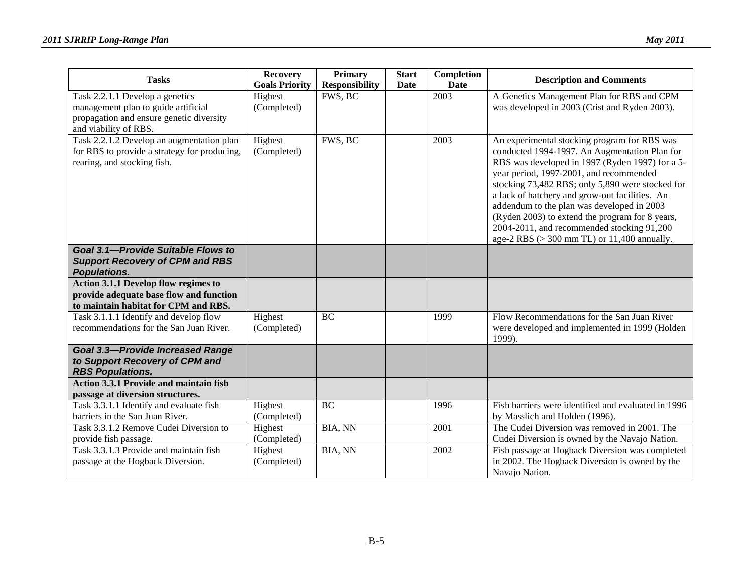| Tasks | Recovery Goals Priority | Primary Responsibility | Start Date | Completion Date | Description and Comments |
|---|---|---|---|---|---|
| Task 2.2.1.1 Develop a genetics management plan to guide artificial propagation and ensure genetic diversity and viability of RBS. | Highest (Completed) | FWS, BC | | 2003 | A Genetics Management Plan for RBS and CPM was developed in 2003 (Crist and Ryden 2003). |
| Task 2.2.1.2 Develop an augmentation plan for RBS to provide a strategy for producing, rearing, and stocking fish. | Highest (Completed) | FWS, BC | | 2003 | An experimental stocking program for RBS was conducted 1994-1997. An Augmentation Plan for RBS was developed in 1997 (Ryden 1997) for a 5-year period, 1997-2001, and recommended stocking 73,482 RBS; only 5,890 were stocked for a lack of hatchery and grow-out facilities. An addendum to the plan was developed in 2003 (Ryden 2003) to extend the program for 8 years, 2004-2011, and recommended stocking 91,200 age-2 RBS (> 300 mm TL) or 11,400 annually. |
| ***Goal 3.1—Provide Suitable Flows to Support Recovery of CPM and RBS Populations.*** | | | | | |
| **Action 3.1.1 Develop flow regimes to provide adequate base flow and function to maintain habitat for CPM and RBS.** | | | | | |
| Task 3.1.1.1 Identify and develop flow recommendations for the San Juan River. | Highest (Completed) | BC | | 1999 | Flow Recommendations for the San Juan River were developed and implemented in 1999 (Holden 1999). |
| ***Goal 3.3—Provide Increased Range to Support Recovery of CPM and RBS Populations.*** | | | | | |
| **Action 3.3.1 Provide and maintain fish passage at diversion structures.** | | | | | |
| Task 3.3.1.1 Identify and evaluate fish barriers in the San Juan River. | Highest (Completed) | BC | | 1996 | Fish barriers were identified and evaluated in 1996 by Masslich and Holden (1996). |
| Task 3.3.1.2 Remove Cudei Diversion to provide fish passage. | Highest (Completed) | BIA, NN | | 2001 | The Cudei Diversion was removed in 2001. The Cudei Diversion is owned by the Navajo Nation. |
| Task 3.3.1.3 Provide and maintain fish passage at the Hogback Diversion. | Highest (Completed) | BIA, NN | | 2002 | Fish passage at Hogback Diversion was completed in 2002. The Hogback Diversion is owned by the Navajo Nation. |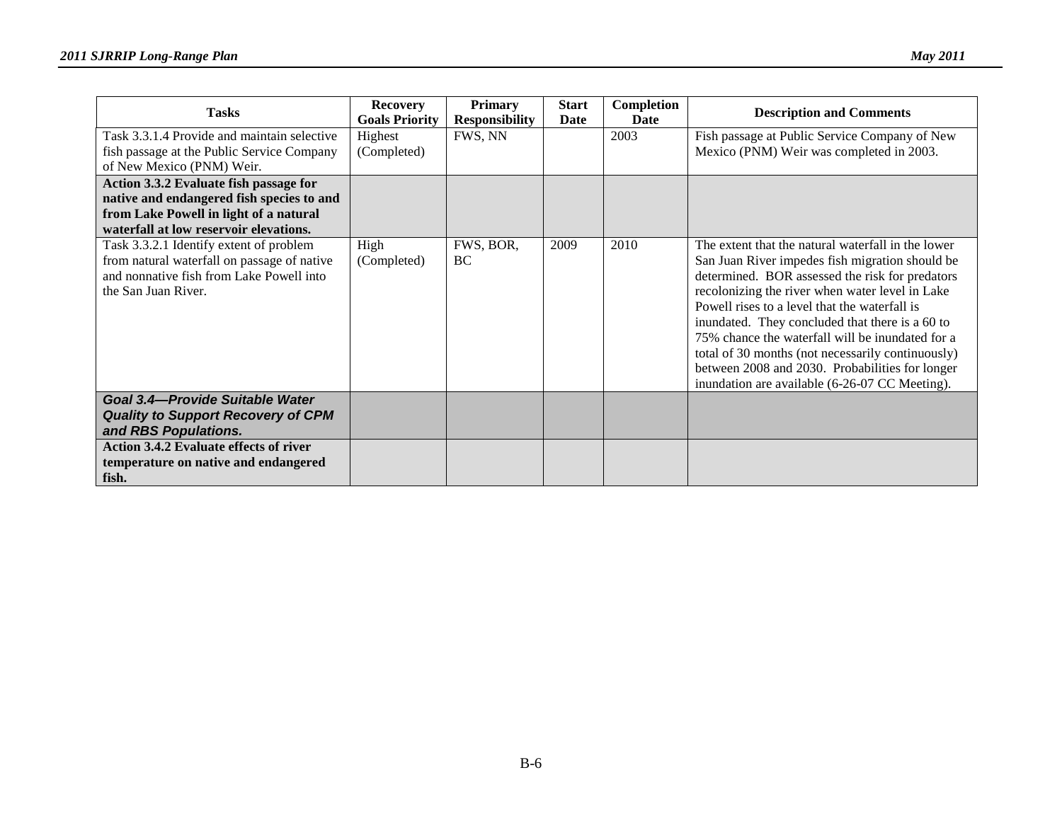| Tasks | Recovery Goals Priority | Primary Responsibility | Start Date | Completion Date | Description and Comments |
|---|---|---|---|---|---|
| Task 3.3.1.4 Provide and maintain selective fish passage at the Public Service Company of New Mexico (PNM) Weir. | Highest (Completed) | FWS, NN | | 2003 | Fish passage at Public Service Company of New Mexico (PNM) Weir was completed in 2003. |
| **Action 3.3.2 Evaluate fish passage for native and endangered fish species to and from Lake Powell in light of a natural waterfall at low reservoir elevations.** | | | | | |
| Task 3.3.2.1 Identify extent of problem from natural waterfall on passage of native and nonnative fish from Lake Powell into the San Juan River. | High (Completed) | FWS, BOR, BC | 2009 | 2010 | The extent that the natural waterfall in the lower San Juan River impedes fish migration should be determined. BOR assessed the risk for predators recolonizing the river when water level in Lake Powell rises to a level that the waterfall is inundated. They concluded that there is a 60 to 75% chance the waterfall will be inundated for a total of 30 months (not necessarily continuously) between 2008 and 2030. Probabilities for longer inundation are available (6-26-07 CC Meeting). |
| ***Goal 3.4—Provide Suitable Water Quality to Support Recovery of CPM and RBS Populations.*** | | | | | |
| **Action 3.4.2 Evaluate effects of river temperature on native and endangered fish.** | | | | | |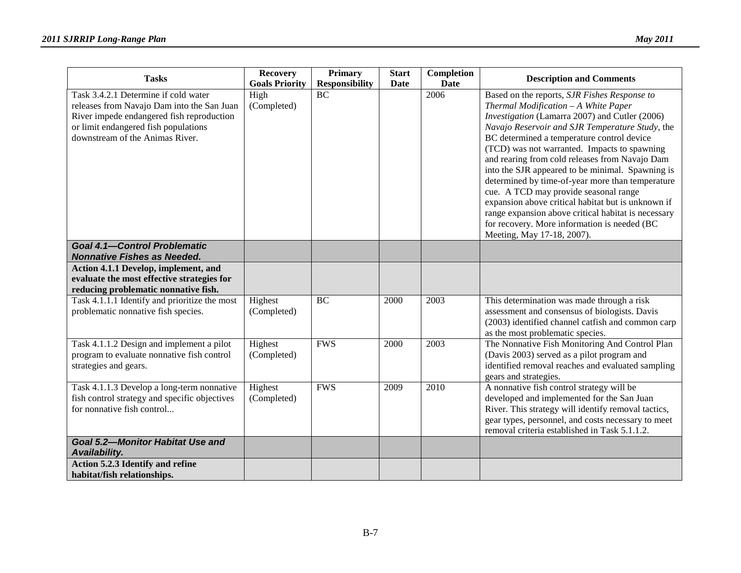| Tasks | Recovery Goals Priority | Primary Responsibility | Start Date | Completion Date | Description and Comments |
|---|---|---|---|---|---|
| Task 3.4.2.1 Determine if cold water releases from Navajo Dam into the San Juan River impede endangered fish reproduction or limit endangered fish populations downstream of the Animas River. | High (Completed) | BC | | 2006 | Based on the reports, *SJR Fishes Response to Thermal Modification – A White Paper Investigation* (Lamarra 2007) and Cutler (2006) *Navajo Reservoir and SJR Temperature Study*, the BC determined a temperature control device (TCD) was not warranted. Impacts to spawning and rearing from cold releases from Navajo Dam into the SJR appeared to be minimal. Spawning is determined by time-of-year more than temperature cue. A TCD may provide seasonal range expansion above critical habitat but is unknown if range expansion above critical habitat is necessary for recovery. More information is needed (BC Meeting, May 17-18, 2007). |
| ***Goal 4.1—Control Problematic Nonnative Fishes as Needed.*** | | | | | |
| **Action 4.1.1 Develop, implement, and evaluate the most effective strategies for reducing problematic nonnative fish.** | | | | | |
| Task 4.1.1.1 Identify and prioritize the most problematic nonnative fish species. | Highest (Completed) | BC | 2000 | 2003 | This determination was made through a risk assessment and consensus of biologists. Davis (2003) identified channel catfish and common carp as the most problematic species. |
| Task 4.1.1.2 Design and implement a pilot program to evaluate nonnative fish control strategies and gears. | Highest (Completed) | FWS | 2000 | 2003 | The Nonnative Fish Monitoring And Control Plan (Davis 2003) served as a pilot program and identified removal reaches and evaluated sampling gears and strategies. |
| Task 4.1.1.3 Develop a long-term nonnative fish control strategy and specific objectives for nonnative fish control... | Highest (Completed) | FWS | 2009 | 2010 | A nonnative fish control strategy will be developed and implemented for the San Juan River. This strategy will identify removal tactics, gear types, personnel, and costs necessary to meet removal criteria established in Task 5.1.1.2. |
| ***Goal 5.2—Monitor Habitat Use and Availability.*** | | | | | |
| **Action 5.2.3 Identify and refine habitat/fish relationships.** | | | | | |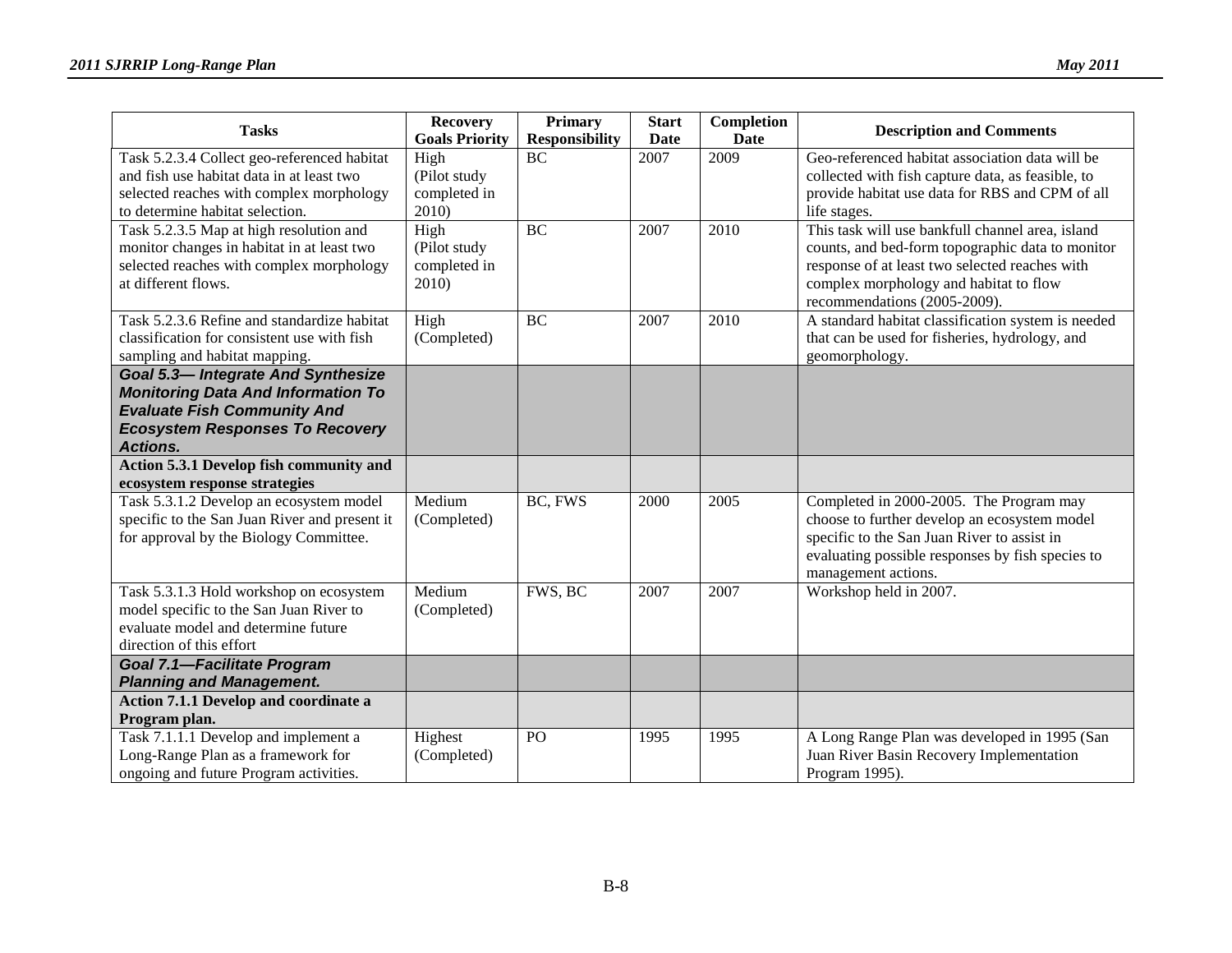| Tasks | Recovery Goals Priority | Primary Responsibility | Start Date | Completion Date | Description and Comments |
|---|---|---|---|---|---|
| Task 5.2.3.4 Collect geo-referenced habitat and fish use habitat data in at least two selected reaches with complex morphology to determine habitat selection. | High (Pilot study completed in 2010) | BC | 2007 | 2009 | Geo-referenced habitat association data will be collected with fish capture data, as feasible, to provide habitat use data for RBS and CPM of all life stages. |
| Task 5.2.3.5 Map at high resolution and monitor changes in habitat in at least two selected reaches with complex morphology at different flows. | High (Pilot study completed in 2010) | BC | 2007 | 2010 | This task will use bankfull channel area, island counts, and bed-form topographic data to monitor response of at least two selected reaches with complex morphology and habitat to flow recommendations (2005-2009). |
| Task 5.2.3.6 Refine and standardize habitat classification for consistent use with fish sampling and habitat mapping. | High (Completed) | BC | 2007 | 2010 | A standard habitat classification system is needed that can be used for fisheries, hydrology, and geomorphology. |
| ***Goal 5.3— Integrate And Synthesize Monitoring Data And Information To Evaluate Fish Community And Ecosystem Responses To Recovery Actions.*** | | | | | |
| **Action 5.3.1 Develop fish community and ecosystem response strategies** | | | | | |
| Task 5.3.1.2 Develop an ecosystem model specific to the San Juan River and present it for approval by the Biology Committee. | Medium (Completed) | BC, FWS | 2000 | 2005 | Completed in 2000-2005. The Program may choose to further develop an ecosystem model specific to the San Juan River to assist in evaluating possible responses by fish species to management actions. |
| Task 5.3.1.3 Hold workshop on ecosystem model specific to the San Juan River to evaluate model and determine future direction of this effort | Medium (Completed) | FWS, BC | 2007 | 2007 | Workshop held in 2007. |
| ***Goal 7.1—Facilitate Program Planning and Management.*** | | | | | |
| **Action 7.1.1 Develop and coordinate a Program plan.** | | | | | |
| Task 7.1.1.1 Develop and implement a Long-Range Plan as a framework for ongoing and future Program activities. | Highest (Completed) | PO | 1995 | 1995 | A Long Range Plan was developed in 1995 (San Juan River Basin Recovery Implementation Program 1995). |